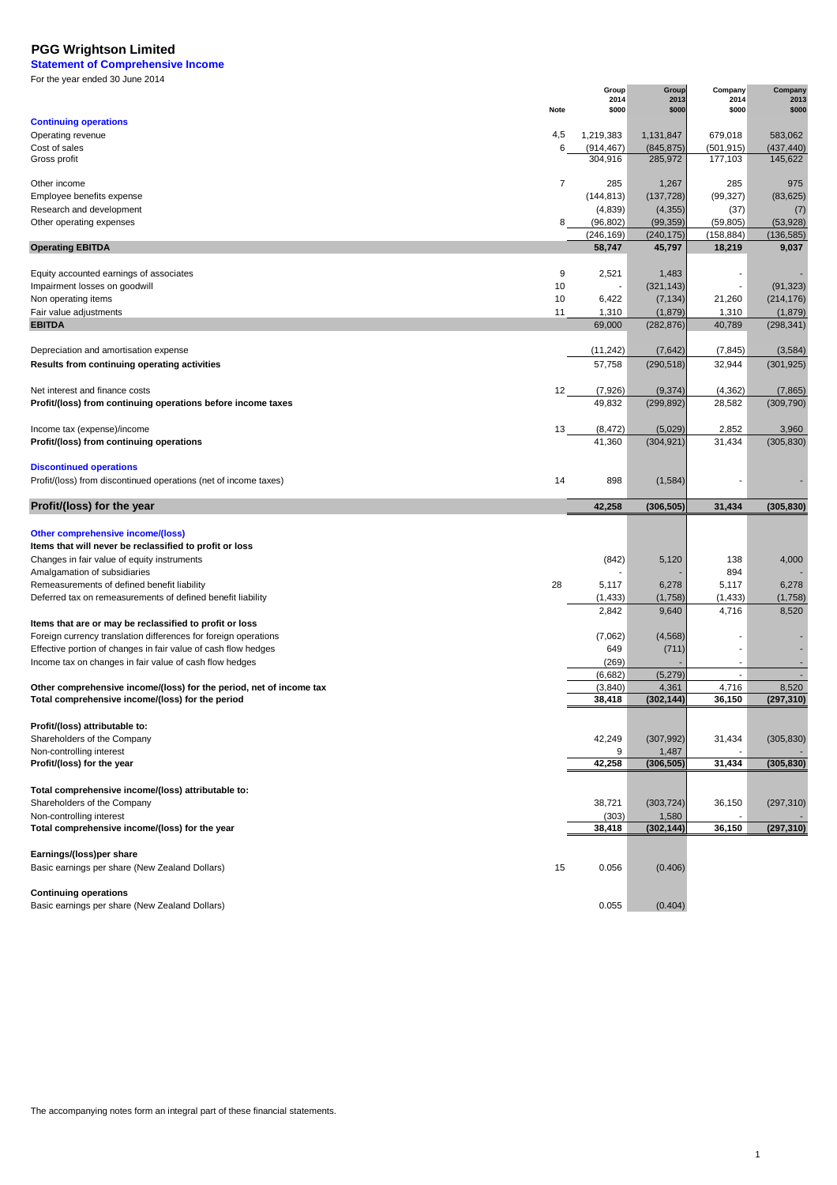# PGG Wrightson Limited

## Statement of Comprehensive Income

For the year ended 30 June 2014

| | Note | Group 2014 $000 | Group 2013 $000 | Company 2014 $000 | Company 2013 $000 |
|---|---|---|---|---|---|
| **Continuing operations** | | | | | |
| Operating revenue | 4,5 | 1,219,383 | 1,131,847 | 679,018 | 583,062 |
| Cost of sales | 6 | (914,467) | (845,875) | (501,915) | (437,440) |
| Gross profit | | 304,916 | 285,972 | 177,103 | 145,622 |
| | | | | | |
| Other income | 7 | 285 | 1,267 | 285 | 975 |
| Employee benefits expense | | (144,813) | (137,728) | (99,327) | (83,625) |
| Research and development | | (4,839) | (4,355) | (37) | (7) |
| Other operating expenses | 8 | (96,802) | (99,359) | (59,805) | (53,928) |
| | | (246,169) | (240,175) | (158,884) | (136,585) |
| **Operating EBITDA** | | **58,747** | **45,797** | **18,219** | **9,037** |
| | | | | | |
| Equity accounted earnings of associates | 9 | 2,521 | 1,483 | - | - |
| Impairment losses on goodwill | 10 | - | (321,143) | - | (91,323) |
| Non operating items | 10 | 6,422 | (7,134) | 21,260 | (214,176) |
| Fair value adjustments | 11 | 1,310 | (1,879) | 1,310 | (1,879) |
| **EBITDA** | | 69,000 | (282,876) | 40,789 | (298,341) |
| | | | | | |
| Depreciation and amortisation expense | | (11,242) | (7,642) | (7,845) | (3,584) |
| **Results from continuing operating activities** | | 57,758 | (290,518) | 32,944 | (301,925) |
| | | | | | |
| Net interest and finance costs | 12 | (7,926) | (9,374) | (4,362) | (7,865) |
| **Profit/(loss) from continuing operations before income taxes** | | 49,832 | (299,892) | 28,582 | (309,790) |
| | | | | | |
| Income tax (expense)/income | 13 | (8,472) | (5,029) | 2,852 | 3,960 |
| **Profit/(loss) from continuing operations** | | 41,360 | (304,921) | 31,434 | (305,830) |
| | | | | | |
| **Discontinued operations** | | | | | |
| Profit/(loss) from discontinued operations (net of income taxes) | 14 | 898 | (1,584) | - | - |
| | | | | | |
| **Profit/(loss) for the year** | | **42,258** | **(306,505)** | **31,434** | **(305,830)** |
| | | | | | |
| **Other comprehensive income/(loss)** | | | | | |
| **Items that will never be reclassified to profit or loss** | | | | | |
| Changes in fair value of equity instruments | | (842) | 5,120 | 138 | 4,000 |
| Amalgamation of subsidiaries | | - | - | 894 | - |
| Remeasurements of defined benefit liability | 28 | 5,117 | 6,278 | 5,117 | 6,278 |
| Deferred tax on remeasurements of defined benefit liability | | (1,433) | (1,758) | (1,433) | (1,758) |
| | | 2,842 | 9,640 | 4,716 | 8,520 |
| **Items that are or may be reclassified to profit or loss** | | | | | |
| Foreign currency translation differences for foreign operations | | (7,062) | (4,568) | - | - |
| Effective portion of changes in fair value of cash flow hedges | | 649 | (711) | - | - |
| Income tax on changes in fair value of cash flow hedges | | (269) | - | - | - |
| | | (6,682) | (5,279) | - | - |
| **Other comprehensive income/(loss) for the period, net of income tax** | | (3,840) | 4,361 | 4,716 | 8,520 |
| **Total comprehensive income/(loss) for the period** | | **38,418** | **(302,144)** | **36,150** | **(297,310)** |
| | | | | | |
| **Profit/(loss) attributable to:** | | | | | |
| Shareholders of the Company | | 42,249 | (307,992) | 31,434 | (305,830) |
| Non-controlling interest | | 9 | 1,487 | - | - |
| **Profit/(loss) for the year** | | **42,258** | **(306,505)** | **31,434** | **(305,830)** |
| | | | | | |
| **Total comprehensive income/(loss) attributable to:** | | | | | |
| Shareholders of the Company | | 38,721 | (303,724) | 36,150 | (297,310) |
| Non-controlling interest | | (303) | 1,580 | - | - |
| **Total comprehensive income/(loss) for the year** | | **38,418** | **(302,144)** | **36,150** | **(297,310)** |
| | | | | | |
| **Earnings/(loss)per share** | | | | | |
| Basic earnings per share (New Zealand Dollars) | 15 | 0.056 | (0.406) | | |
| | | | | | |
| **Continuing operations** | | | | | |
| Basic earnings per share (New Zealand Dollars) | | 0.055 | (0.404) | | |

The accompanying notes form an integral part of these financial statements.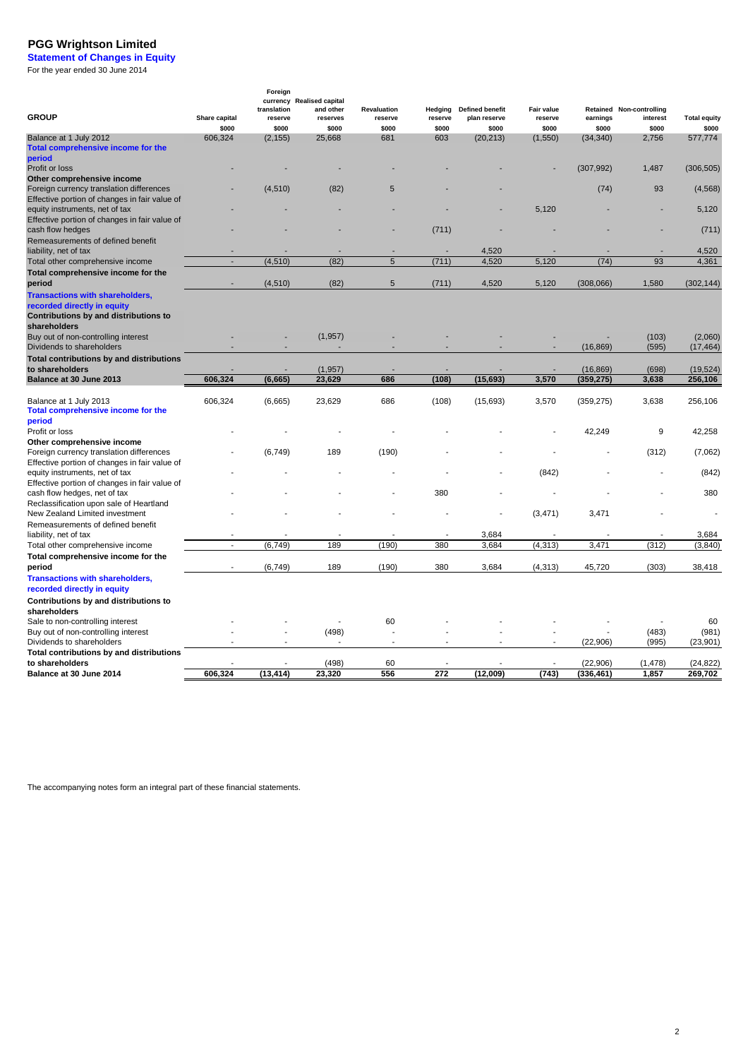# PGG Wrightson Limited

## Statement of Changes in Equity

For the year ended 30 June 2014

| GROUP | Share capital | Foreign currency translation reserve | Realised capital and other reserves | Revaluation reserve | Hedging reserve | Defined benefit plan reserve | Fair value reserve | Retained earnings | Non-controlling interest | Total equity |
|---|---|---|---|---|---|---|---|---|---|---|
| | $000 | $000 | $000 | $000 | $000 | $000 | $000 | $000 | $000 | $000 |
| Balance at 1 July 2012 | 606,324 | (2,155) | 25,668 | 681 | 603 | (20,213) | (1,550) | (34,340) | 2,756 | 577,774 |
| **Total comprehensive income for the period** | | | | | | | | | | |
| Profit or loss | - | - | - | - | - | - | - | (307,992) | 1,487 | (306,505) |
| **Other comprehensive income** | | | | | | | | | | |
| Foreign currency translation differences | - | (4,510) | (82) | 5 | - | - | | (74) | 93 | (4,568) |
| Effective portion of changes in fair value of equity instruments, net of tax | - | - | - | - | - | - | 5,120 | - | - | 5,120 |
| Effective portion of changes in fair value of cash flow hedges | - | - | - | - | (711) | - | - | - | - | (711) |
| Remeasurements of defined benefit liability, net of tax | - | - | - | - | - | 4,520 | - | - | - | 4,520 |
| Total other comprehensive income | - | (4,510) | (82) | 5 | (711) | 4,520 | 5,120 | (74) | 93 | 4,361 |
| **Total comprehensive income for the period** | - | (4,510) | (82) | 5 | (711) | 4,520 | 5,120 | (308,066) | 1,580 | (302,144) |
| **Transactions with shareholders, recorded directly in equity** | | | | | | | | | | |
| **Contributions by and distributions to shareholders** | | | | | | | | | | |
| Buy out of non-controlling interest | - | - | (1,957) | - | - | - | - | - | (103) | (2,060) |
| Dividends to shareholders | - | - | - | - | - | - | - | (16,869) | (595) | (17,464) |
| **Total contributions by and distributions to shareholders** | - | - | (1,957) | - | - | - | - | (16,869) | (698) | (19,524) |
| **Balance at 30 June 2013** | **606,324** | **(6,665)** | **23,629** | **686** | **(108)** | **(15,693)** | **3,570** | **(359,275)** | **3,638** | **256,106** |
| | | | | | | | | | | |
| Balance at 1 July 2013 | 606,324 | (6,665) | 23,629 | 686 | (108) | (15,693) | 3,570 | (359,275) | 3,638 | 256,106 |
| **Total comprehensive income for the period** | | | | | | | | | | |
| Profit or loss | - | - | - | - | - | - | - | 42,249 | 9 | 42,258 |
| **Other comprehensive income** | | | | | | | | | | |
| Foreign currency translation differences | - | (6,749) | 189 | (190) | - | - | - | - | (312) | (7,062) |
| Effective portion of changes in fair value of equity instruments, net of tax | - | - | - | - | - | - | (842) | - | - | (842) |
| Effective portion of changes in fair value of cash flow hedges, net of tax | - | - | - | - | 380 | - | - | - | - | 380 |
| Reclassification upon sale of Heartland New Zealand Limited investment | - | - | - | - | - | - | (3,471) | 3,471 | - | - |
| Remeasurements of defined benefit liability, net of tax | - | - | - | - | - | 3,684 | - | - | - | 3,684 |
| Total other comprehensive income | - | (6,749) | 189 | (190) | 380 | 3,684 | (4,313) | 3,471 | (312) | (3,840) |
| **Total comprehensive income for the period** | - | (6,749) | 189 | (190) | 380 | 3,684 | (4,313) | 45,720 | (303) | 38,418 |
| **Transactions with shareholders, recorded directly in equity** | | | | | | | | | | |
| **Contributions by and distributions to shareholders** | | | | | | | | | | |
| Sale to non-controlling interest | - | - | - | 60 | - | - | - | - | - | 60 |
| Buy out of non-controlling interest | - | - | (498) | - | - | - | - | - | (483) | (981) |
| Dividends to shareholders | - | - | - | - | - | - | - | (22,906) | (995) | (23,901) |
| **Total contributions by and distributions to shareholders** | - | - | (498) | 60 | - | - | - | (22,906) | (1,478) | (24,822) |
| **Balance at 30 June 2014** | **606,324** | **(13,414)** | **23,320** | **556** | **272** | **(12,009)** | **(743)** | **(336,461)** | **1,857** | **269,702** |

The accompanying notes form an integral part of these financial statements.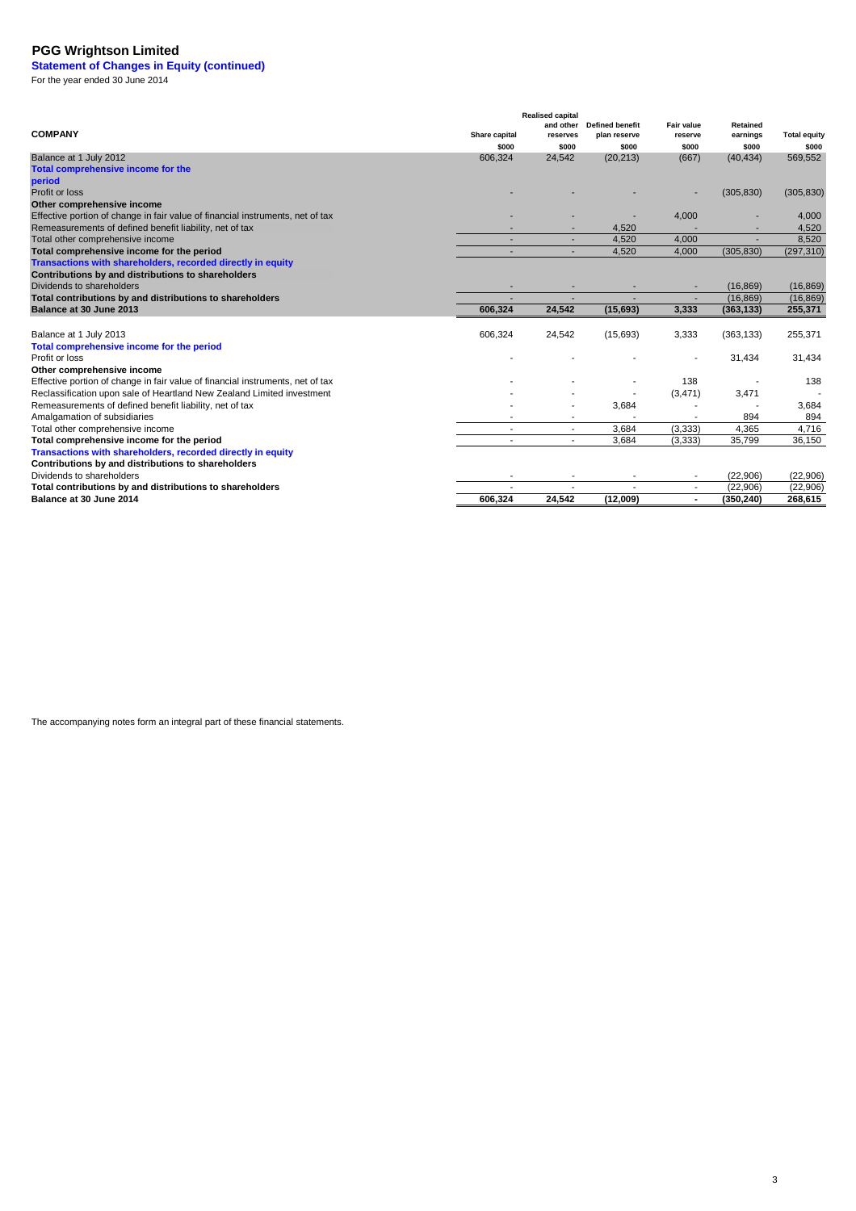# PGG Wrightson Limited

## Statement of Changes in Equity (continued)

For the year ended 30 June 2014

| COMPANY | Share capital | Realised capital and other reserves | Defined benefit plan reserve | Fair value reserve | Retained earnings | Total equity |
|---|---|---|---|---|---|---|
| | $000 | $000 | $000 | $000 | $000 | $000 |
| Balance at 1 July 2012 | 606,324 | 24,542 | (20,213) | (667) | (40,434) | 569,552 |
| **Total comprehensive income for the period** | | | | | | |
| Profit or loss | - | - | - | - | (305,830) | (305,830) |
| **Other comprehensive income** | | | | | | |
| Effective portion of change in fair value of financial instruments, net of tax | - | - | - | 4,000 | - | 4,000 |
| Remeasurements of defined benefit liability, net of tax | - | - | 4,520 | - | - | 4,520 |
| Total other comprehensive income | - | - | 4,520 | 4,000 | - | 8,520 |
| **Total comprehensive income for the period** | - | - | 4,520 | 4,000 | (305,830) | (297,310) |
| **Transactions with shareholders, recorded directly in equity** | | | | | | |
| **Contributions by and distributions to shareholders** | | | | | | |
| Dividends to shareholders | - | - | - | - | (16,869) | (16,869) |
| **Total contributions by and distributions to shareholders** | - | - | - | - | (16,869) | (16,869) |
| **Balance at 30 June 2013** | **606,324** | **24,542** | **(15,693)** | **3,333** | **(363,133)** | **255,371** |
| | | | | | | |
| Balance at 1 July 2013 | 606,324 | 24,542 | (15,693) | 3,333 | (363,133) | 255,371 |
| **Total comprehensive income for the period** | | | | | | |
| Profit or loss | - | - | - | - | 31,434 | 31,434 |
| **Other comprehensive income** | | | | | | |
| Effective portion of change in fair value of financial instruments, net of tax | - | - | - | 138 | - | 138 |
| Reclassification upon sale of Heartland New Zealand Limited investment | - | - | - | (3,471) | 3,471 | - |
| Remeasurements of defined benefit liability, net of tax | - | - | 3,684 | - | - | 3,684 |
| Amalgamation of subsidiaries | - | - | - | - | 894 | 894 |
| Total other comprehensive income | - | - | 3,684 | (3,333) | 4,365 | 4,716 |
| **Total comprehensive income for the period** | - | - | 3,684 | (3,333) | 35,799 | 36,150 |
| **Transactions with shareholders, recorded directly in equity** | | | | | | |
| **Contributions by and distributions to shareholders** | | | | | | |
| Dividends to shareholders | - | - | - | - | (22,906) | (22,906) |
| **Total contributions by and distributions to shareholders** | - | - | - | - | (22,906) | (22,906) |
| **Balance at 30 June 2014** | **606,324** | **24,542** | **(12,009)** | **-** | **(350,240)** | **268,615** |

The accompanying notes form an integral part of these financial statements.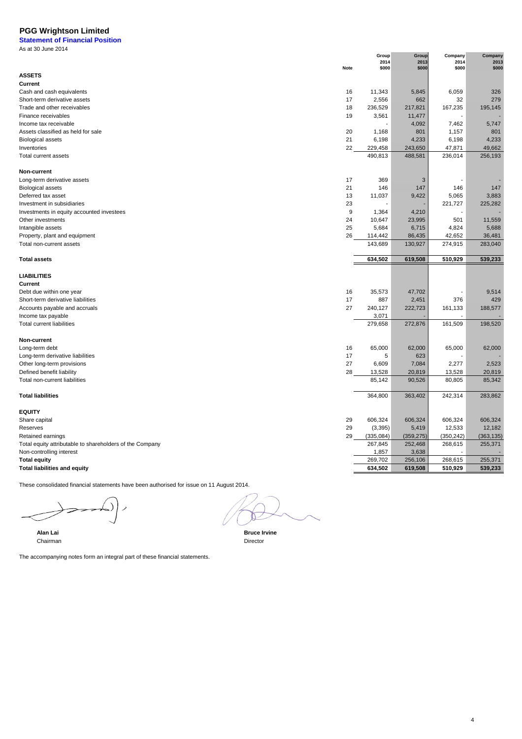# PGG Wrightson Limited

## Statement of Financial Position

As at 30 June 2014

| | Note | Group 2014 $000 | Group 2013 $000 | Company 2014 $000 | Company 2013 $000 |
|---|---|---|---|---|---|
| **ASSETS** | | | | | |
| **Current** | | | | | |
| Cash and cash equivalents | 16 | 11,343 | 5,845 | 6,059 | 326 |
| Short-term derivative assets | 17 | 2,556 | 662 | 32 | 279 |
| Trade and other receivables | 18 | 236,529 | 217,821 | 167,235 | 195,145 |
| Finance receivables | 19 | 3,561 | 11,477 | - | - |
| Income tax receivable | | - | 4,092 | 7,462 | 5,747 |
| Assets classified as held for sale | 20 | 1,168 | 801 | 1,157 | 801 |
| Biological assets | 21 | 6,198 | 4,233 | 6,198 | 4,233 |
| Inventories | 22 | 229,458 | 243,650 | 47,871 | 49,662 |
| Total current assets | | 490,813 | 488,581 | 236,014 | 256,193 |
| **Non-current** | | | | | |
| Long-term derivative assets | 17 | 369 | 3 | - | - |
| Biological assets | 21 | 146 | 147 | 146 | 147 |
| Deferred tax asset | 13 | 11,037 | 9,422 | 5,065 | 3,883 |
| Investment in subsidiaries | 23 | - | - | 221,727 | 225,282 |
| Investments in equity accounted investees | 9 | 1,364 | 4,210 | - | - |
| Other investments | 24 | 10,647 | 23,995 | 501 | 11,559 |
| Intangible assets | 25 | 5,684 | 6,715 | 4,824 | 5,688 |
| Property, plant and equipment | 26 | 114,442 | 86,435 | 42,652 | 36,481 |
| Total non-current assets | | 143,689 | 130,927 | 274,915 | 283,040 |
| **Total assets** | | **634,502** | **619,508** | **510,929** | **539,233** |
| **LIABILITIES** | | | | | |
| **Current** | | | | | |
| Debt due within one year | 16 | 35,573 | 47,702 | - | 9,514 |
| Short-term derivative liabilities | 17 | 887 | 2,451 | 376 | 429 |
| Accounts payable and accruals | 27 | 240,127 | 222,723 | 161,133 | 188,577 |
| Income tax payable | | 3,071 | - | - | - |
| Total current liabilities | | 279,658 | 272,876 | 161,509 | 198,520 |
| **Non-current** | | | | | |
| Long-term debt | 16 | 65,000 | 62,000 | 65,000 | 62,000 |
| Long-term derivative liabilities | 17 | 5 | 623 | - | - |
| Other long-term provisions | 27 | 6,609 | 7,084 | 2,277 | 2,523 |
| Defined benefit liability | 28 | 13,528 | 20,819 | 13,528 | 20,819 |
| Total non-current liabilities | | 85,142 | 90,526 | 80,805 | 85,342 |
| **Total liabilities** | | 364,800 | 363,402 | 242,314 | 283,862 |
| **EQUITY** | | | | | |
| Share capital | 29 | 606,324 | 606,324 | 606,324 | 606,324 |
| Reserves | 29 | (3,395) | 5,419 | 12,533 | 12,182 |
| Retained earnings | 29 | (335,084) | (359,275) | (350,242) | (363,135) |
| Total equity attributable to shareholders of the Company | | 267,845 | 252,468 | 268,615 | 255,371 |
| Non-controlling interest | | 1,857 | 3,638 | - | - |
| **Total equity** | | 269,702 | 256,106 | 268,615 | 255,371 |
| **Total liabilities and equity** | | **634,502** | **619,508** | **510,929** | **539,233** |

These consolidated financial statements have been authorised for issue on 11 August 2014.

**Alan Lai**
Chairman

**Bruce Irvine**
Director

The accompanying notes form an integral part of these financial statements.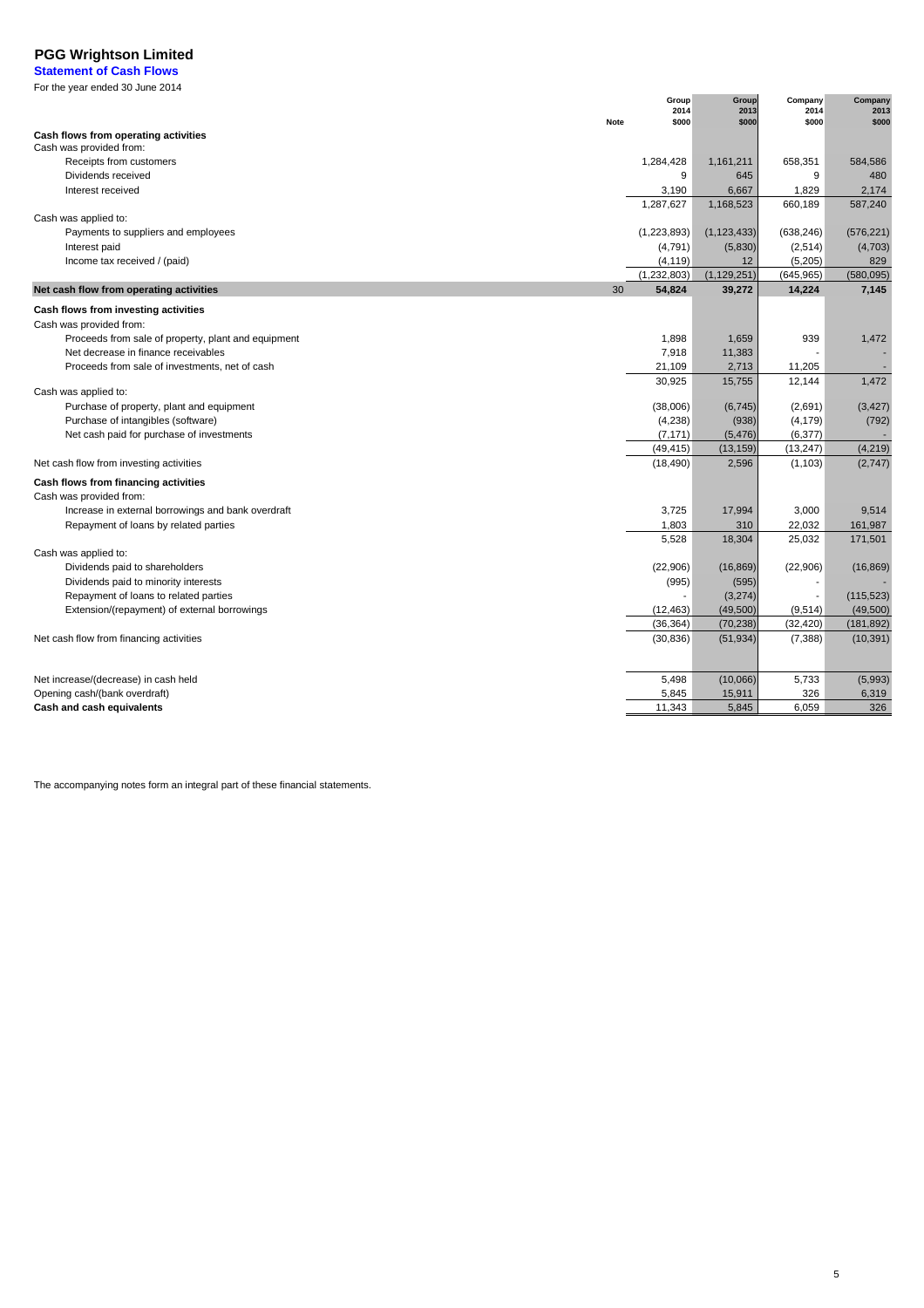# PGG Wrightson Limited

## Statement of Cash Flows

For the year ended 30 June 2014

| | Note | Group 2014 $000 | Group 2013 $000 | Company 2014 $000 | Company 2013 $000 |
|---|---|---|---|---|---|
| **Cash flows from operating activities** | | | | | |
| Cash was provided from: | | | | | |
| Receipts from customers | | 1,284,428 | 1,161,211 | 658,351 | 584,586 |
| Dividends received | | 9 | 645 | 9 | 480 |
| Interest received | | 3,190 | 6,667 | 1,829 | 2,174 |
| | | 1,287,627 | 1,168,523 | 660,189 | 587,240 |
| Cash was applied to: | | | | | |
| Payments to suppliers and employees | | (1,223,893) | (1,123,433) | (638,246) | (576,221) |
| Interest paid | | (4,791) | (5,830) | (2,514) | (4,703) |
| Income tax received / (paid) | | (4,119) | 12 | (5,205) | 829 |
| | | (1,232,803) | (1,129,251) | (645,965) | (580,095) |
| **Net cash flow from operating activities** | 30 | **54,824** | **39,272** | **14,224** | **7,145** |
| **Cash flows from investing activities** | | | | | |
| Cash was provided from: | | | | | |
| Proceeds from sale of property, plant and equipment | | 1,898 | 1,659 | 939 | 1,472 |
| Net decrease in finance receivables | | 7,918 | 11,383 | - | - |
| Proceeds from sale of investments, net of cash | | 21,109 | 2,713 | 11,205 | - |
| | | 30,925 | 15,755 | 12,144 | 1,472 |
| Cash was applied to: | | | | | |
| Purchase of property, plant and equipment | | (38,006) | (6,745) | (2,691) | (3,427) |
| Purchase of intangibles (software) | | (4,238) | (938) | (4,179) | (792) |
| Net cash paid for purchase of investments | | (7,171) | (5,476) | (6,377) | - |
| | | (49,415) | (13,159) | (13,247) | (4,219) |
| Net cash flow from investing activities | | (18,490) | 2,596 | (1,103) | (2,747) |
| **Cash flows from financing activities** | | | | | |
| Cash was provided from: | | | | | |
| Increase in external borrowings and bank overdraft | | 3,725 | 17,994 | 3,000 | 9,514 |
| Repayment of loans by related parties | | 1,803 | 310 | 22,032 | 161,987 |
| | | 5,528 | 18,304 | 25,032 | 171,501 |
| Cash was applied to: | | | | | |
| Dividends paid to shareholders | | (22,906) | (16,869) | (22,906) | (16,869) |
| Dividends paid to minority interests | | (995) | (595) | - | - |
| Repayment of loans to related parties | | - | (3,274) | - | (115,523) |
| Extension/(repayment) of external borrowings | | (12,463) | (49,500) | (9,514) | (49,500) |
| | | (36,364) | (70,238) | (32,420) | (181,892) |
| Net cash flow from financing activities | | (30,836) | (51,934) | (7,388) | (10,391) |
| | | | | | |
| Net increase/(decrease) in cash held | | 5,498 | (10,066) | 5,733 | (5,993) |
| Opening cash/(bank overdraft) | | 5,845 | 15,911 | 326 | 6,319 |
| **Cash and cash equivalents** | | 11,343 | 5,845 | 6,059 | 326 |

The accompanying notes form an integral part of these financial statements.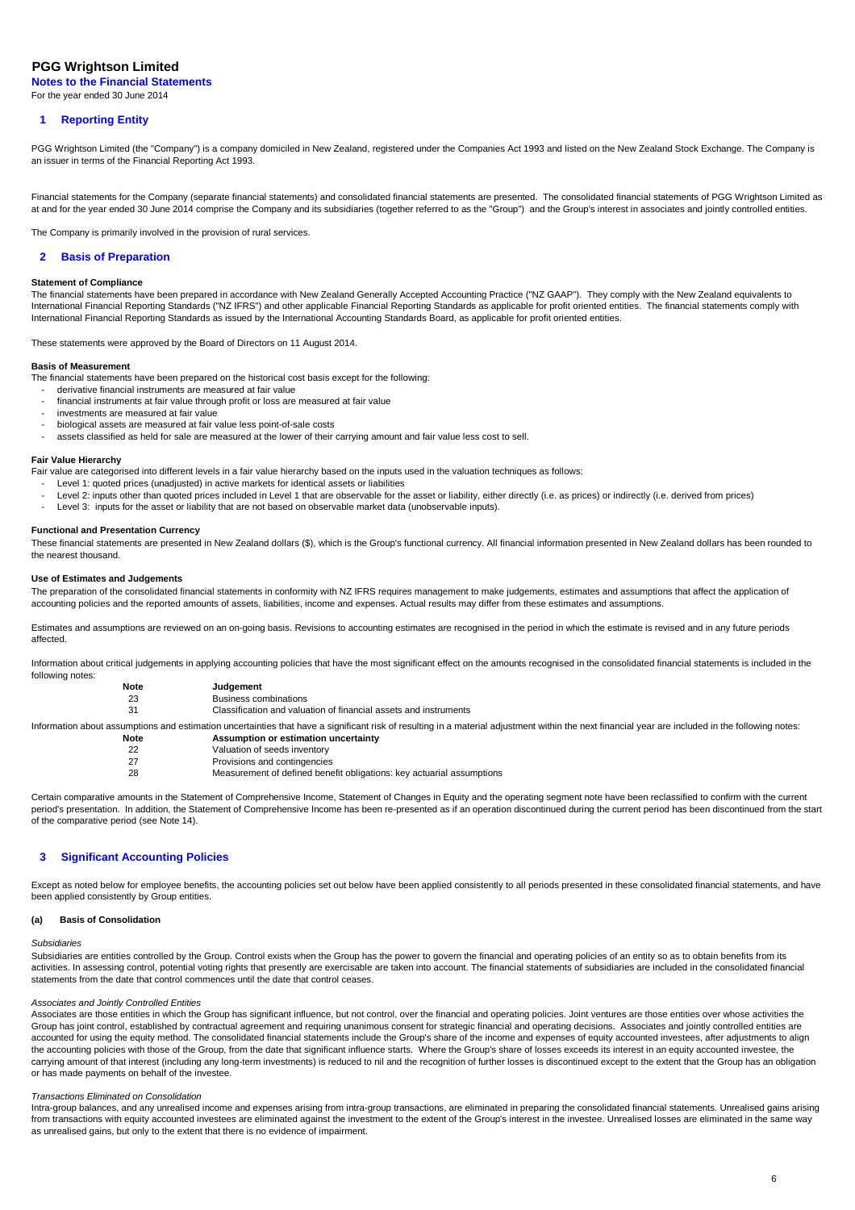# PGG Wrightson Limited

**Notes to the Financial Statements**

For the year ended 30 June 2014

## 1 Reporting Entity

PGG Wrightson Limited (the "Company") is a company domiciled in New Zealand, registered under the Companies Act 1993 and listed on the New Zealand Stock Exchange. The Company is an issuer in terms of the Financial Reporting Act 1993.

Financial statements for the Company (separate financial statements) and consolidated financial statements are presented. The consolidated financial statements of PGG Wrightson Limited as at and for the year ended 30 June 2014 comprise the Company and its subsidiaries (together referred to as the "Group") and the Group's interest in associates and jointly controlled entities.

The Company is primarily involved in the provision of rural services.

## 2 Basis of Preparation

**Statement of Compliance**

The financial statements have been prepared in accordance with New Zealand Generally Accepted Accounting Practice ("NZ GAAP"). They comply with the New Zealand equivalents to International Financial Reporting Standards ("NZ IFRS") and other applicable Financial Reporting Standards as applicable for profit oriented entities. The financial statements comply with International Financial Reporting Standards as issued by the International Accounting Standards Board, as applicable for profit oriented entities.

These statements were approved by the Board of Directors on 11 August 2014.

**Basis of Measurement**

The financial statements have been prepared on the historical cost basis except for the following:

- derivative financial instruments are measured at fair value
- financial instruments at fair value through profit or loss are measured at fair value
- investments are measured at fair value
- biological assets are measured at fair value less point-of-sale costs
- assets classified as held for sale are measured at the lower of their carrying amount and fair value less cost to sell.

**Fair Value Hierarchy**

Fair value are categorised into different levels in a fair value hierarchy based on the inputs used in the valuation techniques as follows:

- Level 1: quoted prices (unadjusted) in active markets for identical assets or liabilities
- Level 2: inputs other than quoted prices included in Level 1 that are observable for the asset or liability, either directly (i.e. as prices) or indirectly (i.e. derived from prices)
- Level 3: inputs for the asset or liability that are not based on observable market data (unobservable inputs).

**Functional and Presentation Currency**

These financial statements are presented in New Zealand dollars ($), which is the Group's functional currency. All financial information presented in New Zealand dollars has been rounded to the nearest thousand.

**Use of Estimates and Judgements**

The preparation of the consolidated financial statements in conformity with NZ IFRS requires management to make judgements, estimates and assumptions that affect the application of accounting policies and the reported amounts of assets, liabilities, income and expenses. Actual results may differ from these estimates and assumptions.

Estimates and assumptions are reviewed on an on-going basis. Revisions to accounting estimates are recognised in the period in which the estimate is revised and in any future periods affected.

Information about critical judgements in applying accounting policies that have the most significant effect on the amounts recognised in the consolidated financial statements is included in the following notes:

| Note | Judgement |
|---|---|
| 23 | Business combinations |
| 31 | Classification and valuation of financial assets and instruments |

Information about assumptions and estimation uncertainties that have a significant risk of resulting in a material adjustment within the next financial year are included in the following notes:

| Note | Assumption or estimation uncertainty |
|---|---|
| 22 | Valuation of seeds inventory |
| 27 | Provisions and contingencies |
| 28 | Measurement of defined benefit obligations: key actuarial assumptions |

Certain comparative amounts in the Statement of Comprehensive Income, Statement of Changes in Equity and the operating segment note have been reclassified to confirm with the current period's presentation. In addition, the Statement of Comprehensive Income has been re-presented as if an operation discontinued during the current period has been discontinued from the start of the comparative period (see Note 14).

## 3 Significant Accounting Policies

Except as noted below for employee benefits, the accounting policies set out below have been applied consistently to all periods presented in these consolidated financial statements, and have been applied consistently by Group entities.

### (a) Basis of Consolidation

*Subsidiaries*

Subsidiaries are entities controlled by the Group. Control exists when the Group has the power to govern the financial and operating policies of an entity so as to obtain benefits from its activities. In assessing control, potential voting rights that presently are exercisable are taken into account. The financial statements of subsidiaries are included in the consolidated financial statements from the date that control commences until the date that control ceases.

*Associates and Jointly Controlled Entities*

Associates are those entities in which the Group has significant influence, but not control, over the financial and operating policies. Joint ventures are those entities over whose activities the Group has joint control, established by contractual agreement and requiring unanimous consent for strategic financial and operating decisions. Associates and jointly controlled entities are accounted for using the equity method. The consolidated financial statements include the Group's share of the income and expenses of equity accounted investees, after adjustments to align the accounting policies with those of the Group, from the date that significant influence starts. Where the Group's share of losses exceeds its interest in an equity accounted investee, the carrying amount of that interest (including any long-term investments) is reduced to nil and the recognition of further losses is discontinued except to the extent that the Group has an obligation or has made payments on behalf of the investee.

*Transactions Eliminated on Consolidation*

Intra-group balances, and any unrealised income and expenses arising from intra-group transactions, are eliminated in preparing the consolidated financial statements. Unrealised gains arising from transactions with equity accounted investees are eliminated against the investment to the extent of the Group's interest in the investee. Unrealised losses are eliminated in the same way as unrealised gains, but only to the extent that there is no evidence of impairment.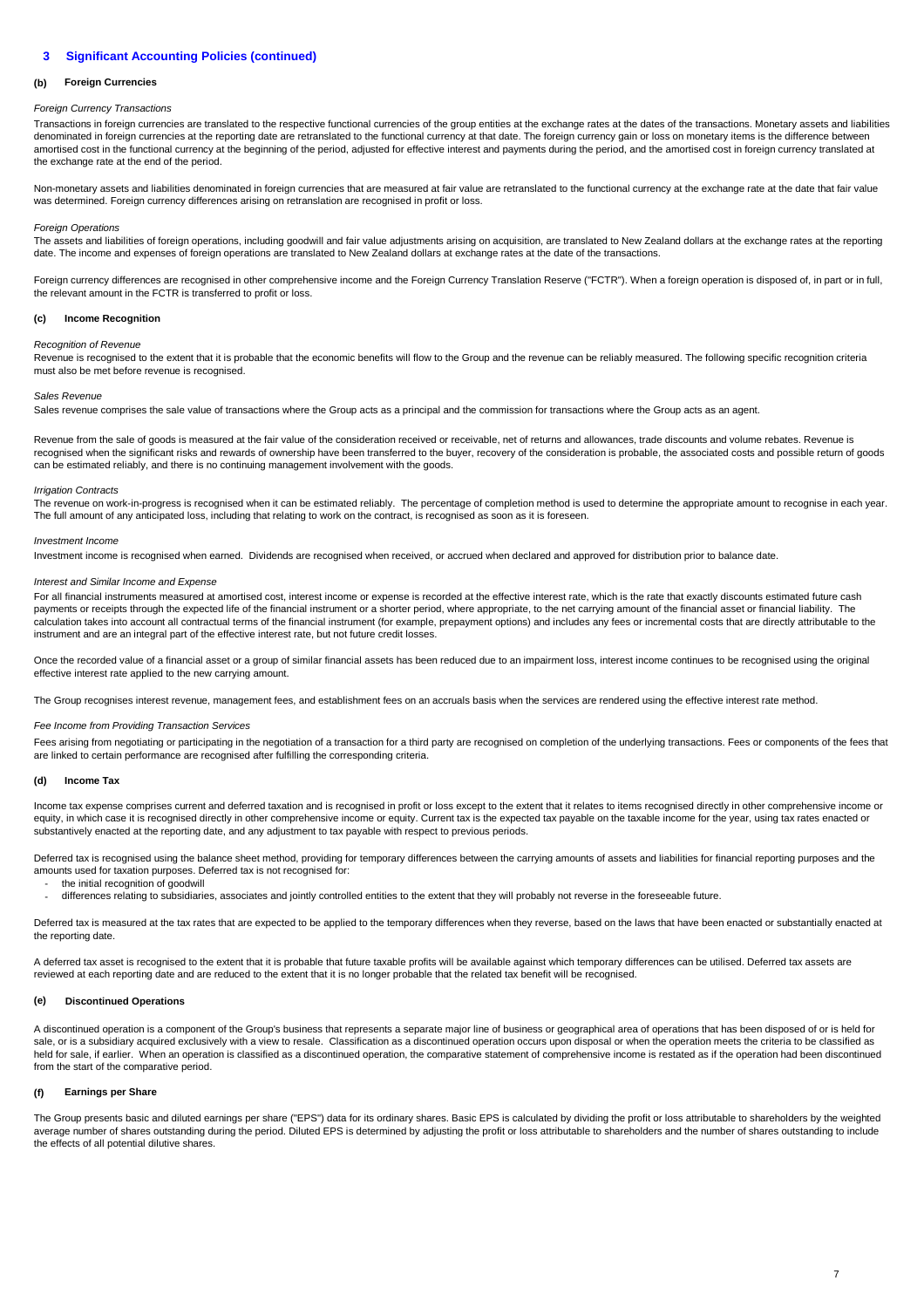## 3 Significant Accounting Policies (continued)

### (b) Foreign Currencies

*Foreign Currency Transactions*

Transactions in foreign currencies are translated to the respective functional currencies of the group entities at the exchange rates at the dates of the transactions. Monetary assets and liabilities denominated in foreign currencies at the reporting date are retranslated to the functional currency at that date. The foreign currency gain or loss on monetary items is the difference between amortised cost in the functional currency at the beginning of the period, adjusted for effective interest and payments during the period, and the amortised cost in foreign currency translated at the exchange rate at the end of the period.

Non-monetary assets and liabilities denominated in foreign currencies that are measured at fair value are retranslated to the functional currency at the exchange rate at the date that fair value was determined. Foreign currency differences arising on retranslation are recognised in profit or loss.

*Foreign Operations*

The assets and liabilities of foreign operations, including goodwill and fair value adjustments arising on acquisition, are translated to New Zealand dollars at the exchange rates at the reporting date. The income and expenses of foreign operations are translated to New Zealand dollars at exchange rates at the date of the transactions.

Foreign currency differences are recognised in other comprehensive income and the Foreign Currency Translation Reserve ("FCTR"). When a foreign operation is disposed of, in part or in full, the relevant amount in the FCTR is transferred to profit or loss.

### (c) Income Recognition

*Recognition of Revenue*

Revenue is recognised to the extent that it is probable that the economic benefits will flow to the Group and the revenue can be reliably measured. The following specific recognition criteria must also be met before revenue is recognised.

*Sales Revenue*

Sales revenue comprises the sale value of transactions where the Group acts as a principal and the commission for transactions where the Group acts as an agent.

Revenue from the sale of goods is measured at the fair value of the consideration received or receivable, net of returns and allowances, trade discounts and volume rebates. Revenue is recognised when the significant risks and rewards of ownership have been transferred to the buyer, recovery of the consideration is probable, the associated costs and possible return of goods can be estimated reliably, and there is no continuing management involvement with the goods.

*Irrigation Contracts*

The revenue on work-in-progress is recognised when it can be estimated reliably. The percentage of completion method is used to determine the appropriate amount to recognise in each year. The full amount of any anticipated loss, including that relating to work on the contract, is recognised as soon as it is foreseen.

*Investment Income*

Investment income is recognised when earned. Dividends are recognised when received, or accrued when declared and approved for distribution prior to balance date.

*Interest and Similar Income and Expense*

For all financial instruments measured at amortised cost, interest income or expense is recorded at the effective interest rate, which is the rate that exactly discounts estimated future cash payments or receipts through the expected life of the financial instrument or a shorter period, where appropriate, to the net carrying amount of the financial asset or financial liability. The calculation takes into account all contractual terms of the financial instrument (for example, prepayment options) and includes any fees or incremental costs that are directly attributable to the instrument and are an integral part of the effective interest rate, but not future credit losses.

Once the recorded value of a financial asset or a group of similar financial assets has been reduced due to an impairment loss, interest income continues to be recognised using the original effective interest rate applied to the new carrying amount.

The Group recognises interest revenue, management fees, and establishment fees on an accruals basis when the services are rendered using the effective interest rate method.

*Fee Income from Providing Transaction Services*

Fees arising from negotiating or participating in the negotiation of a transaction for a third party are recognised on completion of the underlying transactions. Fees or components of the fees that are linked to certain performance are recognised after fulfilling the corresponding criteria.

### (d) Income Tax

Income tax expense comprises current and deferred taxation and is recognised in profit or loss except to the extent that it relates to items recognised directly in other comprehensive income or equity, in which case it is recognised directly in other comprehensive income or equity. Current tax is the expected tax payable on the taxable income for the year, using tax rates enacted or substantively enacted at the reporting date, and any adjustment to tax payable with respect to previous periods.

Deferred tax is recognised using the balance sheet method, providing for temporary differences between the carrying amounts of assets and liabilities for financial reporting purposes and the amounts used for taxation purposes. Deferred tax is not recognised for:

- the initial recognition of goodwill
- differences relating to subsidiaries, associates and jointly controlled entities to the extent that they will probably not reverse in the foreseeable future.

Deferred tax is measured at the tax rates that are expected to be applied to the temporary differences when they reverse, based on the laws that have been enacted or substantially enacted at the reporting date.

A deferred tax asset is recognised to the extent that it is probable that future taxable profits will be available against which temporary differences can be utilised. Deferred tax assets are reviewed at each reporting date and are reduced to the extent that it is no longer probable that the related tax benefit will be recognised.

### (e) Discontinued Operations

A discontinued operation is a component of the Group's business that represents a separate major line of business or geographical area of operations that has been disposed of or is held for sale, or is a subsidiary acquired exclusively with a view to resale. Classification as a discontinued operation occurs upon disposal or when the operation meets the criteria to be classified as held for sale, if earlier. When an operation is classified as a discontinued operation, the comparative statement of comprehensive income is restated as if the operation had been discontinued from the start of the comparative period.

### (f) Earnings per Share

The Group presents basic and diluted earnings per share ("EPS") data for its ordinary shares. Basic EPS is calculated by dividing the profit or loss attributable to shareholders by the weighted average number of shares outstanding during the period. Diluted EPS is determined by adjusting the profit or loss attributable to shareholders and the number of shares outstanding to include the effects of all potential dilutive shares.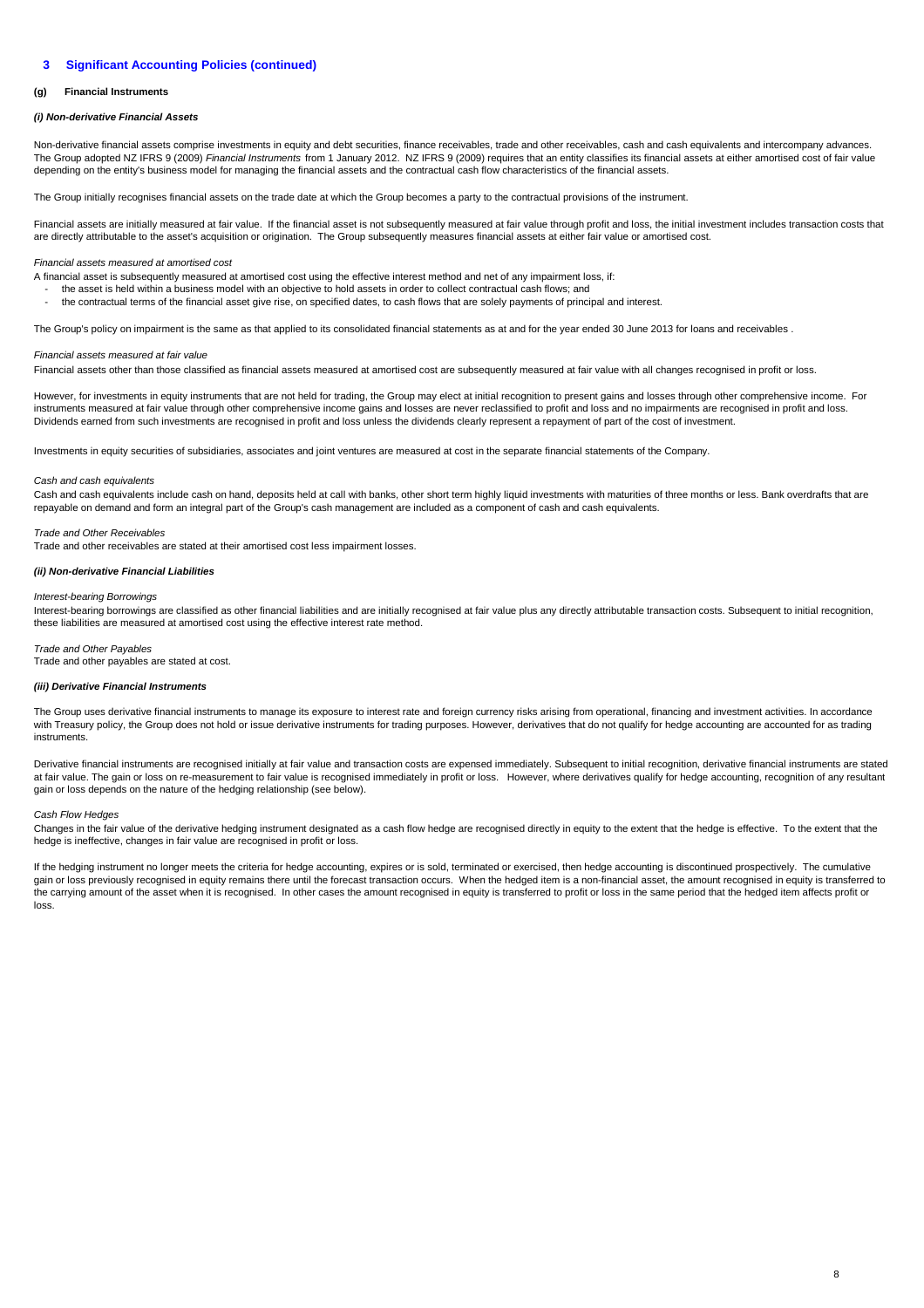## 3 Significant Accounting Policies (continued)

### (g) Financial Instruments

#### *(i) Non-derivative Financial Assets*

Non-derivative financial assets comprise investments in equity and debt securities, finance receivables, trade and other receivables, cash and cash equivalents and intercompany advances. The Group adopted NZ IFRS 9 (2009) *Financial Instruments* from 1 January 2012. NZ IFRS 9 (2009) requires that an entity classifies its financial assets at either amortised cost of fair value depending on the entity's business model for managing the financial assets and the contractual cash flow characteristics of the financial assets.

The Group initially recognises financial assets on the trade date at which the Group becomes a party to the contractual provisions of the instrument.

Financial assets are initially measured at fair value. If the financial asset is not subsequently measured at fair value through profit and loss, the initial investment includes transaction costs that are directly attributable to the asset's acquisition or origination. The Group subsequently measures financial assets at either fair value or amortised cost.

*Financial assets measured at amortised cost*

A financial asset is subsequently measured at amortised cost using the effective interest method and net of any impairment loss, if:

- the asset is held within a business model with an objective to hold assets in order to collect contractual cash flows; and
- the contractual terms of the financial asset give rise, on specified dates, to cash flows that are solely payments of principal and interest.

The Group's policy on impairment is the same as that applied to its consolidated financial statements as at and for the year ended 30 June 2013 for loans and receivables .

*Financial assets measured at fair value*

Financial assets other than those classified as financial assets measured at amortised cost are subsequently measured at fair value with all changes recognised in profit or loss.

However, for investments in equity instruments that are not held for trading, the Group may elect at initial recognition to present gains and losses through other comprehensive income. For instruments measured at fair value through other comprehensive income gains and losses are never reclassified to profit and loss and no impairments are recognised in profit and loss. Dividends earned from such investments are recognised in profit and loss unless the dividends clearly represent a repayment of part of the cost of investment.

Investments in equity securities of subsidiaries, associates and joint ventures are measured at cost in the separate financial statements of the Company.

*Cash and cash equivalents*

Cash and cash equivalents include cash on hand, deposits held at call with banks, other short term highly liquid investments with maturities of three months or less. Bank overdrafts that are repayable on demand and form an integral part of the Group's cash management are included as a component of cash and cash equivalents.

*Trade and Other Receivables*

Trade and other receivables are stated at their amortised cost less impairment losses.

#### *(ii) Non-derivative Financial Liabilities*

*Interest-bearing Borrowings*

Interest-bearing borrowings are classified as other financial liabilities and are initially recognised at fair value plus any directly attributable transaction costs. Subsequent to initial recognition, these liabilities are measured at amortised cost using the effective interest rate method.

*Trade and Other Payables*

Trade and other payables are stated at cost.

#### *(iii) Derivative Financial Instruments*

The Group uses derivative financial instruments to manage its exposure to interest rate and foreign currency risks arising from operational, financing and investment activities. In accordance with Treasury policy, the Group does not hold or issue derivative instruments for trading purposes. However, derivatives that do not qualify for hedge accounting are accounted for as trading instruments.

Derivative financial instruments are recognised initially at fair value and transaction costs are expensed immediately. Subsequent to initial recognition, derivative financial instruments are stated at fair value. The gain or loss on re-measurement to fair value is recognised immediately in profit or loss. However, where derivatives qualify for hedge accounting, recognition of any resultant gain or loss depends on the nature of the hedging relationship (see below).

*Cash Flow Hedges*

Changes in the fair value of the derivative hedging instrument designated as a cash flow hedge are recognised directly in equity to the extent that the hedge is effective. To the extent that the hedge is ineffective, changes in fair value are recognised in profit or loss.

If the hedging instrument no longer meets the criteria for hedge accounting, expires or is sold, terminated or exercised, then hedge accounting is discontinued prospectively. The cumulative gain or loss previously recognised in equity remains there until the forecast transaction occurs. When the hedged item is a non-financial asset, the amount recognised in equity is transferred to the carrying amount of the asset when it is recognised. In other cases the amount recognised in equity is transferred to profit or loss in the same period that the hedged item affects profit or loss.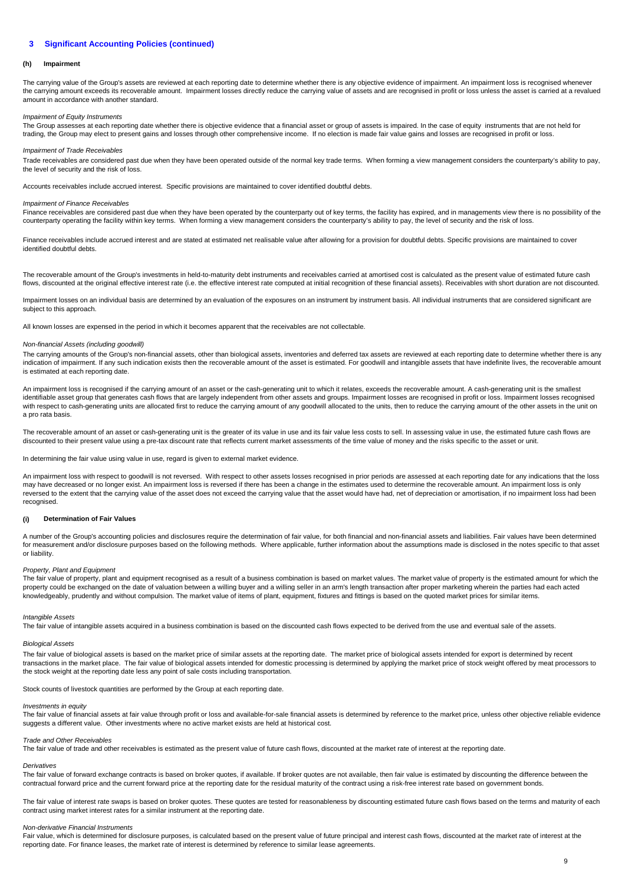## 3 Significant Accounting Policies (continued)

### (h) Impairment

The carrying value of the Group's assets are reviewed at each reporting date to determine whether there is any objective evidence of impairment. An impairment loss is recognised whenever the carrying amount exceeds its recoverable amount. Impairment losses directly reduce the carrying value of assets and are recognised in profit or loss unless the asset is carried at a revalued amount in accordance with another standard.

*Impairment of Equity Instruments*

The Group assesses at each reporting date whether there is objective evidence that a financial asset or group of assets is impaired. In the case of equity instruments that are not held for trading, the Group may elect to present gains and losses through other comprehensive income. If no election is made fair value gains and losses are recognised in profit or loss.

*Impairment of Trade Receivables*

Trade receivables are considered past due when they have been operated outside of the normal key trade terms. When forming a view management considers the counterparty's ability to pay, the level of security and the risk of loss.

Accounts receivables include accrued interest. Specific provisions are maintained to cover identified doubtful debts.

*Impairment of Finance Receivables*

Finance receivables are considered past due when they have been operated by the counterparty out of key terms, the facility has expired, and in managements view there is no possibility of the counterparty operating the facility within key terms. When forming a view management considers the counterparty's ability to pay, the level of security and the risk of loss.

Finance receivables include accrued interest and are stated at estimated net realisable value after allowing for a provision for doubtful debts. Specific provisions are maintained to cover identified doubtful debts.

The recoverable amount of the Group's investments in held-to-maturity debt instruments and receivables carried at amortised cost is calculated as the present value of estimated future cash flows, discounted at the original effective interest rate (i.e. the effective interest rate computed at initial recognition of these financial assets). Receivables with short duration are not discounted.

Impairment losses on an individual basis are determined by an evaluation of the exposures on an instrument by instrument basis. All individual instruments that are considered significant are subject to this approach.

All known losses are expensed in the period in which it becomes apparent that the receivables are not collectable.

*Non-financial Assets (including goodwill)*

The carrying amounts of the Group's non-financial assets, other than biological assets, inventories and deferred tax assets are reviewed at each reporting date to determine whether there is any indication of impairment. If any such indication exists then the recoverable amount of the asset is estimated. For goodwill and intangible assets that have indefinite lives, the recoverable amount is estimated at each reporting date.

An impairment loss is recognised if the carrying amount of an asset or the cash-generating unit to which it relates, exceeds the recoverable amount. A cash-generating unit is the smallest identifiable asset group that generates cash flows that are largely independent from other assets and groups. Impairment losses are recognised in profit or loss. Impairment losses recognised with respect to cash-generating units are allocated first to reduce the carrying amount of any goodwill allocated to the units, then to reduce the carrying amount of the other assets in the unit on a pro rata basis.

The recoverable amount of an asset or cash-generating unit is the greater of its value in use and its fair value less costs to sell. In assessing value in use, the estimated future cash flows are discounted to their present value using a pre-tax discount rate that reflects current market assessments of the time value of money and the risks specific to the asset or unit.

In determining the fair value using value in use, regard is given to external market evidence.

An impairment loss with respect to goodwill is not reversed. With respect to other assets losses recognised in prior periods are assessed at each reporting date for any indications that the loss may have decreased or no longer exist. An impairment loss is reversed if there has been a change in the estimates used to determine the recoverable amount. An impairment loss is only reversed to the extent that the carrying value of the asset does not exceed the carrying value that the asset would have had, net of depreciation or amortisation, if no impairment loss had been recognised.

### (i) Determination of Fair Values

A number of the Group's accounting policies and disclosures require the determination of fair value, for both financial and non-financial assets and liabilities. Fair values have been determined for measurement and/or disclosure purposes based on the following methods. Where applicable, further information about the assumptions made is disclosed in the notes specific to that asset or liability.

*Property, Plant and Equipment*

The fair value of property, plant and equipment recognised as a result of a business combination is based on market values. The market value of property is the estimated amount for which the property could be exchanged on the date of valuation between a willing buyer and a willing seller in an arm's length transaction after proper marketing wherein the parties had each acted knowledgeably, prudently and without compulsion. The market value of items of plant, equipment, fixtures and fittings is based on the quoted market prices for similar items.

*Intangible Assets*

The fair value of intangible assets acquired in a business combination is based on the discounted cash flows expected to be derived from the use and eventual sale of the assets.

*Biological Assets*

The fair value of biological assets is based on the market price of similar assets at the reporting date. The market price of biological assets intended for export is determined by recent transactions in the market place. The fair value of biological assets intended for domestic processing is determined by applying the market price of stock weight offered by meat processors to the stock weight at the reporting date less any point of sale costs including transportation.

Stock counts of livestock quantities are performed by the Group at each reporting date.

*Investments in equity*

The fair value of financial assets at fair value through profit or loss and available-for-sale financial assets is determined by reference to the market price, unless other objective reliable evidence suggests a different value. Other investments where no active market exists are held at historical cost.

*Trade and Other Receivables*

The fair value of trade and other receivables is estimated as the present value of future cash flows, discounted at the market rate of interest at the reporting date.

*Derivatives*

The fair value of forward exchange contracts is based on broker quotes, if available. If broker quotes are not available, then fair value is estimated by discounting the difference between the contractual forward price and the current forward price at the reporting date for the residual maturity of the contract using a risk-free interest rate based on government bonds.

The fair value of interest rate swaps is based on broker quotes. These quotes are tested for reasonableness by discounting estimated future cash flows based on the terms and maturity of each contract using market interest rates for a similar instrument at the reporting date.

*Non-derivative Financial Instruments*

Fair value, which is determined for disclosure purposes, is calculated based on the present value of future principal and interest cash flows, discounted at the market rate of interest at the reporting date. For finance leases, the market rate of interest is determined by reference to similar lease agreements.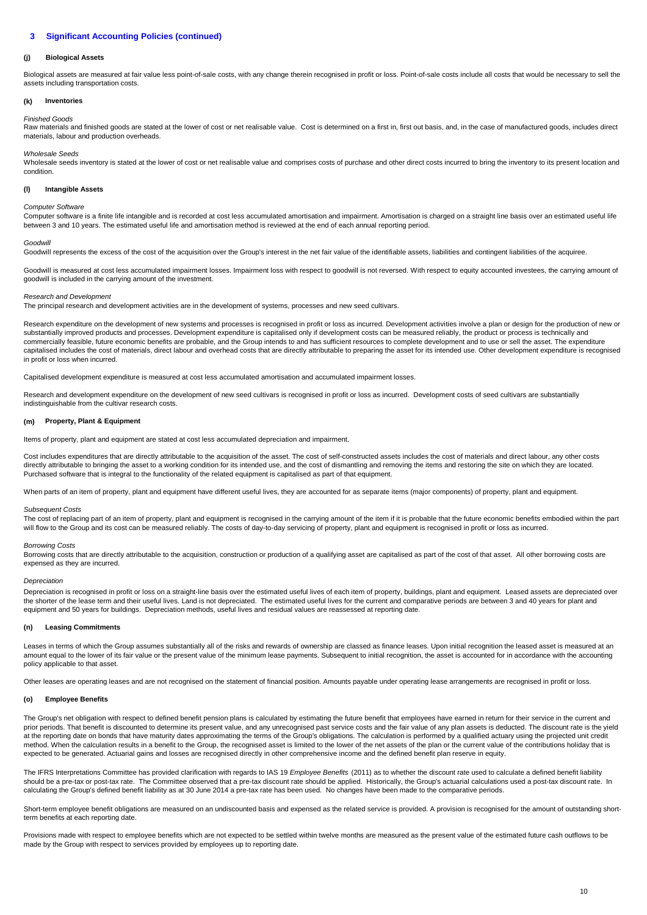## 3 Significant Accounting Policies (continued)

### (j) Biological Assets

Biological assets are measured at fair value less point-of-sale costs, with any change therein recognised in profit or loss. Point-of-sale costs include all costs that would be necessary to sell the assets including transportation costs.

### (k) Inventories

*Finished Goods*

Raw materials and finished goods are stated at the lower of cost or net realisable value. Cost is determined on a first in, first out basis, and, in the case of manufactured goods, includes direct materials, labour and production overheads.

*Wholesale Seeds*

Wholesale seeds inventory is stated at the lower of cost or net realisable value and comprises costs of purchase and other direct costs incurred to bring the inventory to its present location and condition.

### (l) Intangible Assets

*Computer Software*

Computer software is a finite life intangible and is recorded at cost less accumulated amortisation and impairment. Amortisation is charged on a straight line basis over an estimated useful life between 3 and 10 years. The estimated useful life and amortisation method is reviewed at the end of each annual reporting period.

*Goodwill*

Goodwill represents the excess of the cost of the acquisition over the Group's interest in the net fair value of the identifiable assets, liabilities and contingent liabilities of the acquiree.

Goodwill is measured at cost less accumulated impairment losses. Impairment loss with respect to goodwill is not reversed. With respect to equity accounted investees, the carrying amount of goodwill is included in the carrying amount of the investment.

*Research and Development*

The principal research and development activities are in the development of systems, processes and new seed cultivars.

Research expenditure on the development of new systems and processes is recognised in profit or loss as incurred. Development activities involve a plan or design for the production of new or substantially improved products and processes. Development expenditure is capitalised only if development costs can be measured reliably, the product or process is technically and commercially feasible, future economic benefits are probable, and the Group intends to and has sufficient resources to complete development and to use or sell the asset. The expenditure capitalised includes the cost of materials, direct labour and overhead costs that are directly attributable to preparing the asset for its intended use. Other development expenditure is recognised in profit or loss when incurred.

Capitalised development expenditure is measured at cost less accumulated amortisation and accumulated impairment losses.

Research and development expenditure on the development of new seed cultivars is recognised in profit or loss as incurred. Development costs of seed cultivars are substantially indistinguishable from the cultivar research costs.

### (m) Property, Plant & Equipment

Items of property, plant and equipment are stated at cost less accumulated depreciation and impairment.

Cost includes expenditures that are directly attributable to the acquisition of the asset. The cost of self-constructed assets includes the cost of materials and direct labour, any other costs directly attributable to bringing the asset to a working condition for its intended use, and the cost of dismantling and removing the items and restoring the site on which they are located. Purchased software that is integral to the functionality of the related equipment is capitalised as part of that equipment.

When parts of an item of property, plant and equipment have different useful lives, they are accounted for as separate items (major components) of property, plant and equipment.

*Subsequent Costs*

The cost of replacing part of an item of property, plant and equipment is recognised in the carrying amount of the item if it is probable that the future economic benefits embodied within the part will flow to the Group and its cost can be measured reliably. The costs of day-to-day servicing of property, plant and equipment is recognised in profit or loss as incurred.

*Borrowing Costs*

Borrowing costs that are directly attributable to the acquisition, construction or production of a qualifying asset are capitalised as part of the cost of that asset. All other borrowing costs are expensed as they are incurred.

*Depreciation*

Depreciation is recognised in profit or loss on a straight-line basis over the estimated useful lives of each item of property, buildings, plant and equipment. Leased assets are depreciated over the shorter of the lease term and their useful lives. Land is not depreciated. The estimated useful lives for the current and comparative periods are between 3 and 40 years for plant and equipment and 50 years for buildings. Depreciation methods, useful lives and residual values are reassessed at reporting date.

### (n) Leasing Commitments

Leases in terms of which the Group assumes substantially all of the risks and rewards of ownership are classed as finance leases. Upon initial recognition the leased asset is measured at an amount equal to the lower of its fair value or the present value of the minimum lease payments. Subsequent to initial recognition, the asset is accounted for in accordance with the accounting policy applicable to that asset.

Other leases are operating leases and are not recognised on the statement of financial position. Amounts payable under operating lease arrangements are recognised in profit or loss.

### (o) Employee Benefits

The Group's net obligation with respect to defined benefit pension plans is calculated by estimating the future benefit that employees have earned in return for their service in the current and prior periods. That benefit is discounted to determine its present value, and any unrecognised past service costs and the fair value of any plan assets is deducted. The discount rate is the yield at the reporting date on bonds that have maturity dates approximating the terms of the Group's obligations. The calculation is performed by a qualified actuary using the projected unit credit method. When the calculation results in a benefit to the Group, the recognised asset is limited to the lower of the net assets of the plan or the current value of the contributions holiday that is expected to be generated. Actuarial gains and losses are recognised directly in other comprehensive income and the defined benefit plan reserve in equity.

The IFRS Interpretations Committee has provided clarification with regards to IAS 19 *Employee Benefits* (2011) as to whether the discount rate used to calculate a defined benefit liability should be a pre-tax or post-tax rate. The Committee observed that a pre-tax discount rate should be applied. Historically, the Group's actuarial calculations used a post-tax discount rate. In calculating the Group's defined benefit liability as at 30 June 2014 a pre-tax rate has been used. No changes have been made to the comparative periods.

Short-term employee benefit obligations are measured on an undiscounted basis and expensed as the related service is provided. A provision is recognised for the amount of outstanding short-term benefits at each reporting date.

Provisions made with respect to employee benefits which are not expected to be settled within twelve months are measured as the present value of the estimated future cash outflows to be made by the Group with respect to services provided by employees up to reporting date.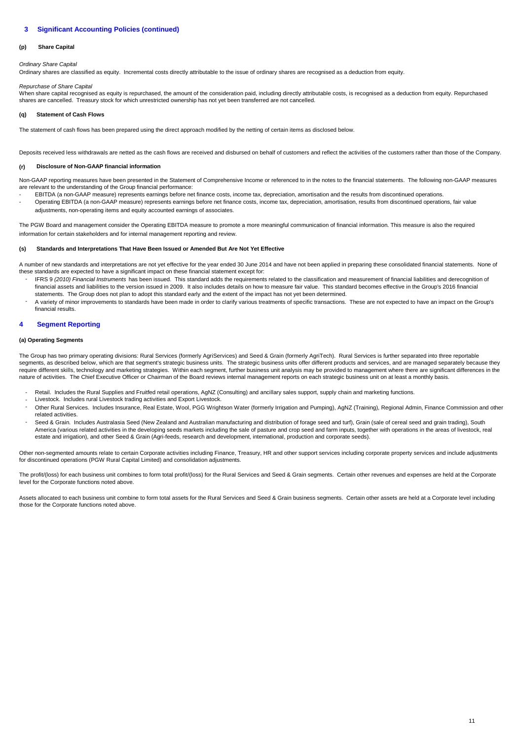## 3 Significant Accounting Policies (continued)

### (p) Share Capital

*Ordinary Share Capital*

Ordinary shares are classified as equity. Incremental costs directly attributable to the issue of ordinary shares are recognised as a deduction from equity.

*Repurchase of Share Capital*

When share capital recognised as equity is repurchased, the amount of the consideration paid, including directly attributable costs, is recognised as a deduction from equity. Repurchased shares are cancelled. Treasury stock for which unrestricted ownership has not yet been transferred are not cancelled.

### (q) Statement of Cash Flows

The statement of cash flows has been prepared using the direct approach modified by the netting of certain items as disclosed below.

Deposits received less withdrawals are netted as the cash flows are received and disbursed on behalf of customers and reflect the activities of the customers rather than those of the Company.

### (r) Disclosure of Non-GAAP financial information

Non-GAAP reporting measures have been presented in the Statement of Comprehensive Income or referenced to in the notes to the financial statements. The following non-GAAP measures are relevant to the understanding of the Group financial performance:

- EBITDA (a non-GAAP measure) represents earnings before net finance costs, income tax, depreciation, amortisation and the results from discontinued operations.
- Operating EBITDA (a non-GAAP measure) represents earnings before net finance costs, income tax, depreciation, amortisation, results from discontinued operations, fair value adjustments, non-operating items and equity accounted earnings of associates.

The PGW Board and management consider the Operating EBITDA measure to promote a more meaningful communication of financial information. This measure is also the required information for certain stakeholders and for internal management reporting and review.

### (s) Standards and Interpretations That Have Been Issued or Amended But Are Not Yet Effective

A number of new standards and interpretations are not yet effective for the year ended 30 June 2014 and have not been applied in preparing these consolidated financial statements. None of these standards are expected to have a significant impact on these financial statement except for:

- IFRS 9 *(2010) Financial Instruments* has been issued. This standard adds the requirements related to the classification and measurement of financial liabilities and derecognition of financial assets and liabilities to the version issued in 2009. It also includes details on how to measure fair value. This standard becomes effective in the Group's 2016 financial statements. The Group does not plan to adopt this standard early and the extent of the impact has not yet been determined.
- A variety of minor improvements to standards have been made in order to clarify various treatments of specific transactions. These are not expected to have an impact on the Group's financial results.

## 4 Segment Reporting

### (a) Operating Segments

The Group has two primary operating divisions: Rural Services (formerly AgriServices) and Seed & Grain (formerly AgriTech). Rural Services is further separated into three reportable segments, as described below, which are that segment's strategic business units. The strategic business units offer different products and services, and are managed separately because they require different skills, technology and marketing strategies. Within each segment, further business unit analysis may be provided to management where there are significant differences in the nature of activities. The Chief Executive Officer or Chairman of the Board reviews internal management reports on each strategic business unit on at least a monthly basis.

- Retail. Includes the Rural Supplies and Fruitfed retail operations, AgNZ (Consulting) and ancillary sales support, supply chain and marketing functions.
- Livestock. Includes rural Livestock trading activities and Export Livestock.
- Other Rural Services. Includes Insurance, Real Estate, Wool, PGG Wrightson Water (formerly Irrigation and Pumping), AgNZ (Training), Regional Admin, Finance Commission and other related activities.
- Seed & Grain. Includes Australasia Seed (New Zealand and Australian manufacturing and distribution of forage seed and turf), Grain (sale of cereal seed and grain trading), South America (various related activities in the developing seeds markets including the sale of pasture and crop seed and farm inputs, together with operations in the areas of livestock, real estate and irrigation), and other Seed & Grain (Agri-feeds, research and development, international, production and corporate seeds).

Other non-segmented amounts relate to certain Corporate activities including Finance, Treasury, HR and other support services including corporate property services and include adjustments for discontinued operations (PGW Rural Capital Limited) and consolidation adjustments.

The profit/(loss) for each business unit combines to form total profit/(loss) for the Rural Services and Seed & Grain segments. Certain other revenues and expenses are held at the Corporate level for the Corporate functions noted above.

Assets allocated to each business unit combine to form total assets for the Rural Services and Seed & Grain business segments. Certain other assets are held at a Corporate level including those for the Corporate functions noted above.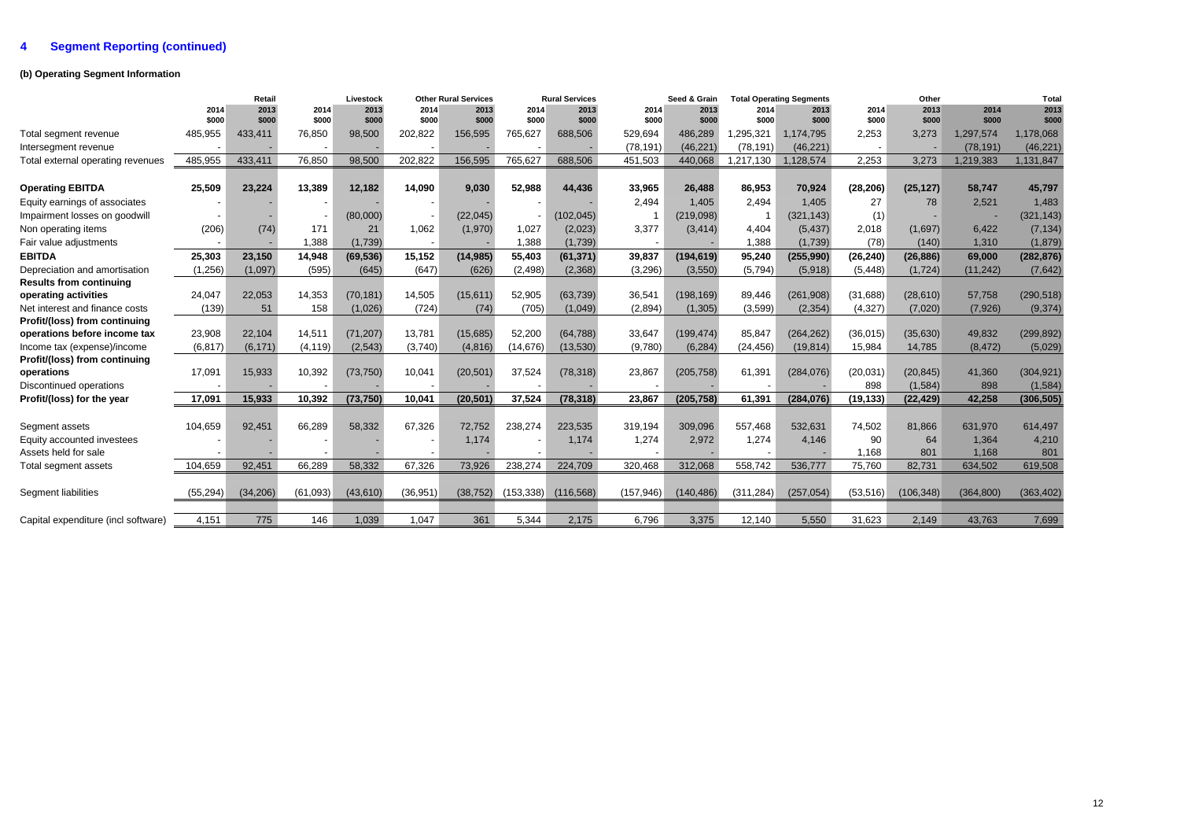## 4 Segment Reporting (continued)

### (b) Operating Segment Information

| | Retail | | Livestock | | Other Rural Services | | Rural Services | | Seed & Grain | | Total Operating Segments | | Other | | Total | |
|---|---|---|---|---|---|---|---|---|---|---|---|---|---|---|---|---|
| | 2014 $000 | 2013 $000 | 2014 $000 | 2013 $000 | 2014 $000 | 2013 $000 | 2014 $000 | 2013 $000 | 2014 $000 | 2013 $000 | 2014 $000 | 2013 $000 | 2014 $000 | 2013 $000 | 2014 $000 | 2013 $000 |
| Total segment revenue | 485,955 | 433,411 | 76,850 | 98,500 | 202,822 | 156,595 | 765,627 | 688,506 | 529,694 | 486,289 | 1,295,321 | 1,174,795 | 2,253 | 3,273 | 1,297,574 | 1,178,068 |
| Intersegment revenue | - | - | - | - | - | - | - | - | (78,191) | (46,221) | (78,191) | (46,221) | - | - | (78,191) | (46,221) |
| Total external operating revenues | 485,955 | 433,411 | 76,850 | 98,500 | 202,822 | 156,595 | 765,627 | 688,506 | 451,503 | 440,068 | 1,217,130 | 1,128,574 | 2,253 | 3,273 | 1,219,383 | 1,131,847 |
| **Operating EBITDA** | **25,509** | **23,224** | **13,389** | **12,182** | **14,090** | **9,030** | **52,988** | **44,436** | **33,965** | **26,488** | **86,953** | **70,924** | **(28,206)** | **(25,127)** | **58,747** | **45,797** |
| Equity earnings of associates | - | - | - | - | - | - | - | - | 2,494 | 1,405 | 2,494 | 1,405 | 27 | 78 | 2,521 | 1,483 |
| Impairment losses on goodwill | - | - | - | (80,000) | - | (22,045) | - | (102,045) | 1 | (219,098) | 1 | (321,143) | (1) | - | - | (321,143) |
| Non operating items | (206) | (74) | 171 | 21 | 1,062 | (1,970) | 1,027 | (2,023) | 3,377 | (3,414) | 4,404 | (5,437) | 2,018 | (1,697) | 6,422 | (7,134) |
| Fair value adjustments | - | - | 1,388 | (1,739) | - | - | 1,388 | (1,739) | - | - | 1,388 | (1,739) | (78) | (140) | 1,310 | (1,879) |
| **EBITDA** | **25,303** | **23,150** | **14,948** | **(69,536)** | **15,152** | **(14,985)** | **55,403** | **(61,371)** | **39,837** | **(194,619)** | **95,240** | **(255,990)** | **(26,240)** | **(26,886)** | **69,000** | **(282,876)** |
| Depreciation and amortisation | (1,256) | (1,097) | (595) | (645) | (647) | (626) | (2,498) | (2,368) | (3,296) | (3,550) | (5,794) | (5,918) | (5,448) | (1,724) | (11,242) | (7,642) |
| **Results from continuing operating activities** | 24,047 | 22,053 | 14,353 | (70,181) | 14,505 | (15,611) | 52,905 | (63,739) | 36,541 | (198,169) | 89,446 | (261,908) | (31,688) | (28,610) | 57,758 | (290,518) |
| Net interest and finance costs | (139) | 51 | 158 | (1,026) | (724) | (74) | (705) | (1,049) | (2,894) | (1,305) | (3,599) | (2,354) | (4,327) | (7,020) | (7,926) | (9,374) |
| **Profit/(loss) from continuing operations before income tax** | 23,908 | 22,104 | 14,511 | (71,207) | 13,781 | (15,685) | 52,200 | (64,788) | 33,647 | (199,474) | 85,847 | (264,262) | (36,015) | (35,630) | 49,832 | (299,892) |
| Income tax (expense)/income | (6,817) | (6,171) | (4,119) | (2,543) | (3,740) | (4,816) | (14,676) | (13,530) | (9,780) | (6,284) | (24,456) | (19,814) | 15,984 | 14,785 | (8,472) | (5,029) |
| **Profit/(loss) from continuing operations** | 17,091 | 15,933 | 10,392 | (73,750) | 10,041 | (20,501) | 37,524 | (78,318) | 23,867 | (205,758) | 61,391 | (284,076) | (20,031) | (20,845) | 41,360 | (304,921) |
| Discontinued operations | - | - | - | - | - | - | - | - | - | - | - | - | 898 | (1,584) | 898 | (1,584) |
| **Profit/(loss) for the year** | **17,091** | **15,933** | **10,392** | **(73,750)** | **10,041** | **(20,501)** | **37,524** | **(78,318)** | **23,867** | **(205,758)** | **61,391** | **(284,076)** | **(19,133)** | **(22,429)** | **42,258** | **(306,505)** |
| Segment assets | 104,659 | 92,451 | 66,289 | 58,332 | 67,326 | 72,752 | 238,274 | 223,535 | 319,194 | 309,096 | 557,468 | 532,631 | 74,502 | 81,866 | 631,970 | 614,497 |
| Equity accounted investees | - | - | - | - | - | 1,174 | - | 1,174 | 1,274 | 2,972 | 1,274 | 4,146 | 90 | 64 | 1,364 | 4,210 |
| Assets held for sale | - | - | - | - | - | - | - | - | - | - | - | - | 1,168 | 801 | 1,168 | 801 |
| Total segment assets | 104,659 | 92,451 | 66,289 | 58,332 | 67,326 | 73,926 | 238,274 | 224,709 | 320,468 | 312,068 | 558,742 | 536,777 | 75,760 | 82,731 | 634,502 | 619,508 |
| Segment liabilities | (55,294) | (34,206) | (61,093) | (43,610) | (36,951) | (38,752) | (153,338) | (116,568) | (157,946) | (140,486) | (311,284) | (257,054) | (53,516) | (106,348) | (364,800) | (363,402) |
| Capital expenditure (incl software) | 4,151 | 775 | 146 | 1,039 | 1,047 | 361 | 5,344 | 2,175 | 6,796 | 3,375 | 12,140 | 5,550 | 31,623 | 2,149 | 43,763 | 7,699 |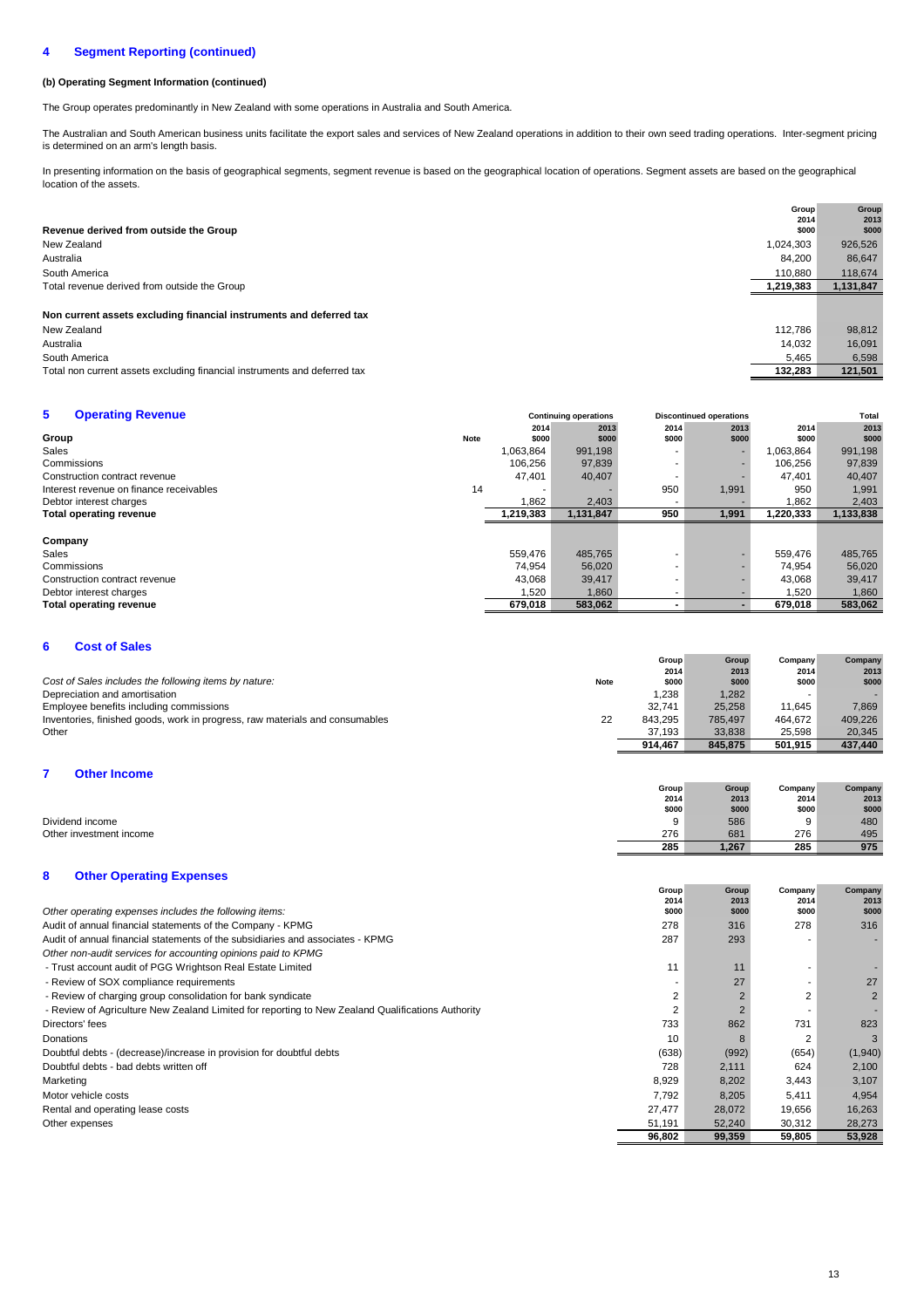## 4 Segment Reporting (continued)

**(b) Operating Segment Information (continued)**

The Group operates predominantly in New Zealand with some operations in Australia and South America.

The Australian and South American business units facilitate the export sales and services of New Zealand operations in addition to their own seed trading operations. Inter-segment pricing is determined on an arm's length basis.

In presenting information on the basis of geographical segments, segment revenue is based on the geographical location of operations. Segment assets are based on the geographical location of the assets.

| | Group 2014 $000 | Group 2013 $000 |
|---|---|---|
| **Revenue derived from outside the Group** | | |
| New Zealand | 1,024,303 | 926,526 |
| Australia | 84,200 | 86,647 |
| South America | 110,880 | 118,674 |
| Total revenue derived from outside the Group | 1,219,383 | 1,131,847 |
| | | |
| **Non current assets excluding financial instruments and deferred tax** | | |
| New Zealand | 112,786 | 98,812 |
| Australia | 14,032 | 16,091 |
| South America | 5,465 | 6,598 |
| Total non current assets excluding financial instruments and deferred tax | 132,283 | 121,501 |

## 5 Operating Revenue

| | Note | Continuing operations | | Discontinued operations | | Total | |
|---|---|---|---|---|---|---|---|
| | | 2014 $000 | 2013 $000 | 2014 $000 | 2013 $000 | 2014 $000 | 2013 $000 |
| **Group** | | | | | | | |
| Sales | | 1,063,864 | 991,198 | - | - | 1,063,864 | 991,198 |
| Commissions | | 106,256 | 97,839 | - | - | 106,256 | 97,839 |
| Construction contract revenue | | 47,401 | 40,407 | - | - | 47,401 | 40,407 |
| Interest revenue on finance receivables | 14 | - | - | 950 | 1,991 | 950 | 1,991 |
| Debtor interest charges | | 1,862 | 2,403 | - | - | 1,862 | 2,403 |
| **Total operating revenue** | | 1,219,383 | 1,131,847 | 950 | 1,991 | 1,220,333 | 1,133,838 |
| | | | | | | | |
| **Company** | | | | | | | |
| Sales | | 559,476 | 485,765 | - | - | 559,476 | 485,765 |
| Commissions | | 74,954 | 56,020 | - | - | 74,954 | 56,020 |
| Construction contract revenue | | 43,068 | 39,417 | - | - | 43,068 | 39,417 |
| Debtor interest charges | | 1,520 | 1,860 | - | - | 1,520 | 1,860 |
| **Total operating revenue** | | 679,018 | 583,062 | - | - | 679,018 | 583,062 |

## 6 Cost of Sales

| *Cost of Sales includes the following items by nature:* | Note | Group 2014 $000 | Group 2013 $000 | Company 2014 $000 | Company 2013 $000 |
|---|---|---|---|---|---|
| Depreciation and amortisation | | 1,238 | 1,282 | - | - |
| Employee benefits including commissions | | 32,741 | 25,258 | 11,645 | 7,869 |
| Inventories, finished goods, work in progress, raw materials and consumables | 22 | 843,295 | 785,497 | 464,672 | 409,226 |
| Other | | 37,193 | 33,838 | 25,598 | 20,345 |
| | | 914,467 | 845,875 | 501,915 | 437,440 |

## 7 Other Income

| | Group 2014 $000 | Group 2013 $000 | Company 2014 $000 | Company 2013 $000 |
|---|---|---|---|---|
| Dividend income | 9 | 586 | 9 | 480 |
| Other investment income | 276 | 681 | 276 | 495 |
| | 285 | 1,267 | 285 | 975 |

## 8 Other Operating Expenses

| *Other operating expenses includes the following items:* | Group 2014 $000 | Group 2013 $000 | Company 2014 $000 | Company 2013 $000 |
|---|---|---|---|---|
| Audit of annual financial statements of the Company - KPMG | 278 | 316 | 278 | 316 |
| Audit of annual financial statements of the subsidiaries and associates - KPMG | 287 | 293 | - | - |
| *Other non-audit services for accounting opinions paid to KPMG* | | | | |
| - Trust account audit of PGG Wrightson Real Estate Limited | 11 | 11 | - | - |
| - Review of SOX compliance requirements | - | 27 | - | 27 |
| - Review of charging group consolidation for bank syndicate | 2 | 2 | 2 | 2 |
| - Review of Agriculture New Zealand Limited for reporting to New Zealand Qualifications Authority | 2 | 2 | - | - |
| Directors' fees | 733 | 862 | 731 | 823 |
| Donations | 10 | 8 | 2 | 3 |
| Doubtful debts - (decrease)/increase in provision for doubtful debts | (638) | (992) | (654) | (1,940) |
| Doubtful debts - bad debts written off | 728 | 2,111 | 624 | 2,100 |
| Marketing | 8,929 | 8,202 | 3,443 | 3,107 |
| Motor vehicle costs | 7,792 | 8,205 | 5,411 | 4,954 |
| Rental and operating lease costs | 27,477 | 28,072 | 19,656 | 16,263 |
| Other expenses | 51,191 | 52,240 | 30,312 | 28,273 |
| | 96,802 | 99,359 | 59,805 | 53,928 |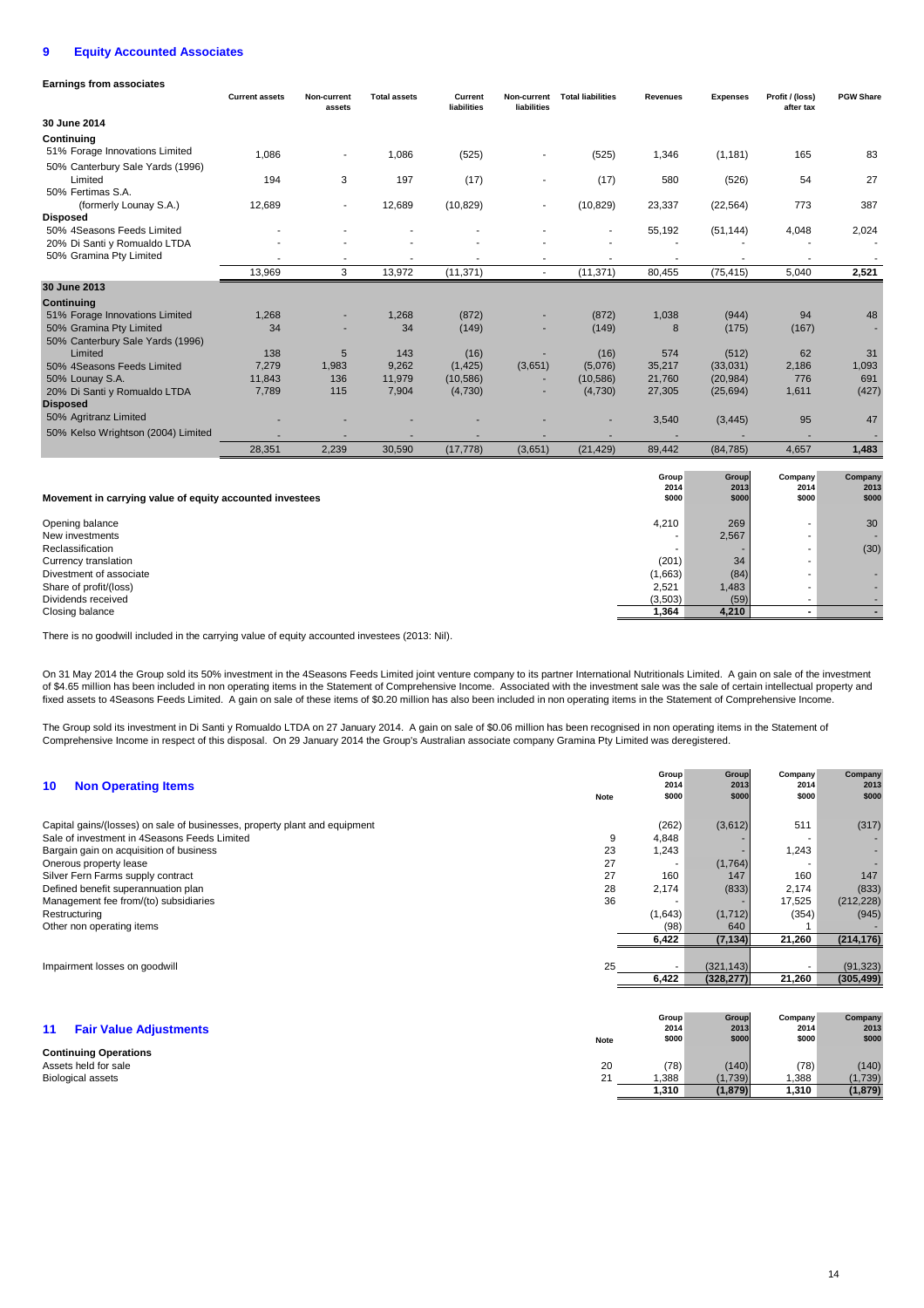## 9 Equity Accounted Associates

**Earnings from associates**

| | Current assets | Non-current assets | Total assets | Current liabilities | Non-current liabilities | Total liabilities | Revenues | Expenses | Profit / (loss) after tax | PGW Share |
|---|---|---|---|---|---|---|---|---|---|---|
| **30 June 2014** | | | | | | | | | | |
| **Continuing** | | | | | | | | | | |
| 51% Forage Innovations Limited | 1,086 | - | 1,086 | (525) | - | (525) | 1,346 | (1,181) | 165 | 83 |
| 50% Canterbury Sale Yards (1996) Limited | 194 | 3 | 197 | (17) | - | (17) | 580 | (526) | 54 | 27 |
| 50% Fertimas S.A. (formerly Lounay S.A.) | 12,689 | - | 12,689 | (10,829) | - | (10,829) | 23,337 | (22,564) | 773 | 387 |
| **Disposed** | | | | | | | | | | |
| 50% 4Seasons Feeds Limited | - | - | - | - | - | - | 55,192 | (51,144) | 4,048 | 2,024 |
| 20% Di Santi y Romualdo LTDA | - | - | - | - | - | - | - | - | - | - |
| 50% Gramina Pty Limited | - | - | - | - | - | - | - | - | - | - |
| | 13,969 | 3 | 13,972 | (11,371) | - | (11,371) | 80,455 | (75,415) | 5,040 | **2,521** |
| **30 June 2013** | | | | | | | | | | |
| **Continuing** | | | | | | | | | | |
| 51% Forage Innovations Limited | 1,268 | - | 1,268 | (872) | - | (872) | 1,038 | (944) | 94 | 48 |
| 50% Gramina Pty Limited | 34 | - | 34 | (149) | - | (149) | 8 | (175) | (167) | - |
| 50% Canterbury Sale Yards (1996) Limited | 138 | 5 | 143 | (16) | - | (16) | 574 | (512) | 62 | 31 |
| 50% 4Seasons Feeds Limited | 7,279 | 1,983 | 9,262 | (1,425) | (3,651) | (5,076) | 35,217 | (33,031) | 2,186 | 1,093 |
| 50% Lounay S.A. | 11,843 | 136 | 11,979 | (10,586) | - | (10,586) | 21,760 | (20,984) | 776 | 691 |
| 20% Di Santi y Romualdo LTDA | 7,789 | 115 | 7,904 | (4,730) | - | (4,730) | 27,305 | (25,694) | 1,611 | (427) |
| **Disposed** | | | | | | | | | | |
| 50% Agritranz Limited | - | - | - | - | - | - | 3,540 | (3,445) | 95 | 47 |
| 50% Kelso Wrightson (2004) Limited | - | - | - | - | - | - | - | - | - | - |
| | 28,351 | 2,239 | 30,590 | (17,778) | (3,651) | (21,429) | 89,442 | (84,785) | 4,657 | **1,483** |

| Movement in carrying value of equity accounted investees | Group 2014 $000 | Group 2013 $000 | Company 2014 $000 | Company 2013 $000 |
|---|---|---|---|---|
| Opening balance | 4,210 | 269 | - | 30 |
| New investments | - | 2,567 | - | - |
| Reclassification | - | - | - | (30) |
| Currency translation | (201) | 34 | - | |
| Divestment of associate | (1,663) | (84) | - | - |
| Share of profit/(loss) | 2,521 | 1,483 | - | - |
| Dividends received | (3,503) | (59) | - | - |
| Closing balance | **1,364** | **4,210** | **-** | **-** |

There is no goodwill included in the carrying value of equity accounted investees (2013: Nil).

On 31 May 2014 the Group sold its 50% investment in the 4Seasons Feeds Limited joint venture company to its partner International Nutritionals Limited. A gain on sale of the investment of $4.65 million has been included in non operating items in the Statement of Comprehensive Income. Associated with the investment sale was the sale of certain intellectual property and fixed assets to 4Seasons Feeds Limited. A gain on sale of these items of $0.20 million has also been included in non operating items in the Statement of Comprehensive Income.

The Group sold its investment in Di Santi y Romualdo LTDA on 27 January 2014. A gain on sale of $0.06 million has been recognised in non operating items in the Statement of Comprehensive Income in respect of this disposal. On 29 January 2014 the Group's Australian associate company Gramina Pty Limited was deregistered.

## 10 Non Operating Items

| | Note | Group 2014 $000 | Group 2013 $000 | Company 2014 $000 | Company 2013 $000 |
|---|---|---|---|---|---|
| Capital gains/(losses) on sale of businesses, property plant and equipment | | (262) | (3,612) | 511 | (317) |
| Sale of investment in 4Seasons Feeds Limited | 9 | 4,848 | - | - | - |
| Bargain gain on acquisition of business | 23 | 1,243 | - | 1,243 | - |
| Onerous property lease | 27 | - | (1,764) | - | - |
| Silver Fern Farms supply contract | 27 | 160 | 147 | 160 | 147 |
| Defined benefit superannuation plan | 28 | 2,174 | (833) | 2,174 | (833) |
| Management fee from/(to) subsidiaries | 36 | - | - | 17,525 | (212,228) |
| Restructuring | | (1,643) | (1,712) | (354) | (945) |
| Other non operating items | | (98) | 640 | 1 | - |
| | | **6,422** | **(7,134)** | **21,260** | **(214,176)** |
| Impairment losses on goodwill | 25 | - | (321,143) | - | (91,323) |
| | | **6,422** | **(328,277)** | **21,260** | **(305,499)** |

## 11 Fair Value Adjustments

| | Note | Group 2014 $000 | Group 2013 $000 | Company 2014 $000 | Company 2013 $000 |
|---|---|---|---|---|---|
| **Continuing Operations** | | | | | |
| Assets held for sale | 20 | (78) | (140) | (78) | (140) |
| Biological assets | 21 | 1,388 | (1,739) | 1,388 | (1,739) |
| | | **1,310** | **(1,879)** | **1,310** | **(1,879)** |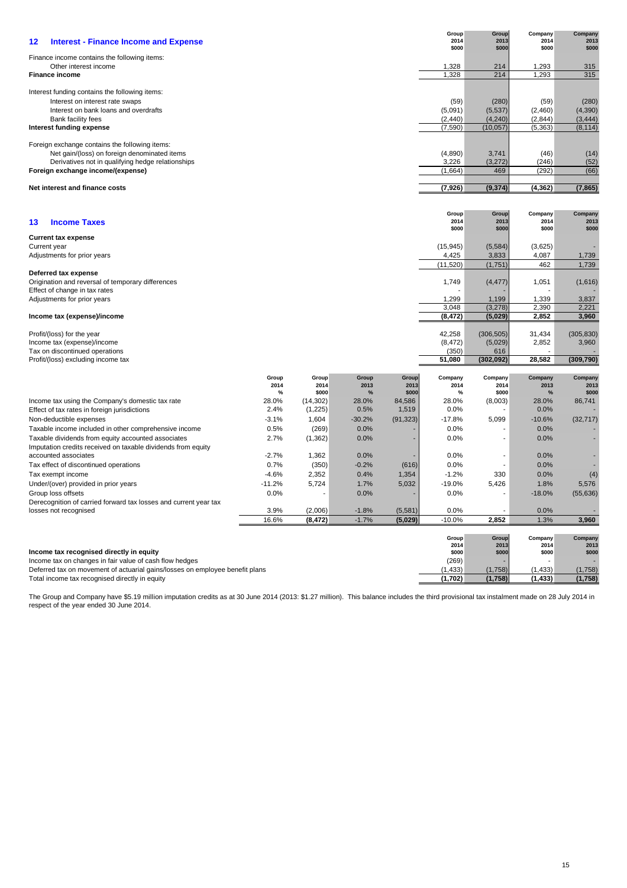## 12 Interest - Finance Income and Expense

| | Group 2014 $000 | Group 2013 $000 | Company 2014 $000 | Company 2013 $000 |
|---|---|---|---|---|
| Finance income contains the following items: | | | | |
| Other interest income | 1,328 | 214 | 1,293 | 315 |
| **Finance income** | 1,328 | 214 | 1,293 | 315 |
| Interest funding contains the following items: | | | | |
| Interest on interest rate swaps | (59) | (280) | (59) | (280) |
| Interest on bank loans and overdrafts | (5,091) | (5,537) | (2,460) | (4,390) |
| Bank facility fees | (2,440) | (4,240) | (2,844) | (3,444) |
| **Interest funding expense** | (7,590) | (10,057) | (5,363) | (8,114) |
| Foreign exchange contains the following items: | | | | |
| Net gain/(loss) on foreign denominated items | (4,890) | 3,741 | (46) | (14) |
| Derivatives not in qualifying hedge relationships | 3,226 | (3,272) | (246) | (52) |
| **Foreign exchange income/(expense)** | (1,664) | 469 | (292) | (66) |
| **Net interest and finance costs** | **(7,926)** | **(9,374)** | **(4,362)** | **(7,865)** |

## 13 Income Taxes

| | Group 2014 $000 | Group 2013 $000 | Company 2014 $000 | Company 2013 $000 |
|---|---|---|---|---|
| **Current tax expense** | | | | |
| Current year | (15,945) | (5,584) | (3,625) | - |
| Adjustments for prior years | 4,425 | 3,833 | 4,087 | 1,739 |
| | (11,520) | (1,751) | 462 | 1,739 |
| **Deferred tax expense** | | | | |
| Origination and reversal of temporary differences | 1,749 | (4,477) | 1,051 | (1,616) |
| Effect of change in tax rates | - | - | - | - |
| Adjustments for prior years | 1,299 | 1,199 | 1,339 | 3,837 |
| | 3,048 | (3,278) | 2,390 | 2,221 |
| **Income tax (expense)/income** | **(8,472)** | **(5,029)** | **2,852** | **3,960** |
| Profit/(loss) for the year | 42,258 | (306,505) | 31,434 | (305,830) |
| Income tax (expense)/income | (8,472) | (5,029) | 2,852 | 3,960 |
| Tax on discontinued operations | (350) | 616 | - | - |
| Profit/(loss) excluding income tax | **51,080** | **(302,092)** | **28,582** | **(309,790)** |

| | Group 2014 % | Group 2014 $000 | Group 2013 % | Group 2013 $000 | Company 2014 % | Company 2014 $000 | Company 2013 % | Company 2013 $000 |
|---|---|---|---|---|---|---|---|---|
| Income tax using the Company's domestic tax rate | 28.0% | (14,302) | 28.0% | 84,586 | 28.0% | (8,003) | 28.0% | 86,741 |
| Effect of tax rates in foreign jurisdictions | 2.4% | (1,225) | 0.5% | 1,519 | 0.0% | - | 0.0% | - |
| Non-deductible expenses | -3.1% | 1,604 | -30.2% | (91,323) | -17.8% | 5,099 | -10.6% | (32,717) |
| Taxable income included in other comprehensive income | 0.5% | (269) | 0.0% | - | 0.0% | - | 0.0% | - |
| Taxable dividends from equity accounted associates | 2.7% | (1,362) | 0.0% | - | 0.0% | - | 0.0% | - |
| Imputation credits received on taxable dividends from equity accounted associates | -2.7% | 1,362 | 0.0% | - | 0.0% | - | 0.0% | - |
| Tax effect of discontinued operations | 0.7% | (350) | -0.2% | (616) | 0.0% | - | 0.0% | - |
| Tax exempt income | -4.6% | 2,352 | 0.4% | 1,354 | -1.2% | 330 | 0.0% | (4) |
| Under/(over) provided in prior years | -11.2% | 5,724 | 1.7% | 5,032 | -19.0% | 5,426 | 1.8% | 5,576 |
| Group loss offsets | 0.0% | - | 0.0% | - | 0.0% | - | -18.0% | (55,636) |
| Derecognition of carried forward tax losses and current year tax losses not recognised | 3.9% | (2,006) | -1.8% | (5,581) | 0.0% | - | 0.0% | - |
| | 16.6% | **(8,472)** | -1.7% | **(5,029)** | -10.0% | **2,852** | 1.3% | **3,960** |

| **Income tax recognised directly in equity** | Group 2014 $000 | Group 2013 $000 | Company 2014 $000 | Company 2013 $000 |
|---|---|---|---|---|
| Income tax on changes in fair value of cash flow hedges | (269) | - | - | - |
| Deferred tax on movement of actuarial gains/losses on employee benefit plans | (1,433) | (1,758) | (1,433) | (1,758) |
| Total income tax recognised directly in equity | **(1,702)** | **(1,758)** | **(1,433)** | **(1,758)** |

The Group and Company have $5.19 million imputation credits as at 30 June 2014 (2013: $1.27 million). This balance includes the third provisional tax instalment made on 28 July 2014 in respect of the year ended 30 June 2014.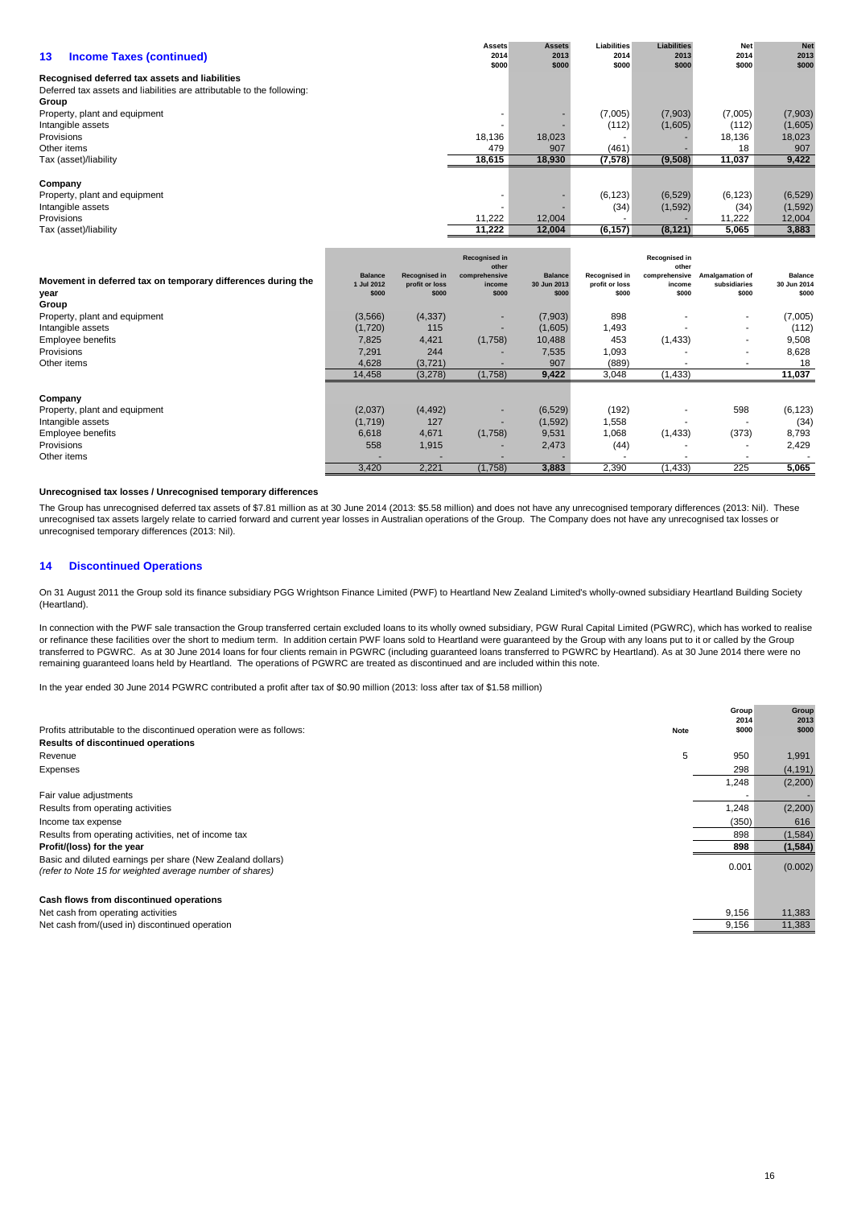## 13 Income Taxes (continued)

**Recognised deferred tax assets and liabilities**

Deferred tax assets and liabilities are attributable to the following:

| | Assets 2014 $000 | Assets 2013 $000 | Liabilities 2014 $000 | Liabilities 2013 $000 | Net 2014 $000 | Net 2013 $000 |
|---|---|---|---|---|---|---|
| **Group** | | | | | | |
| Property, plant and equipment | - | - | (7,005) | (7,903) | (7,005) | (7,903) |
| Intangible assets | - | - | (112) | (1,605) | (112) | (1,605) |
| Provisions | 18,136 | 18,023 | - | - | 18,136 | 18,023 |
| Other items | 479 | 907 | (461) | - | 18 | 907 |
| Tax (asset)/liability | 18,615 | 18,930 | (7,578) | (9,508) | 11,037 | 9,422 |
| **Company** | | | | | | |
| Property, plant and equipment | - | - | (6,123) | (6,529) | (6,123) | (6,529) |
| Intangible assets | - | - | (34) | (1,592) | (34) | (1,592) |
| Provisions | 11,222 | 12,004 | - | - | 11,222 | 12,004 |
| Tax (asset)/liability | 11,222 | 12,004 | (6,157) | (8,121) | 5,065 | 3,883 |

| Movement in deferred tax on temporary differences during the year | Balance 1 Jul 2012 $000 | Recognised in profit or loss $000 | Recognised in other comprehensive income $000 | Balance 30 Jun 2013 $000 | Recognised in profit or loss $000 | Recognised in other comprehensive income $000 | Amalgamation of subsidiaries $000 | Balance 30 Jun 2014 $000 |
|---|---|---|---|---|---|---|---|---|
| **Group** | | | | | | | | |
| Property, plant and equipment | (3,566) | (4,337) | - | (7,903) | 898 | - | - | (7,005) |
| Intangible assets | (1,720) | 115 | - | (1,605) | 1,493 | - | - | (112) |
| Employee benefits | 7,825 | 4,421 | (1,758) | 10,488 | 453 | (1,433) | - | 9,508 |
| Provisions | 7,291 | 244 | - | 7,535 | 1,093 | - | - | 8,628 |
| Other items | 4,628 | (3,721) | - | 907 | (889) | - | - | 18 |
| | 14,458 | (3,278) | (1,758) | 9,422 | 3,048 | (1,433) | | 11,037 |
| **Company** | | | | | | | | |
| Property, plant and equipment | (2,037) | (4,492) | - | (6,529) | (192) | - | 598 | (6,123) |
| Intangible assets | (1,719) | 127 | - | (1,592) | 1,558 | - | - | (34) |
| Employee benefits | 6,618 | 4,671 | (1,758) | 9,531 | 1,068 | (1,433) | (373) | 8,793 |
| Provisions | 558 | 1,915 | - | 2,473 | (44) | - | - | 2,429 |
| Other items | - | - | - | - | - | - | - | - |
| | 3,420 | 2,221 | (1,758) | 3,883 | 2,390 | (1,433) | 225 | 5,065 |

**Unrecognised tax losses / Unrecognised temporary differences**

The Group has unrecognised deferred tax assets of $7.81 million as at 30 June 2014 (2013: $5.58 million) and does not have any unrecognised temporary differences (2013: Nil). These unrecognised tax assets largely relate to carried forward and current year losses in Australian operations of the Group. The Company does not have any unrecognised tax losses or unrecognised temporary differences (2013: Nil).

## 14 Discontinued Operations

On 31 August 2011 the Group sold its finance subsidiary PGG Wrightson Finance Limited (PWF) to Heartland New Zealand Limited's wholly-owned subsidiary Heartland Building Society (Heartland).

In connection with the PWF sale transaction the Group transferred certain excluded loans to its wholly owned subsidiary, PGW Rural Capital Limited (PGWRC), which has worked to realise or refinance these facilities over the short to medium term. In addition certain PWF loans sold to Heartland were guaranteed by the Group with any loans put to it or called by the Group transferred to PGWRC. As at 30 June 2014 loans for four clients remain in PGWRC (including guaranteed loans transferred to PGWRC by Heartland). As at 30 June 2014 there were no remaining guaranteed loans held by Heartland. The operations of PGWRC are treated as discontinued and are included within this note.

In the year ended 30 June 2014 PGWRC contributed a profit after tax of $0.90 million (2013: loss after tax of $1.58 million)

| Profits attributable to the discontinued operation were as follows: | Note | Group 2014 $000 | Group 2013 $000 |
|---|---|---|---|
| **Results of discontinued operations** | | | |
| Revenue | 5 | 950 | 1,991 |
| Expenses | | 298 | (4,191) |
| | | 1,248 | (2,200) |
| Fair value adjustments | | - | - |
| Results from operating activities | | 1,248 | (2,200) |
| Income tax expense | | (350) | 616 |
| Results from operating activities, net of income tax | | 898 | (1,584) |
| **Profit/(loss) for the year** | | 898 | (1,584) |
| Basic and diluted earnings per share (New Zealand dollars) *(refer to Note 15 for weighted average number of shares)* | | 0.001 | (0.002) |
| **Cash flows from discontinued operations** | | | |
| Net cash from operating activities | | 9,156 | 11,383 |
| Net cash from/(used in) discontinued operation | | 9,156 | 11,383 |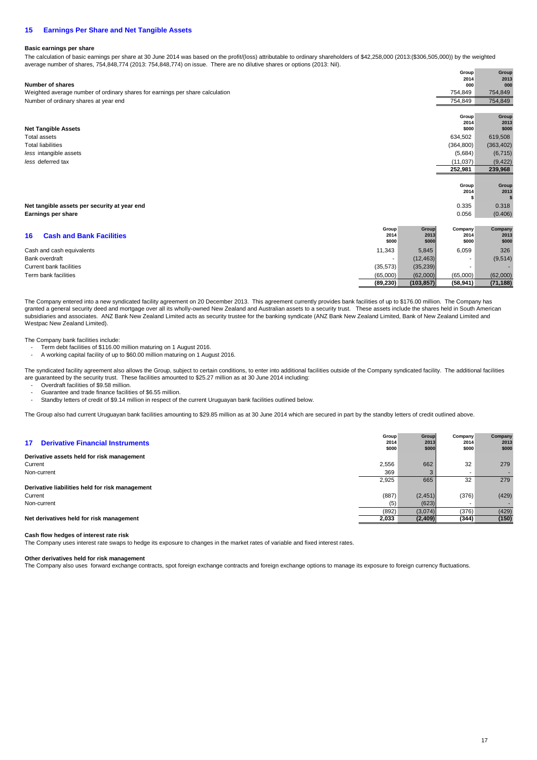## 15 Earnings Per Share and Net Tangible Assets

**Basic earnings per share**

The calculation of basic earnings per share at 30 June 2014 was based on the profit/(loss) attributable to ordinary shareholders of $42,258,000 (2013:($306,505,000)) by the weighted average number of shares, 754,848,774 (2013: 754,848,774) on issue. There are no dilutive shares or options (2013: Nil).

| Number of shares | Group 2014 000 | Group 2013 000 |
|---|---|---|
| Weighted average number of ordinary shares for earnings per share calculation | 754,849 | 754,849 |
| Number of ordinary shares at year end | 754,849 | 754,849 |

| Net Tangible Assets | Group 2014 $000 | Group 2013 $000 |
|---|---|---|
| Total assets | 634,502 | 619,508 |
| Total liabilities | (364,800) | (363,402) |
| *less* intangible assets | (5,684) | (6,715) |
| *less* deferred tax | (11,037) | (9,422) |
| | **252,981** | **239,968** |

| | Group 2014 $ | Group 2013 $ |
|---|---|---|
| **Net tangible assets per security at year end** | 0.335 | 0.318 |
| **Earnings per share** | 0.056 | (0.406) |

## 16 Cash and Bank Facilities

| | Group 2014 $000 | Group 2013 $000 | Company 2014 $000 | Company 2013 $000 |
|---|---|---|---|---|
| Cash and cash equivalents | 11,343 | 5,845 | 6,059 | 326 |
| Bank overdraft | - | (12,463) | - | (9,514) |
| Current bank facilities | (35,573) | (35,239) | - | - |
| Term bank facilities | (65,000) | (62,000) | (65,000) | (62,000) |
| | **(89,230)** | **(103,857)** | **(58,941)** | **(71,188)** |

The Company entered into a new syndicated facility agreement on 20 December 2013. This agreement currently provides bank facilities of up to $176.00 million. The Company has granted a general security deed and mortgage over all its wholly-owned New Zealand and Australian assets to a security trust. These assets include the shares held in South American subsidiaries and associates. ANZ Bank New Zealand Limited acts as security trustee for the banking syndicate (ANZ Bank New Zealand Limited, Bank of New Zealand Limited and Westpac New Zealand Limited).

The Company bank facilities include:

- Term debt facilities of $116.00 million maturing on 1 August 2016.
- A working capital facility of up to $60.00 million maturing on 1 August 2016.

The syndicated facility agreement also allows the Group, subject to certain conditions, to enter into additional facilities outside of the Company syndicated facility. The additional facilities are guaranteed by the security trust. These facilities amounted to $25.27 million as at 30 June 2014 including:

- Overdraft facilities of $9.58 million.
- Guarantee and trade finance facilities of $6.55 million.
- Standby letters of credit of $9.14 million in respect of the current Uruguayan bank facilities outlined below.

The Group also had current Uruguayan bank facilities amounting to $29.85 million as at 30 June 2014 which are secured in part by the standby letters of credit outlined above.

## 17 Derivative Financial Instruments

| | Group 2014 $000 | Group 2013 $000 | Company 2014 $000 | Company 2013 $000 |
|---|---|---|---|---|
| **Derivative assets held for risk management** | | | | |
| Current | 2,556 | 662 | 32 | 279 |
| Non-current | 369 | 3 | - | - |
| | 2,925 | 665 | 32 | 279 |
| **Derivative liabilities held for risk management** | | | | |
| Current | (887) | (2,451) | (376) | (429) |
| Non-current | (5) | (623) | - | - |
| | (892) | (3,074) | (376) | (429) |
| **Net derivatives held for risk management** | **2,033** | **(2,409)** | **(344)** | **(150)** |

**Cash flow hedges of interest rate risk**

The Company uses interest rate swaps to hedge its exposure to changes in the market rates of variable and fixed interest rates.

**Other derivatives held for risk management**

The Company also uses forward exchange contracts, spot foreign exchange contracts and foreign exchange options to manage its exposure to foreign currency fluctuations.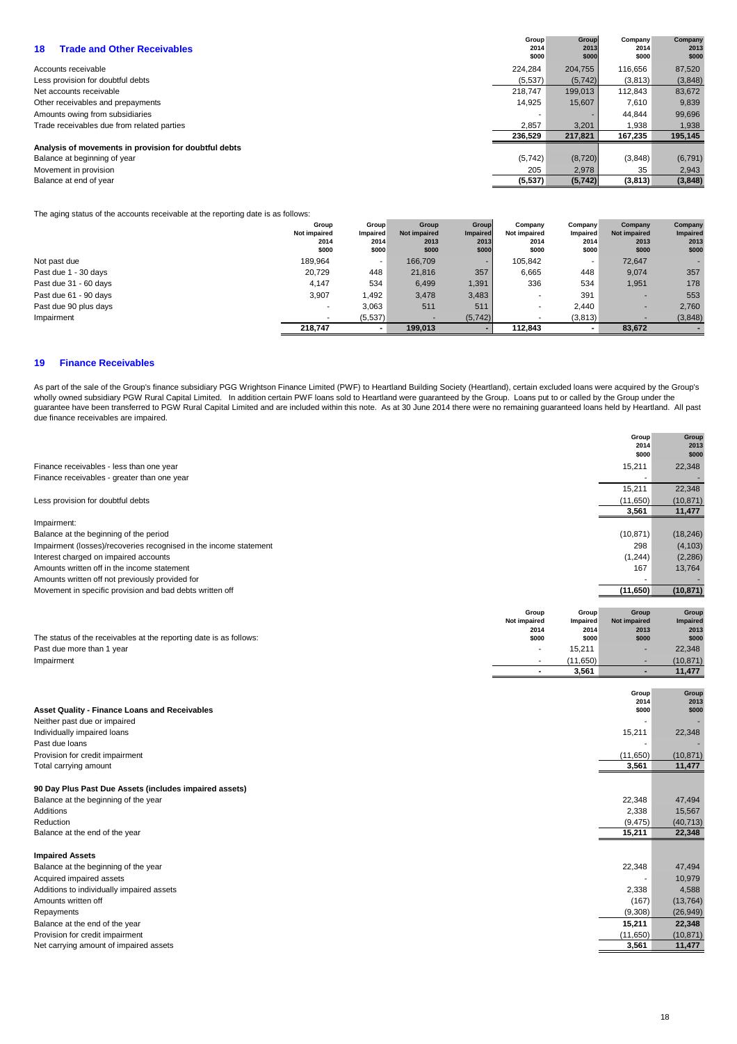## 18 Trade and Other Receivables

| | Group 2014 $000 | Group 2013 $000 | Company 2014 $000 | Company 2013 $000 |
|---|---|---|---|---|
| Accounts receivable | 224,284 | 204,755 | 116,656 | 87,520 |
| Less provision for doubtful debts | (5,537) | (5,742) | (3,813) | (3,848) |
| Net accounts receivable | 218,747 | 199,013 | 112,843 | 83,672 |
| Other receivables and prepayments | 14,925 | 15,607 | 7,610 | 9,839 |
| Amounts owing from subsidiaries | - | - | 44,844 | 99,696 |
| Trade receivables due from related parties | 2,857 | 3,201 | 1,938 | 1,938 |
| | 236,529 | 217,821 | 167,235 | 195,145 |
| **Analysis of movements in provision for doubtful debts** | | | | |
| Balance at beginning of year | (5,742) | (8,720) | (3,848) | (6,791) |
| Movement in provision | 205 | 2,978 | 35 | 2,943 |
| Balance at end of year | (5,537) | (5,742) | (3,813) | (3,848) |

The aging status of the accounts receivable at the reporting date is as follows:

| | Group Not impaired 2014 $000 | Group Impaired 2014 $000 | Group Not impaired 2013 $000 | Group Impaired 2013 $000 | Company Not impaired 2014 $000 | Company Impaired 2014 $000 | Company Not impaired 2013 $000 | Company Impaired 2013 $000 |
|---|---|---|---|---|---|---|---|---|
| Not past due | 189,964 | - | 166,709 | - | 105,842 | - | 72,647 | - |
| Past due 1 - 30 days | 20,729 | 448 | 21,816 | 357 | 6,665 | 448 | 9,074 | 357 |
| Past due 31 - 60 days | 4,147 | 534 | 6,499 | 1,391 | 336 | 534 | 1,951 | 178 |
| Past due 61 - 90 days | 3,907 | 1,492 | 3,478 | 3,483 | - | 391 | - | 553 |
| Past due 90 plus days | - | 3,063 | 511 | 511 | - | 2,440 | - | 2,760 |
| Impairment | - | (5,537) | - | (5,742) | - | (3,813) | - | (3,848) |
| | 218,747 | - | 199,013 | - | 112,843 | - | 83,672 | - |

## 19 Finance Receivables

As part of the sale of the Group's finance subsidiary PGG Wrightson Finance Limited (PWF) to Heartland Building Society (Heartland), certain excluded loans were acquired by the Group's wholly owned subsidiary PGW Rural Capital Limited. In addition certain PWF loans sold to Heartland were guaranteed by the Group. Loans put to or called by the Group under the guarantee have been transferred to PGW Rural Capital Limited and are included within this note. As at 30 June 2014 there were no remaining guaranteed loans held by Heartland. All past due finance receivables are impaired.

| | Group 2014 $000 | Group 2013 $000 |
|---|---|---|
| Finance receivables - less than one year | 15,211 | 22,348 |
| Finance receivables - greater than one year | - | - |
| | 15,211 | 22,348 |
| Less provision for doubtful debts | (11,650) | (10,871) |
| | 3,561 | 11,477 |
| Impairment: | | |
| Balance at the beginning of the period | (10,871) | (18,246) |
| Impairment (losses)/recoveries recognised in the income statement | 298 | (4,103) |
| Interest charged on impaired accounts | (1,244) | (2,286) |
| Amounts written off in the income statement | 167 | 13,764 |
| Amounts written off not previously provided for | - | - |
| Movement in specific provision and bad debts written off | (11,650) | (10,871) |

| The status of the receivables at the reporting date is as follows: | Group Not impaired 2014 $000 | Group Impaired 2014 $000 | Group Not impaired 2013 $000 | Group Impaired 2013 $000 |
|---|---|---|---|---|
| Past due more than 1 year | - | 15,211 | - | 22,348 |
| Impairment | - | (11,650) | - | (10,871) |
| | - | 3,561 | - | 11,477 |

| **Asset Quality - Finance Loans and Receivables** | Group 2014 $000 | Group 2013 $000 |
|---|---|---|
| Neither past due or impaired | - | - |
| Individually impaired loans | 15,211 | 22,348 |
| Past due loans | - | - |
| Provision for credit impairment | (11,650) | (10,871) |
| Total carrying amount | 3,561 | 11,477 |
| **90 Day Plus Past Due Assets (includes impaired assets)** | | |
| Balance at the beginning of the year | 22,348 | 47,494 |
| Additions | 2,338 | 15,567 |
| Reduction | (9,475) | (40,713) |
| Balance at the end of the year | 15,211 | 22,348 |
| **Impaired Assets** | | |
| Balance at the beginning of the year | 22,348 | 47,494 |
| Acquired impaired assets | - | 10,979 |
| Additions to individually impaired assets | 2,338 | 4,588 |
| Amounts written off | (167) | (13,764) |
| Repayments | (9,308) | (26,949) |
| Balance at the end of the year | 15,211 | 22,348 |
| Provision for credit impairment | (11,650) | (10,871) |
| Net carrying amount of impaired assets | 3,561 | 11,477 |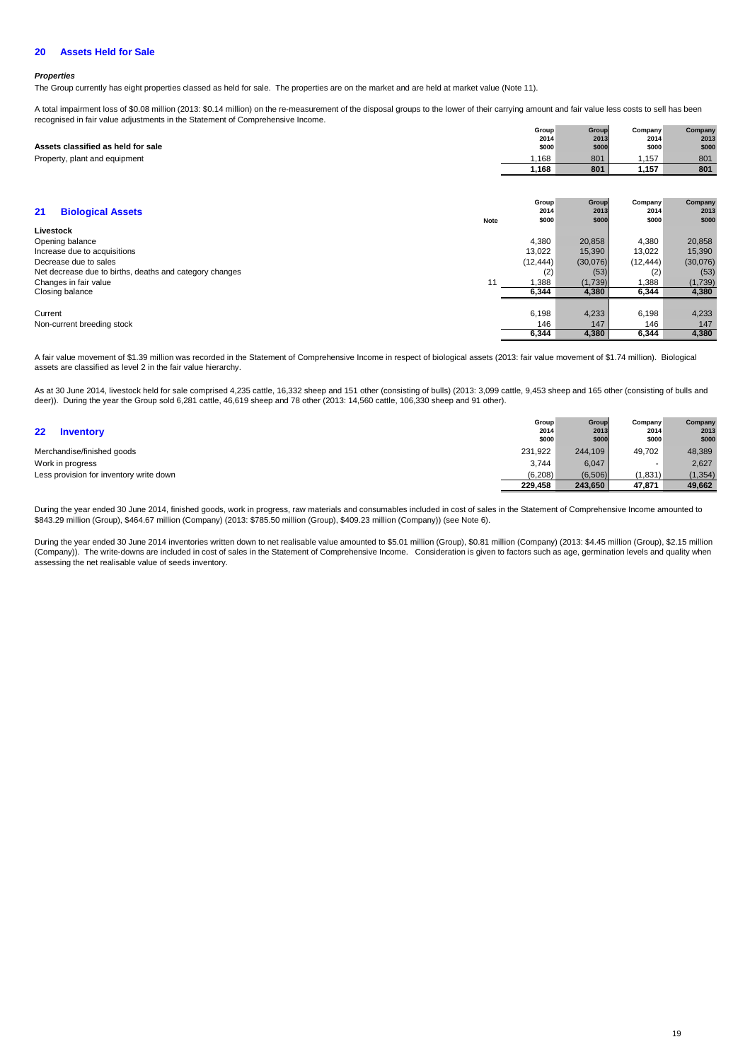## 20 Assets Held for Sale

***Properties***

The Group currently has eight properties classed as held for sale. The properties are on the market and are held at market value (Note 11).

A total impairment loss of $0.08 million (2013: $0.14 million) on the re-measurement of the disposal groups to the lower of their carrying amount and fair value less costs to sell has been recognised in fair value adjustments in the Statement of Comprehensive Income.

| Assets classified as held for sale | Group 2014 $000 | Group 2013 $000 | Company 2014 $000 | Company 2013 $000 |
|---|---|---|---|---|
| Property, plant and equipment | 1,168 | 801 | 1,157 | 801 |
| | **1,168** | **801** | **1,157** | **801** |

## 21 Biological Assets

| | Note | Group 2014 $000 | Group 2013 $000 | Company 2014 $000 | Company 2013 $000 |
|---|---|---|---|---|---|
| **Livestock** | | | | | |
| Opening balance | | 4,380 | 20,858 | 4,380 | 20,858 |
| Increase due to acquisitions | | 13,022 | 15,390 | 13,022 | 15,390 |
| Decrease due to sales | | (12,444) | (30,076) | (12,444) | (30,076) |
| Net decrease due to births, deaths and category changes | | (2) | (53) | (2) | (53) |
| Changes in fair value | 11 | 1,388 | (1,739) | 1,388 | (1,739) |
| Closing balance | | **6,344** | **4,380** | **6,344** | **4,380** |
| | | | | | |
| Current | | 6,198 | 4,233 | 6,198 | 4,233 |
| Non-current breeding stock | | 146 | 147 | 146 | 147 |
| | | **6,344** | **4,380** | **6,344** | **4,380** |

A fair value movement of $1.39 million was recorded in the Statement of Comprehensive Income in respect of biological assets (2013: fair value movement of $1.74 million). Biological assets are classified as level 2 in the fair value hierarchy.

As at 30 June 2014, livestock held for sale comprised 4,235 cattle, 16,332 sheep and 151 other (consisting of bulls) (2013: 3,099 cattle, 9,453 sheep and 165 other (consisting of bulls and deer)). During the year the Group sold 6,281 cattle, 46,619 sheep and 78 other (2013: 14,560 cattle, 106,330 sheep and 91 other).

## 22 Inventory

| | Group 2014 $000 | Group 2013 $000 | Company 2014 $000 | Company 2013 $000 |
|---|---|---|---|---|
| Merchandise/finished goods | 231,922 | 244,109 | 49,702 | 48,389 |
| Work in progress | 3,744 | 6,047 | - | 2,627 |
| Less provision for inventory write down | (6,208) | (6,506) | (1,831) | (1,354) |
| | **229,458** | **243,650** | **47,871** | **49,662** |

During the year ended 30 June 2014, finished goods, work in progress, raw materials and consumables included in cost of sales in the Statement of Comprehensive Income amounted to $843.29 million (Group), $464.67 million (Company) (2013: $785.50 million (Group), $409.23 million (Company)) (see Note 6).

During the year ended 30 June 2014 inventories written down to net realisable value amounted to $5.01 million (Group), $0.81 million (Company) (2013: $4.45 million (Group), $2.15 million (Company)). The write-downs are included in cost of sales in the Statement of Comprehensive Income. Consideration is given to factors such as age, germination levels and quality when assessing the net realisable value of seeds inventory.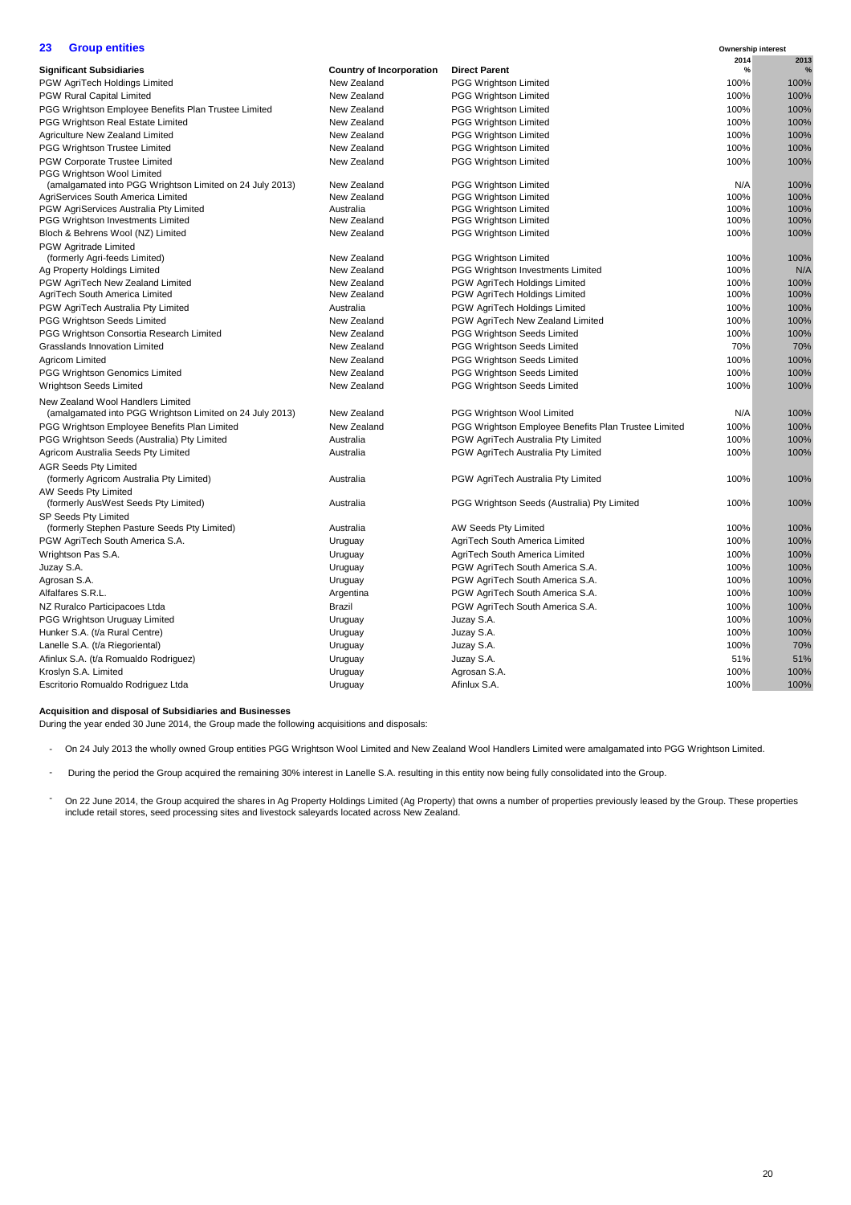## 23 Group entities

| Significant Subsidiaries | Country of Incorporation | Direct Parent | Ownership interest 2014 % | 2013 % |
|---|---|---|---|---|
| PGW AgriTech Holdings Limited | New Zealand | PGG Wrightson Limited | 100% | 100% |
| PGW Rural Capital Limited | New Zealand | PGG Wrightson Limited | 100% | 100% |
| PGG Wrightson Employee Benefits Plan Trustee Limited | New Zealand | PGG Wrightson Limited | 100% | 100% |
| PGG Wrightson Real Estate Limited | New Zealand | PGG Wrightson Limited | 100% | 100% |
| Agriculture New Zealand Limited | New Zealand | PGG Wrightson Limited | 100% | 100% |
| PGG Wrightson Trustee Limited | New Zealand | PGG Wrightson Limited | 100% | 100% |
| PGW Corporate Trustee Limited | New Zealand | PGG Wrightson Limited | 100% | 100% |
| PGG Wrightson Wool Limited (amalgamated into PGG Wrightson Limited on 24 July 2013) | New Zealand | PGG Wrightson Limited | N/A | 100% |
| AgriServices South America Limited | New Zealand | PGG Wrightson Limited | 100% | 100% |
| PGW AgriServices Australia Pty Limited | Australia | PGG Wrightson Limited | 100% | 100% |
| PGG Wrightson Investments Limited | New Zealand | PGG Wrightson Limited | 100% | 100% |
| Bloch & Behrens Wool (NZ) Limited | New Zealand | PGG Wrightson Limited | 100% | 100% |
| PGW Agritrade Limited (formerly Agri-feeds Limited) | New Zealand | PGG Wrightson Limited | 100% | 100% |
| Ag Property Holdings Limited | New Zealand | PGG Wrightson Investments Limited | 100% | N/A |
| PGW AgriTech New Zealand Limited | New Zealand | PGW AgriTech Holdings Limited | 100% | 100% |
| AgriTech South America Limited | New Zealand | PGW AgriTech Holdings Limited | 100% | 100% |
| PGW AgriTech Australia Pty Limited | Australia | PGW AgriTech Holdings Limited | 100% | 100% |
| PGG Wrightson Seeds Limited | New Zealand | PGW AgriTech New Zealand Limited | 100% | 100% |
| PGG Wrightson Consortia Research Limited | New Zealand | PGG Wrightson Seeds Limited | 100% | 100% |
| Grasslands Innovation Limited | New Zealand | PGG Wrightson Seeds Limited | 70% | 70% |
| Agricom Limited | New Zealand | PGG Wrightson Seeds Limited | 100% | 100% |
| PGG Wrightson Genomics Limited | New Zealand | PGG Wrightson Seeds Limited | 100% | 100% |
| Wrightson Seeds Limited | New Zealand | PGG Wrightson Seeds Limited | 100% | 100% |
| New Zealand Wool Handlers Limited (amalgamated into PGG Wrightson Limited on 24 July 2013) | New Zealand | PGG Wrightson Wool Limited | N/A | 100% |
| PGG Wrightson Employee Benefits Plan Limited | New Zealand | PGG Wrightson Employee Benefits Plan Trustee Limited | 100% | 100% |
| PGG Wrightson Seeds (Australia) Pty Limited | Australia | PGW AgriTech Australia Pty Limited | 100% | 100% |
| Agricom Australia Seeds Pty Limited | Australia | PGW AgriTech Australia Pty Limited | 100% | 100% |
| AGR Seeds Pty Limited (formerly Agricom Australia Pty Limited) | Australia | PGW AgriTech Australia Pty Limited | 100% | 100% |
| AW Seeds Pty Limited (formerly AusWest Seeds Pty Limited) | Australia | PGG Wrightson Seeds (Australia) Pty Limited | 100% | 100% |
| SP Seeds Pty Limited (formerly Stephen Pasture Seeds Pty Limited) | Australia | AW Seeds Pty Limited | 100% | 100% |
| PGW AgriTech South America S.A. | Uruguay | AgriTech South America Limited | 100% | 100% |
| Wrightson Pas S.A. | Uruguay | AgriTech South America Limited | 100% | 100% |
| Juzay S.A. | Uruguay | PGW AgriTech South America S.A. | 100% | 100% |
| Agrosan S.A. | Uruguay | PGW AgriTech South America S.A. | 100% | 100% |
| Alfalfares S.R.L. | Argentina | PGW AgriTech South America S.A. | 100% | 100% |
| NZ Ruralco Participacoes Ltda | Brazil | PGW AgriTech South America S.A. | 100% | 100% |
| PGG Wrightson Uruguay Limited | Uruguay | Juzay S.A. | 100% | 100% |
| Hunker S.A. (t/a Rural Centre) | Uruguay | Juzay S.A. | 100% | 100% |
| Lanelle S.A. (t/a Riegoriental) | Uruguay | Juzay S.A. | 100% | 70% |
| Afinlux S.A. (t/a Romualdo Rodriguez) | Uruguay | Juzay S.A. | 51% | 51% |
| Kroslyn S.A. Limited | Uruguay | Agrosan S.A. | 100% | 100% |
| Escritorio Romualdo Rodriguez Ltda | Uruguay | Afinlux S.A. | 100% | 100% |

**Acquisition and disposal of Subsidiaries and Businesses**

During the year ended 30 June 2014, the Group made the following acquisitions and disposals:

- On 24 July 2013 the wholly owned Group entities PGG Wrightson Wool Limited and New Zealand Wool Handlers Limited were amalgamated into PGG Wrightson Limited.
- During the period the Group acquired the remaining 30% interest in Lanelle S.A. resulting in this entity now being fully consolidated into the Group.
- On 22 June 2014, the Group acquired the shares in Ag Property Holdings Limited (Ag Property) that owns a number of properties previously leased by the Group. These properties include retail stores, seed processing sites and livestock saleyards located across New Zealand.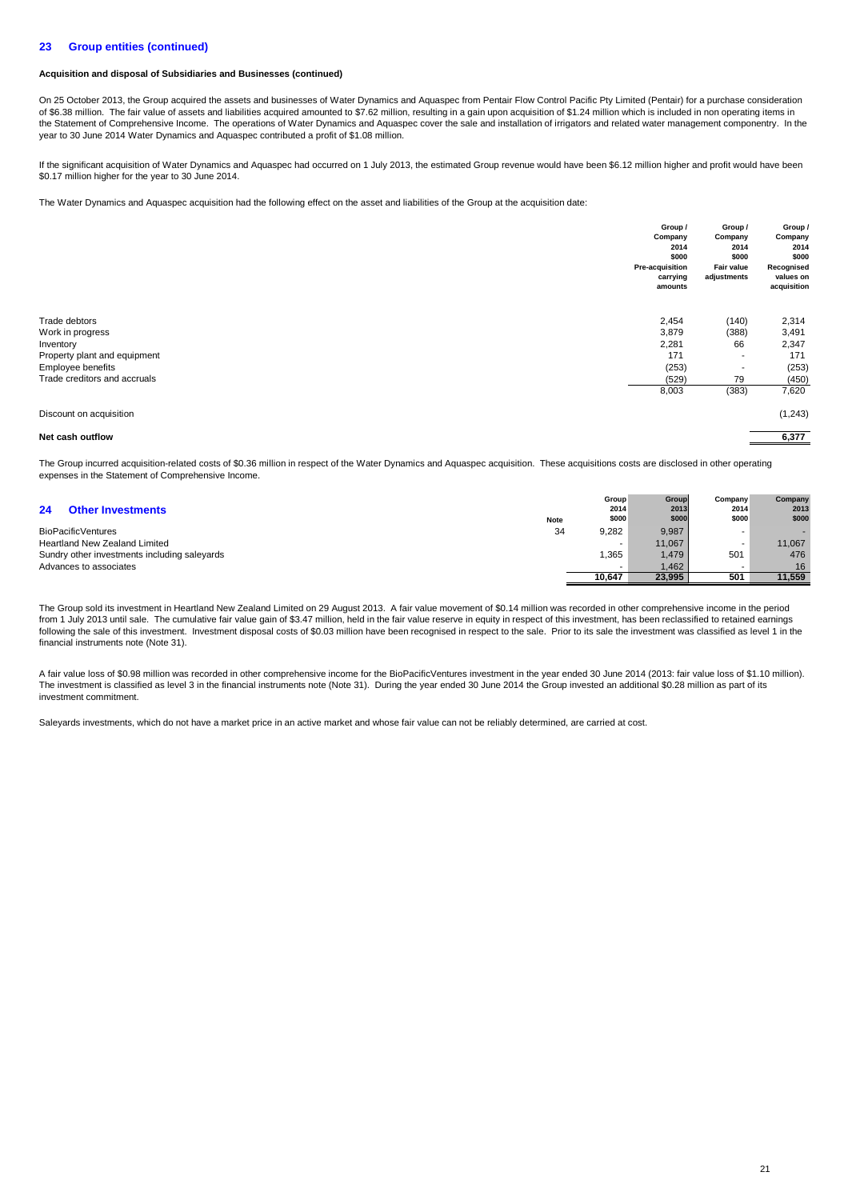## 23 Group entities (continued)

**Acquisition and disposal of Subsidiaries and Businesses (continued)**

On 25 October 2013, the Group acquired the assets and businesses of Water Dynamics and Aquaspec from Pentair Flow Control Pacific Pty Limited (Pentair) for a purchase consideration of $6.38 million. The fair value of assets and liabilities acquired amounted to $7.62 million, resulting in a gain upon acquisition of $1.24 million which is included in non operating items in the Statement of Comprehensive Income. The operations of Water Dynamics and Aquaspec cover the sale and installation of irrigators and related water management componentry. In the year to 30 June 2014 Water Dynamics and Aquaspec contributed a profit of $1.08 million.

If the significant acquisition of Water Dynamics and Aquaspec had occurred on 1 July 2013, the estimated Group revenue would have been $6.12 million higher and profit would have been $0.17 million higher for the year to 30 June 2014.

The Water Dynamics and Aquaspec acquisition had the following effect on the asset and liabilities of the Group at the acquisition date:

| | Group / Company 2014 $000 Pre-acquisition carrying amounts | Group / Company 2014 $000 Fair value adjustments | Group / Company 2014 $000 Recognised values on acquisition |
|---|---|---|---|
| Trade debtors | 2,454 | (140) | 2,314 |
| Work in progress | 3,879 | (388) | 3,491 |
| Inventory | 2,281 | 66 | 2,347 |
| Property plant and equipment | 171 | - | 171 |
| Employee benefits | (253) | - | (253) |
| Trade creditors and accruals | (529) | 79 | (450) |
| | 8,003 | (383) | 7,620 |
| Discount on acquisition | | | (1,243) |
| **Net cash outflow** | | | **6,377** |

The Group incurred acquisition-related costs of $0.36 million in respect of the Water Dynamics and Aquaspec acquisition. These acquisitions costs are disclosed in other operating expenses in the Statement of Comprehensive Income.

## 24 Other Investments

| | Note | Group 2014 $000 | Group 2013 $000 | Company 2014 $000 | Company 2013 $000 |
|---|---|---|---|---|---|
| BioPacificVentures | 34 | 9,282 | 9,987 | - | - |
| Heartland New Zealand Limited | | - | 11,067 | - | 11,067 |
| Sundry other investments including saleyards | | 1,365 | 1,479 | 501 | 476 |
| Advances to associates | | - | 1,462 | - | 16 |
| | | **10,647** | **23,995** | **501** | **11,559** |

The Group sold its investment in Heartland New Zealand Limited on 29 August 2013. A fair value movement of $0.14 million was recorded in other comprehensive income in the period from 1 July 2013 until sale. The cumulative fair value gain of $3.47 million, held in the fair value reserve in equity in respect of this investment, has been reclassified to retained earnings following the sale of this investment. Investment disposal costs of $0.03 million have been recognised in respect to the sale. Prior to its sale the investment was classified as level 1 in the financial instruments note (Note 31).

A fair value loss of $0.98 million was recorded in other comprehensive income for the BioPacificVentures investment in the year ended 30 June 2014 (2013: fair value loss of $1.10 million). The investment is classified as level 3 in the financial instruments note (Note 31). During the year ended 30 June 2014 the Group invested an additional $0.28 million as part of its investment commitment.

Saleyards investments, which do not have a market price in an active market and whose fair value can not be reliably determined, are carried at cost.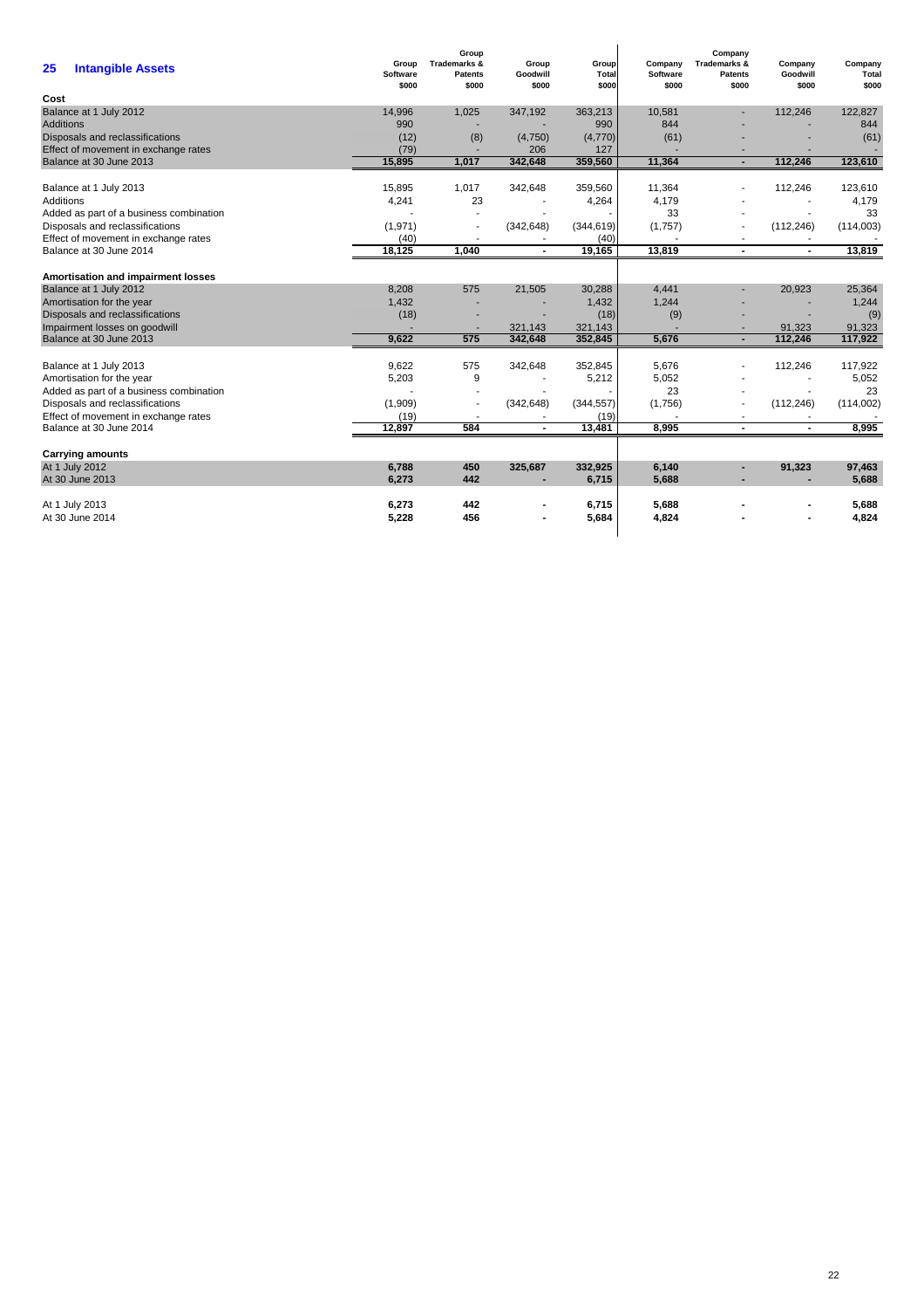## 25 Intangible Assets

| | Group Software $000 | Group Trademarks & Patents $000 | Group Goodwill $000 | Group Total $000 | Company Software $000 | Company Trademarks & Patents $000 | Company Goodwill $000 | Company Total $000 |
|---|---|---|---|---|---|---|---|---|
| **Cost** | | | | | | | | |
| Balance at 1 July 2012 | 14,996 | 1,025 | 347,192 | 363,213 | 10,581 | - | 112,246 | 122,827 |
| Additions | 990 | - | - | 990 | 844 | - | - | 844 |
| Disposals and reclassifications | (12) | (8) | (4,750) | (4,770) | (61) | - | - | (61) |
| Effect of movement in exchange rates | (79) | - | 206 | 127 | - | - | - | - |
| Balance at 30 June 2013 | **15,895** | **1,017** | **342,648** | **359,560** | **11,364** | **-** | **112,246** | **123,610** |
| | | | | | | | | |
| Balance at 1 July 2013 | 15,895 | 1,017 | 342,648 | 359,560 | 11,364 | - | 112,246 | 123,610 |
| Additions | 4,241 | 23 | - | 4,264 | 4,179 | - | - | 4,179 |
| Added as part of a business combination | - | - | - | - | 33 | - | - | 33 |
| Disposals and reclassifications | (1,971) | - | (342,648) | (344,619) | (1,757) | - | (112,246) | (114,003) |
| Effect of movement in exchange rates | (40) | - | - | (40) | - | - | - | - |
| Balance at 30 June 2014 | **18,125** | **1,040** | **-** | **19,165** | **13,819** | **-** | **-** | **13,819** |
| | | | | | | | | |
| **Amortisation and impairment losses** | | | | | | | | |
| Balance at 1 July 2012 | 8,208 | 575 | 21,505 | 30,288 | 4,441 | - | 20,923 | 25,364 |
| Amortisation for the year | 1,432 | - | - | 1,432 | 1,244 | - | - | 1,244 |
| Disposals and reclassifications | (18) | - | - | (18) | (9) | - | - | (9) |
| Impairment losses on goodwill | - | - | 321,143 | 321,143 | - | - | 91,323 | 91,323 |
| Balance at 30 June 2013 | **9,622** | **575** | **342,648** | **352,845** | **5,676** | **-** | **112,246** | **117,922** |
| | | | | | | | | |
| Balance at 1 July 2013 | 9,622 | 575 | 342,648 | 352,845 | 5,676 | - | 112,246 | 117,922 |
| Amortisation for the year | 5,203 | 9 | - | 5,212 | 5,052 | - | - | 5,052 |
| Added as part of a business combination | - | - | - | - | 23 | - | - | 23 |
| Disposals and reclassifications | (1,909) | - | (342,648) | (344,557) | (1,756) | - | (112,246) | (114,002) |
| Effect of movement in exchange rates | (19) | - | - | (19) | - | - | - | - |
| Balance at 30 June 2014 | **12,897** | **584** | **-** | **13,481** | **8,995** | **-** | **-** | **8,995** |
| | | | | | | | | |
| **Carrying amounts** | | | | | | | | |
| At 1 July 2012 | **6,788** | **450** | **325,687** | **332,925** | **6,140** | **-** | **91,323** | **97,463** |
| At 30 June 2013 | **6,273** | **442** | **-** | **6,715** | **5,688** | **-** | **-** | **5,688** |
| | | | | | | | | |
| At 1 July 2013 | **6,273** | **442** | **-** | **6,715** | **5,688** | **-** | **-** | **5,688** |
| At 30 June 2014 | **5,228** | **456** | **-** | **5,684** | **4,824** | **-** | **-** | **4,824** |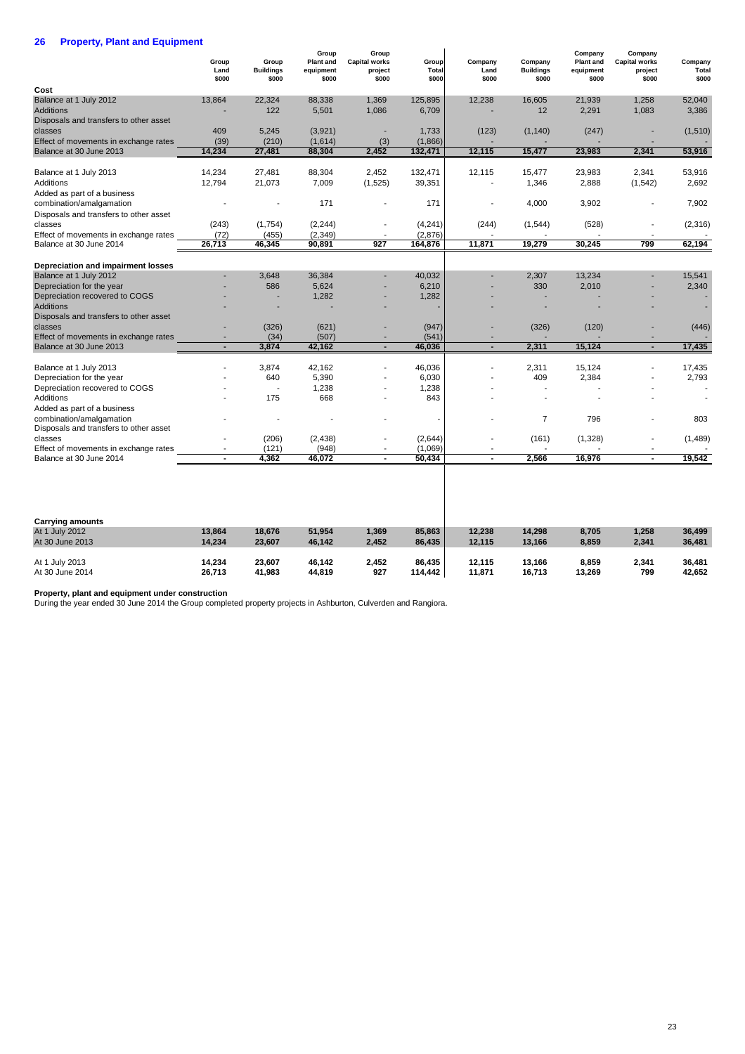## 26 Property, Plant and Equipment

| | Group Land $000 | Group Buildings $000 | Group Plant and equipment $000 | Group Capital works project $000 | Group Total $000 | Company Land $000 | Company Buildings $000 | Company Plant and equipment $000 | Company Capital works project $000 | Company Total $000 |
|---|---|---|---|---|---|---|---|---|---|---|
| **Cost** | | | | | | | | | | |
| Balance at 1 July 2012 | 13,864 | 22,324 | 88,338 | 1,369 | 125,895 | 12,238 | 16,605 | 21,939 | 1,258 | 52,040 |
| Additions | - | 122 | 5,501 | 1,086 | 6,709 | - | 12 | 2,291 | 1,083 | 3,386 |
| Disposals and transfers to other asset classes | 409 | 5,245 | (3,921) | - | 1,733 | (123) | (1,140) | (247) | - | (1,510) |
| Effect of movements in exchange rates | (39) | (210) | (1,614) | (3) | (1,866) | - | - | - | - | - |
| Balance at 30 June 2013 | 14,234 | 27,481 | 88,304 | 2,452 | 132,471 | 12,115 | 15,477 | 23,983 | 2,341 | 53,916 |
| | | | | | | | | | | |
| Balance at 1 July 2013 | 14,234 | 27,481 | 88,304 | 2,452 | 132,471 | 12,115 | 15,477 | 23,983 | 2,341 | 53,916 |
| Additions | 12,794 | 21,073 | 7,009 | (1,525) | 39,351 | - | 1,346 | 2,888 | (1,542) | 2,692 |
| Added as part of a business combination/amalgamation | - | - | 171 | - | 171 | - | 4,000 | 3,902 | - | 7,902 |
| Disposals and transfers to other asset classes | (243) | (1,754) | (2,244) | - | (4,241) | (244) | (1,544) | (528) | - | (2,316) |
| Effect of movements in exchange rates | (72) | (455) | (2,349) | - | (2,876) | - | - | - | - | - |
| Balance at 30 June 2014 | 26,713 | 46,345 | 90,891 | 927 | 164,876 | 11,871 | 19,279 | 30,245 | 799 | 62,194 |
| | | | | | | | | | | |
| **Depreciation and impairment losses** | | | | | | | | | | |
| Balance at 1 July 2012 | - | 3,648 | 36,384 | - | 40,032 | - | 2,307 | 13,234 | - | 15,541 |
| Depreciation for the year | - | 586 | 5,624 | - | 6,210 | - | 330 | 2,010 | - | 2,340 |
| Depreciation recovered to COGS | - | - | 1,282 | - | 1,282 | - | - | - | - | - |
| Additions | - | - | - | - | - | - | - | - | - | - |
| Disposals and transfers to other asset classes | - | (326) | (621) | - | (947) | - | (326) | (120) | - | (446) |
| Effect of movements in exchange rates | - | (34) | (507) | - | (541) | - | - | - | - | - |
| Balance at 30 June 2013 | - | 3,874 | 42,162 | - | 46,036 | - | 2,311 | 15,124 | - | 17,435 |
| | | | | | | | | | | |
| Balance at 1 July 2013 | - | 3,874 | 42,162 | - | 46,036 | - | 2,311 | 15,124 | - | 17,435 |
| Depreciation for the year | - | 640 | 5,390 | - | 6,030 | - | 409 | 2,384 | - | 2,793 |
| Depreciation recovered to COGS | - | - | 1,238 | - | 1,238 | - | - | - | - | - |
| Additions | - | 175 | 668 | - | 843 | - | - | - | - | - |
| Added as part of a business combination/amalgamation | - | - | - | - | - | - | 7 | 796 | - | 803 |
| Disposals and transfers to other asset classes | - | (206) | (2,438) | - | (2,644) | - | (161) | (1,328) | - | (1,489) |
| Effect of movements in exchange rates | - | (121) | (948) | - | (1,069) | - | - | - | - | - |
| Balance at 30 June 2014 | - | 4,362 | 46,072 | - | 50,434 | - | 2,566 | 16,976 | - | 19,542 |
| | | | | | | | | | | |
| **Carrying amounts** | | | | | | | | | | |
| At 1 July 2012 | **13,864** | **18,676** | **51,954** | **1,369** | **85,863** | **12,238** | **14,298** | **8,705** | **1,258** | **36,499** |
| At 30 June 2013 | **14,234** | **23,607** | **46,142** | **2,452** | **86,435** | **12,115** | **13,166** | **8,859** | **2,341** | **36,481** |
| | | | | | | | | | | |
| At 1 July 2013 | **14,234** | **23,607** | **46,142** | **2,452** | **86,435** | **12,115** | **13,166** | **8,859** | **2,341** | **36,481** |
| At 30 June 2014 | **26,713** | **41,983** | **44,819** | **927** | **114,442** | **11,871** | **16,713** | **13,269** | **799** | **42,652** |

**Property, plant and equipment under construction**

During the year ended 30 June 2014 the Group completed property projects in Ashburton, Culverden and Rangiora.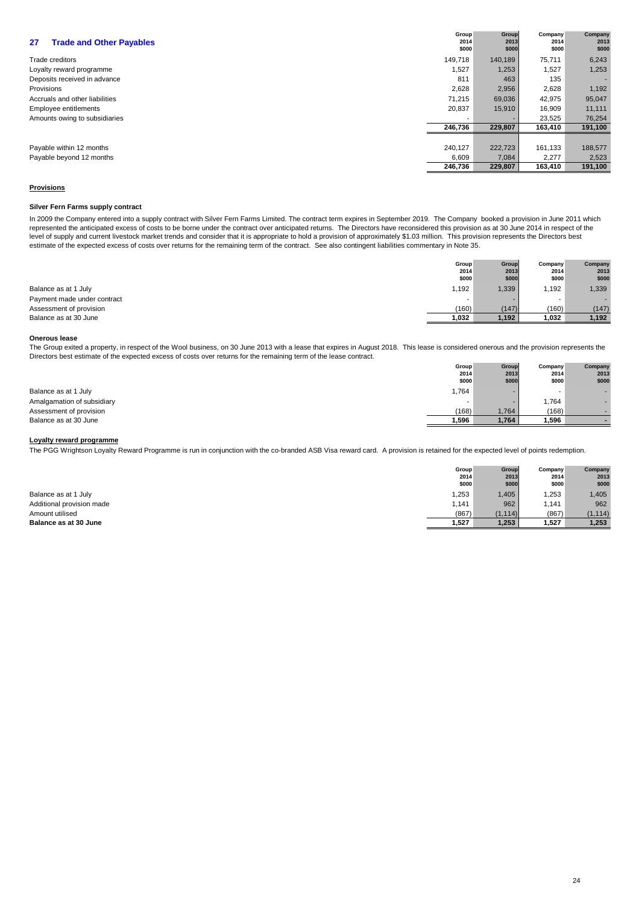## 27 Trade and Other Payables

| | Group 2014 $000 | Group 2013 $000 | Company 2014 $000 | Company 2013 $000 |
|---|---|---|---|---|
| Trade creditors | 149,718 | 140,189 | 75,711 | 6,243 |
| Loyalty reward programme | 1,527 | 1,253 | 1,527 | 1,253 |
| Deposits received in advance | 811 | 463 | 135 | - |
| Provisions | 2,628 | 2,956 | 2,628 | 1,192 |
| Accruals and other liabilities | 71,215 | 69,036 | 42,975 | 95,047 |
| Employee entitlements | 20,837 | 15,910 | 16,909 | 11,111 |
| Amounts owing to subsidiaries | - | - | 23,525 | 76,254 |
| | **246,736** | **229,807** | **163,410** | **191,100** |
| | | | | |
| Payable within 12 months | 240,127 | 222,723 | 161,133 | 188,577 |
| Payable beyond 12 months | 6,609 | 7,084 | 2,277 | 2,523 |
| | **246,736** | **229,807** | **163,410** | **191,100** |

### Provisions

#### Silver Fern Farms supply contract

In 2009 the Company entered into a supply contract with Silver Fern Farms Limited. The contract term expires in September 2019. The Company booked a provision in June 2011 which represented the anticipated excess of costs to be borne under the contract over anticipated returns. The Directors have reconsidered this provision as at 30 June 2014 in respect of the level of supply and current livestock market trends and consider that it is appropriate to hold a provision of approximately $1.03 million. This provision represents the Directors best estimate of the expected excess of costs over returns for the remaining term of the contract. See also contingent liabilities commentary in Note 35.

| | Group 2014 $000 | Group 2013 $000 | Company 2014 $000 | Company 2013 $000 |
|---|---|---|---|---|
| Balance as at 1 July | 1,192 | 1,339 | 1,192 | 1,339 |
| Payment made under contract | - | - | - | - |
| Assessment of provision | (160) | (147) | (160) | (147) |
| Balance as at 30 June | **1,032** | **1,192** | **1,032** | **1,192** |

#### Onerous lease

The Group exited a property, in respect of the Wool business, on 30 June 2013 with a lease that expires in August 2018. This lease is considered onerous and the provision represents the Directors best estimate of the expected excess of costs over returns for the remaining term of the lease contract.

| | Group 2014 $000 | Group 2013 $000 | Company 2014 $000 | Company 2013 $000 |
|---|---|---|---|---|
| Balance as at 1 July | 1,764 | - | - | - |
| Amalgamation of subsidiary | - | - | 1,764 | - |
| Assessment of provision | (168) | 1,764 | (168) | - |
| Balance as at 30 June | **1,596** | **1,764** | **1,596** | **-** |

#### Loyalty reward programme

The PGG Wrightson Loyalty Reward Programme is run in conjunction with the co-branded ASB Visa reward card. A provision is retained for the expected level of points redemption.

| | Group 2014 $000 | Group 2013 $000 | Company 2014 $000 | Company 2013 $000 |
|---|---|---|---|---|
| Balance as at 1 July | 1,253 | 1,405 | 1,253 | 1,405 |
| Additional provision made | 1,141 | 962 | 1,141 | 962 |
| Amount utilised | (867) | (1,114) | (867) | (1,114) |
| **Balance as at 30 June** | **1,527** | **1,253** | **1,527** | **1,253** |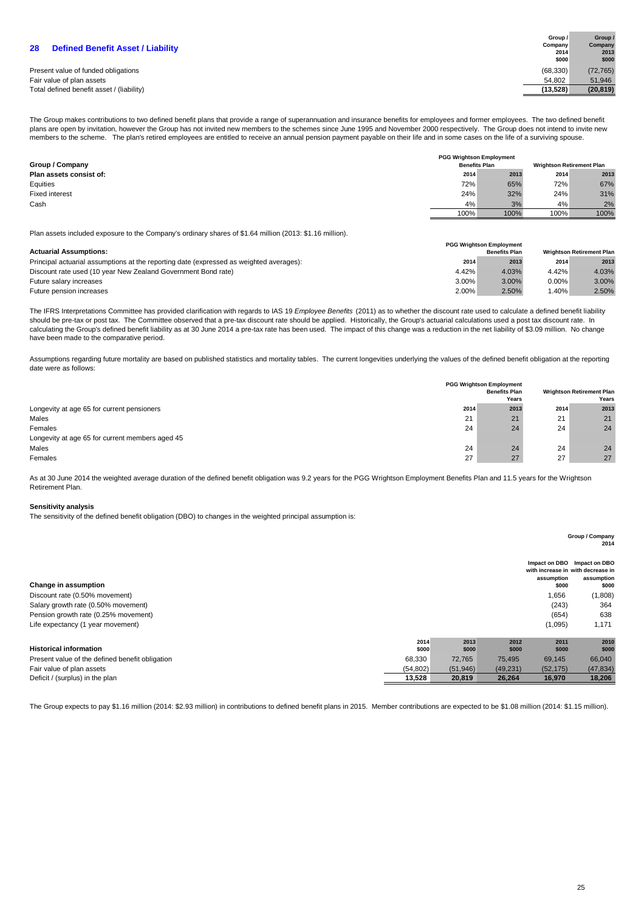## 28 Defined Benefit Asset / Liability

| | Group / Company 2014 $000 | Group / Company 2013 $000 |
|---|---|---|
| Present value of funded obligations | (68,330) | (72,765) |
| Fair value of plan assets | 54,802 | 51,946 |
| Total defined benefit asset / (liability) | **(13,528)** | **(20,819)** |

The Group makes contributions to two defined benefit plans that provide a range of superannuation and insurance benefits for employees and former employees. The two defined benefit plans are open by invitation, however the Group has not invited new members to the schemes since June 1995 and November 2000 respectively. The Group does not intend to invite new members to the scheme. The plan's retired employees are entitled to receive an annual pension payment payable on their life and in some cases on the life of a surviving spouse.

| Group / Company | PGG Wrightson Employment Benefits Plan | | Wrightson Retirement Plan | |
|---|---|---|---|---|
| **Plan assets consist of:** | 2014 | 2013 | 2014 | 2013 |
| Equities | 72% | 65% | 72% | 67% |
| Fixed interest | 24% | 32% | 24% | 31% |
| Cash | 4% | 3% | 4% | 2% |
| | 100% | 100% | 100% | 100% |

Plan assets included exposure to the Company's ordinary shares of $1.64 million (2013: $1.16 million).

| Actuarial Assumptions: | PGG Wrightson Employment Benefits Plan | | Wrightson Retirement Plan | |
|---|---|---|---|---|
| Principal actuarial assumptions at the reporting date (expressed as weighted averages): | 2014 | 2013 | 2014 | 2013 |
| Discount rate used (10 year New Zealand Government Bond rate) | 4.42% | 4.03% | 4.42% | 4.03% |
| Future salary increases | 3.00% | 3.00% | 0.00% | 3.00% |
| Future pension increases | 2.00% | 2.50% | 1.40% | 2.50% |

The IFRS Interpretations Committee has provided clarification with regards to IAS 19 *Employee Benefits* (2011) as to whether the discount rate used to calculate a defined benefit liability should be pre-tax or post tax. The Committee observed that a pre-tax discount rate should be applied. Historically, the Group's actuarial calculations used a post tax discount rate. In calculating the Group's defined benefit liability as at 30 June 2014 a pre-tax rate has been used. The impact of this change was a reduction in the net liability of $3.09 million. No change have been made to the comparative period.

Assumptions regarding future mortality are based on published statistics and mortality tables. The current longevities underlying the values of the defined benefit obligation at the reporting date were as follows:

| | PGG Wrightson Employment Benefits Plan Years | | Wrightson Retirement Plan Years | |
|---|---|---|---|---|
| Longevity at age 65 for current pensioners | 2014 | 2013 | 2014 | 2013 |
| Males | 21 | 21 | 21 | 21 |
| Females | 24 | 24 | 24 | 24 |
| Longevity at age 65 for current members aged 45 | | | | |
| Males | 24 | 24 | 24 | 24 |
| Females | 27 | 27 | 27 | 27 |

As at 30 June 2014 the weighted average duration of the defined benefit obligation was 9.2 years for the PGG Wrightson Employment Benefits Plan and 11.5 years for the Wrightson Retirement Plan.

**Sensitivity analysis**

The sensitivity of the defined benefit obligation (DBO) to changes in the weighted principal assumption is:

| Change in assumption | Group / Company 2014 Impact on DBO with increase in assumption $000 | Group / Company 2014 Impact on DBO with decrease in assumption $000 |
|---|---|---|
| Discount rate (0.50% movement) | 1,656 | (1,808) |
| Salary growth rate (0.50% movement) | (243) | 364 |
| Pension growth rate (0.25% movement) | (654) | 638 |
| Life expectancy (1 year movement) | (1,095) | 1,171 |

| Historical information | 2014 $000 | 2013 $000 | 2012 $000 | 2011 $000 | 2010 $000 |
|---|---|---|---|---|---|
| Present value of the defined benefit obligation | 68,330 | 72,765 | 75,495 | 69,145 | 66,040 |
| Fair value of plan assets | (54,802) | (51,946) | (49,231) | (52,175) | (47,834) |
| Deficit / (surplus) in the plan | **13,528** | **20,819** | **26,264** | **16,970** | **18,206** |

The Group expects to pay $1.16 million (2014: $2.93 million) in contributions to defined benefit plans in 2015. Member contributions are expected to be $1.08 million (2014: $1.15 million).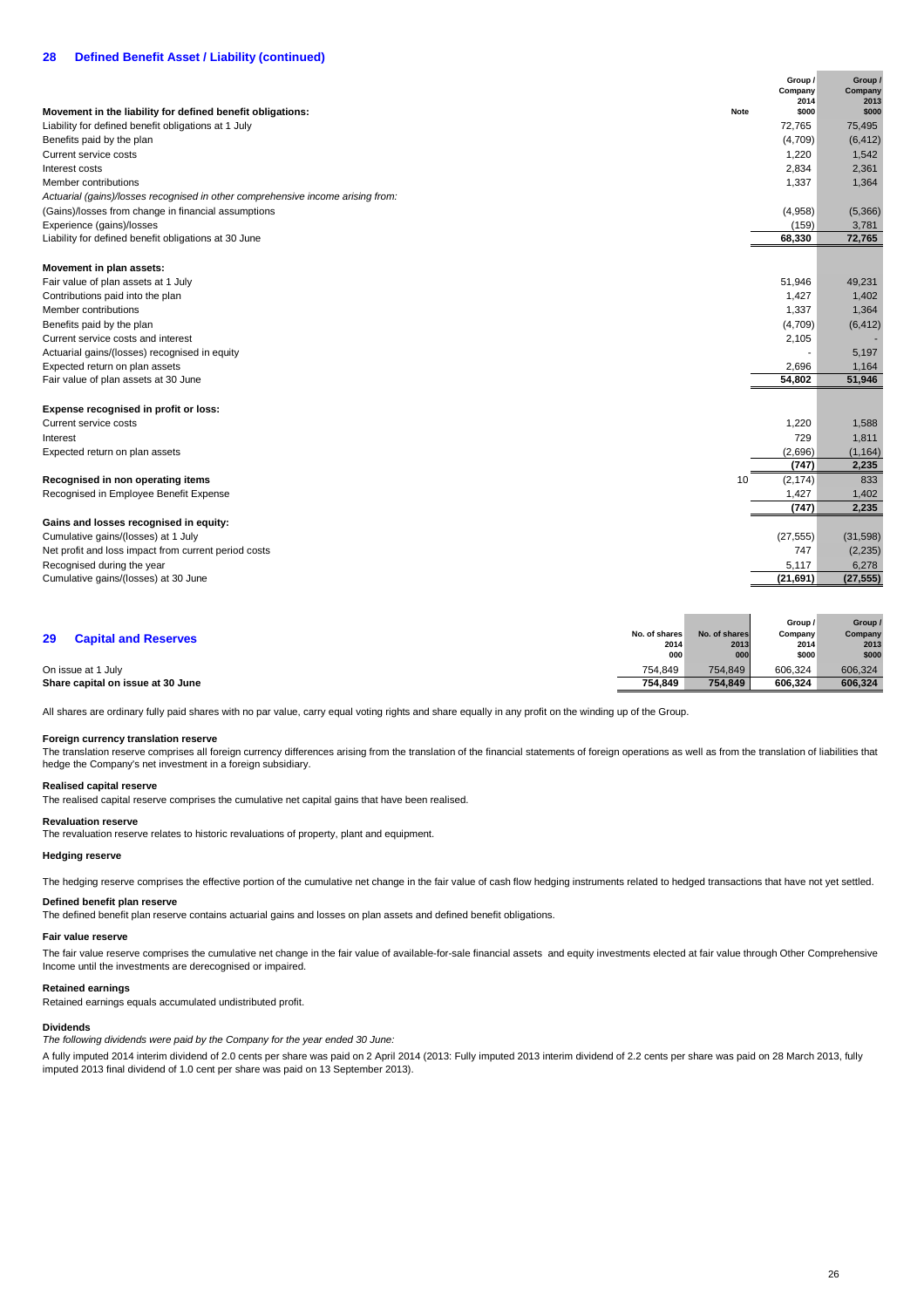## 28 Defined Benefit Asset / Liability (continued)

| Movement in the liability for defined benefit obligations: | Note | Group / Company 2014 $000 | Group / Company 2013 $000 |
|---|---|---|---|
| Liability for defined benefit obligations at 1 July | | 72,765 | 75,495 |
| Benefits paid by the plan | | (4,709) | (6,412) |
| Current service costs | | 1,220 | 1,542 |
| Interest costs | | 2,834 | 2,361 |
| Member contributions | | 1,337 | 1,364 |
| *Actuarial (gains)/losses recognised in other comprehensive income arising from:* | | | |
| (Gains)/losses from change in financial assumptions | | (4,958) | (5,366) |
| Experience (gains)/losses | | (159) | 3,781 |
| Liability for defined benefit obligations at 30 June | | **68,330** | **72,765** |
| | | | |
| **Movement in plan assets:** | | | |
| Fair value of plan assets at 1 July | | 51,946 | 49,231 |
| Contributions paid into the plan | | 1,427 | 1,402 |
| Member contributions | | 1,337 | 1,364 |
| Benefits paid by the plan | | (4,709) | (6,412) |
| Current service costs and interest | | 2,105 | - |
| Actuarial gains/(losses) recognised in equity | | - | 5,197 |
| Expected return on plan assets | | 2,696 | 1,164 |
| Fair value of plan assets at 30 June | | **54,802** | **51,946** |
| | | | |
| **Expense recognised in profit or loss:** | | | |
| Current service costs | | 1,220 | 1,588 |
| Interest | | 729 | 1,811 |
| Expected return on plan assets | | (2,696) | (1,164) |
| | | **(747)** | **2,235** |
| **Recognised in non operating items** | 10 | (2,174) | 833 |
| Recognised in Employee Benefit Expense | | 1,427 | 1,402 |
| | | **(747)** | **2,235** |
| **Gains and losses recognised in equity:** | | | |
| Cumulative gains/(losses) at 1 July | | (27,555) | (31,598) |
| Net profit and loss impact from current period costs | | 747 | (2,235) |
| Recognised during the year | | 5,117 | 6,278 |
| Cumulative gains/(losses) at 30 June | | **(21,691)** | **(27,555)** |

## 29 Capital and Reserves

| | No. of shares 2014 000 | No. of shares 2013 000 | Group / Company 2014 $000 | Group / Company 2013 $000 |
|---|---|---|---|---|
| On issue at 1 July | 754,849 | 754,849 | 606,324 | 606,324 |
| **Share capital on issue at 30 June** | **754,849** | **754,849** | **606,324** | **606,324** |

All shares are ordinary fully paid shares with no par value, carry equal voting rights and share equally in any profit on the winding up of the Group.

**Foreign currency translation reserve**

The translation reserve comprises all foreign currency differences arising from the translation of the financial statements of foreign operations as well as from the translation of liabilities that hedge the Company's net investment in a foreign subsidiary.

**Realised capital reserve**

The realised capital reserve comprises the cumulative net capital gains that have been realised.

**Revaluation reserve**

The revaluation reserve relates to historic revaluations of property, plant and equipment.

**Hedging reserve**

The hedging reserve comprises the effective portion of the cumulative net change in the fair value of cash flow hedging instruments related to hedged transactions that have not yet settled.

**Defined benefit plan reserve**

The defined benefit plan reserve contains actuarial gains and losses on plan assets and defined benefit obligations.

**Fair value reserve**

The fair value reserve comprises the cumulative net change in the fair value of available-for-sale financial assets and equity investments elected at fair value through Other Comprehensive Income until the investments are derecognised or impaired.

**Retained earnings**

Retained earnings equals accumulated undistributed profit.

**Dividends**

*The following dividends were paid by the Company for the year ended 30 June:*

A fully imputed 2014 interim dividend of 2.0 cents per share was paid on 2 April 2014 (2013: Fully imputed 2013 interim dividend of 2.2 cents per share was paid on 28 March 2013, fully imputed 2013 final dividend of 1.0 cent per share was paid on 13 September 2013).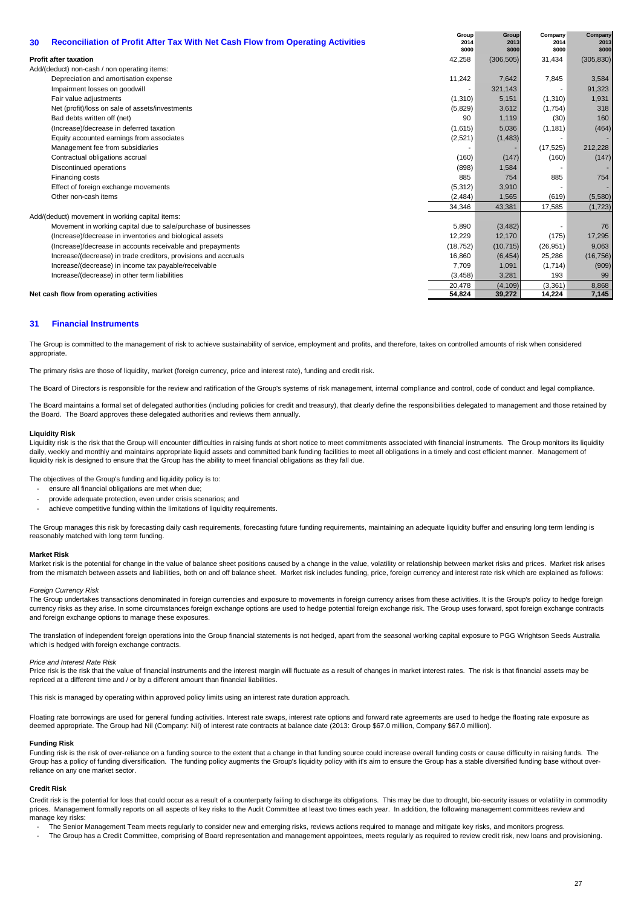## 30 Reconciliation of Profit After Tax With Net Cash Flow from Operating Activities

| | Group 2014 $000 | Group 2013 $000 | Company 2014 $000 | Company 2013 $000 |
|---|---|---|---|---|
| **Profit after taxation** | 42,258 | (306,505) | 31,434 | (305,830) |
| Add/(deduct) non-cash / non operating items: | | | | |
| Depreciation and amortisation expense | 11,242 | 7,642 | 7,845 | 3,584 |
| Impairment losses on goodwill | - | 321,143 | - | 91,323 |
| Fair value adjustments | (1,310) | 5,151 | (1,310) | 1,931 |
| Net (profit)/loss on sale of assets/investments | (5,829) | 3,612 | (1,754) | 318 |
| Bad debts written off (net) | 90 | 1,119 | (30) | 160 |
| (Increase)/decrease in deferred taxation | (1,615) | 5,036 | (1,181) | (464) |
| Equity accounted earnings from associates | (2,521) | (1,483) | - | - |
| Management fee from subsidiaries | - | - | (17,525) | 212,228 |
| Contractual obligations accrual | (160) | (147) | (160) | (147) |
| Discontinued operations | (898) | 1,584 | - | - |
| Financing costs | 885 | 754 | 885 | 754 |
| Effect of foreign exchange movements | (5,312) | 3,910 | - | - |
| Other non-cash items | (2,484) | 1,565 | (619) | (5,580) |
| | 34,346 | 43,381 | 17,585 | (1,723) |
| Add/(deduct) movement in working capital items: | | | | |
| Movement in working capital due to sale/purchase of businesses | 5,890 | (3,482) | - | 76 |
| (Increase)/decrease in inventories and biological assets | 12,229 | 12,170 | (175) | 17,295 |
| (Increase)/decrease in accounts receivable and prepayments | (18,752) | (10,715) | (26,951) | 9,063 |
| Increase/(decrease) in trade creditors, provisions and accruals | 16,860 | (6,454) | 25,286 | (16,756) |
| Increase/(decrease) in income tax payable/receivable | 7,709 | 1,091 | (1,714) | (909) |
| Increase/(decrease) in other term liabilities | (3,458) | 3,281 | 193 | 99 |
| | 20,478 | (4,109) | (3,361) | 8,868 |
| **Net cash flow from operating activities** | **54,824** | **39,272** | **14,224** | **7,145** |

## 31 Financial Instruments

The Group is committed to the management of risk to achieve sustainability of service, employment and profits, and therefore, takes on controlled amounts of risk when considered appropriate.

The primary risks are those of liquidity, market (foreign currency, price and interest rate), funding and credit risk.

The Board of Directors is responsible for the review and ratification of the Group's systems of risk management, internal compliance and control, code of conduct and legal compliance.

The Board maintains a formal set of delegated authorities (including policies for credit and treasury), that clearly define the responsibilities delegated to management and those retained by the Board. The Board approves these delegated authorities and reviews them annually.

**Liquidity Risk**

Liquidity risk is the risk that the Group will encounter difficulties in raising funds at short notice to meet commitments associated with financial instruments. The Group monitors its liquidity daily, weekly and monthly and maintains appropriate liquid assets and committed bank funding facilities to meet all obligations in a timely and cost efficient manner. Management of liquidity risk is designed to ensure that the Group has the ability to meet financial obligations as they fall due.

The objectives of the Group's funding and liquidity policy is to:

- ensure all financial obligations are met when due;
- provide adequate protection, even under crisis scenarios; and
- achieve competitive funding within the limitations of liquidity requirements.

The Group manages this risk by forecasting daily cash requirements, forecasting future funding requirements, maintaining an adequate liquidity buffer and ensuring long term lending is reasonably matched with long term funding.

**Market Risk**

Market risk is the potential for change in the value of balance sheet positions caused by a change in the value, volatility or relationship between market risks and prices. Market risk arises from the mismatch between assets and liabilities, both on and off balance sheet. Market risk includes funding, price, foreign currency and interest rate risk which are explained as follows:

*Foreign Currency Risk*

The Group undertakes transactions denominated in foreign currencies and exposure to movements in foreign currency arises from these activities. It is the Group's policy to hedge foreign currency risks as they arise. In some circumstances foreign exchange options are used to hedge potential foreign exchange risk. The Group uses forward, spot foreign exchange contracts and foreign exchange options to manage these exposures.

The translation of independent foreign operations into the Group financial statements is not hedged, apart from the seasonal working capital exposure to PGG Wrightson Seeds Australia which is hedged with foreign exchange contracts.

*Price and Interest Rate Risk*

Price risk is the risk that the value of financial instruments and the interest margin will fluctuate as a result of changes in market interest rates. The risk is that financial assets may be repriced at a different time and / or by a different amount than financial liabilities.

This risk is managed by operating within approved policy limits using an interest rate duration approach.

Floating rate borrowings are used for general funding activities. Interest rate swaps, interest rate options and forward rate agreements are used to hedge the floating rate exposure as deemed appropriate. The Group had Nil (Company: Nil) of interest rate contracts at balance date (2013: Group $67.0 million, Company $67.0 million).

**Funding Risk**

Funding risk is the risk of over-reliance on a funding source to the extent that a change in that funding source could increase overall funding costs or cause difficulty in raising funds. The Group has a policy of funding diversification. The funding policy augments the Group's liquidity policy with it's aim to ensure the Group has a stable diversified funding base without over-reliance on any one market sector.

**Credit Risk**

Credit risk is the potential for loss that could occur as a result of a counterparty failing to discharge its obligations. This may be due to drought, bio-security issues or volatility in commodity prices. Management formally reports on all aspects of key risks to the Audit Committee at least two times each year. In addition, the following management committees review and manage key risks:

- The Senior Management Team meets regularly to consider new and emerging risks, reviews actions required to manage and mitigate key risks, and monitors progress.
- The Group has a Credit Committee, comprising of Board representation and management appointees, meets regularly as required to review credit risk, new loans and provisioning.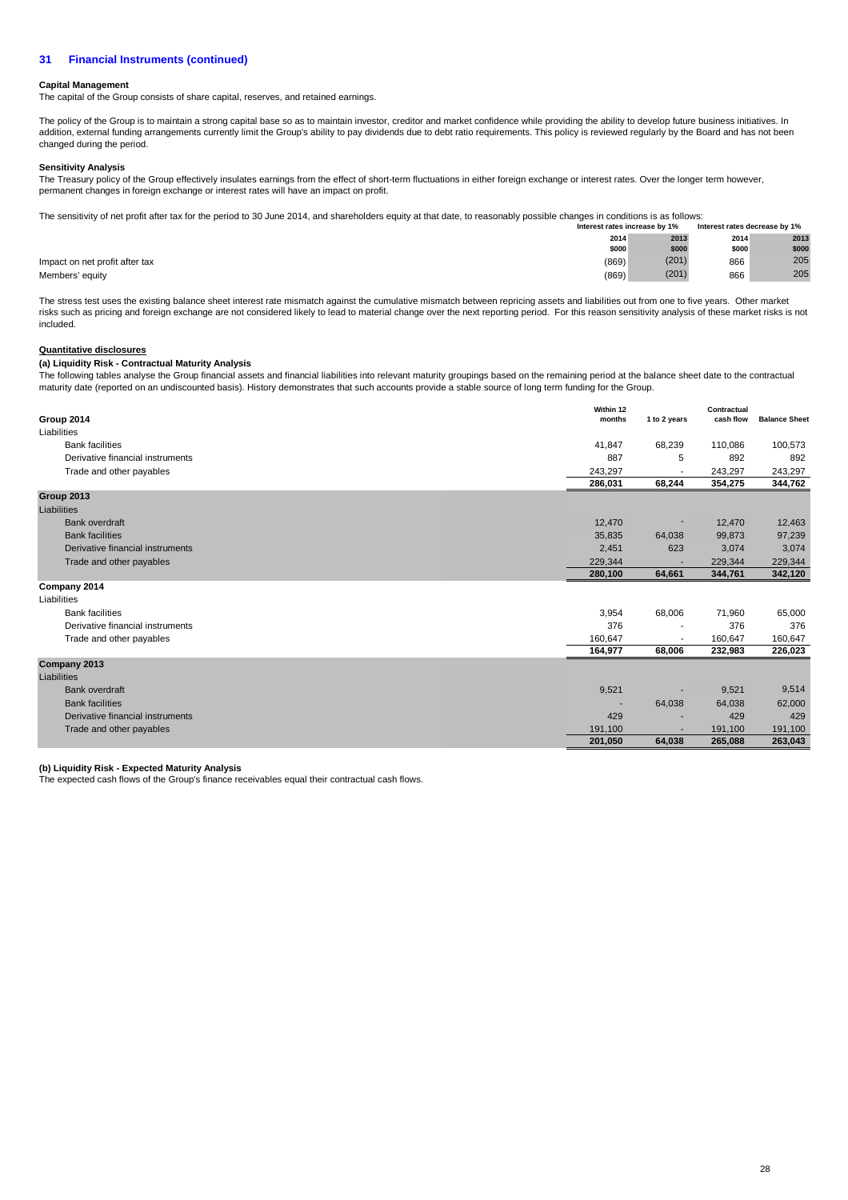## 31 Financial Instruments (continued)

**Capital Management**

The capital of the Group consists of share capital, reserves, and retained earnings.

The policy of the Group is to maintain a strong capital base so as to maintain investor, creditor and market confidence while providing the ability to develop future business initiatives. In addition, external funding arrangements currently limit the Group's ability to pay dividends due to debt ratio requirements. This policy is reviewed regularly by the Board and has not been changed during the period.

**Sensitivity Analysis**

The Treasury policy of the Group effectively insulates earnings from the effect of short-term fluctuations in either foreign exchange or interest rates. Over the longer term however, permanent changes in foreign exchange or interest rates will have an impact on profit.

The sensitivity of net profit after tax for the period to 30 June 2014, and shareholders equity at that date, to reasonably possible changes in conditions is as follows:

| | Interest rates increase by 1% | | Interest rates decrease by 1% | |
|---|---|---|---|---|
| | 2014 | 2013 | 2014 | 2013 |
| | $000 | $000 | $000 | $000 |
| Impact on net profit after tax | (869) | (201) | 866 | 205 |
| Members' equity | (869) | (201) | 866 | 205 |

The stress test uses the existing balance sheet interest rate mismatch against the cumulative mismatch between repricing assets and liabilities out from one to five years. Other market risks such as pricing and foreign exchange are not considered likely to lead to material change over the next reporting period. For this reason sensitivity analysis of these market risks is not included.

**Quantitative disclosures**

**(a) Liquidity Risk - Contractual Maturity Analysis**

The following tables analyse the Group financial assets and financial liabilities into relevant maturity groupings based on the remaining period at the balance sheet date to the contractual maturity date (reported on an undiscounted basis). History demonstrates that such accounts provide a stable source of long term funding for the Group.

| | Within 12 months | 1 to 2 years | Contractual cash flow | Balance Sheet |
|---|---|---|---|---|
| **Group 2014** | | | | |
| Liabilities | | | | |
| Bank facilities | 41,847 | 68,239 | 110,086 | 100,573 |
| Derivative financial instruments | 887 | 5 | 892 | 892 |
| Trade and other payables | 243,297 | - | 243,297 | 243,297 |
| | **286,031** | **68,244** | **354,275** | **344,762** |
| **Group 2013** | | | | |
| Liabilities | | | | |
| Bank overdraft | 12,470 | - | 12,470 | 12,463 |
| Bank facilities | 35,835 | 64,038 | 99,873 | 97,239 |
| Derivative financial instruments | 2,451 | 623 | 3,074 | 3,074 |
| Trade and other payables | 229,344 | - | 229,344 | 229,344 |
| | **280,100** | **64,661** | **344,761** | **342,120** |
| **Company 2014** | | | | |
| Liabilities | | | | |
| Bank facilities | 3,954 | 68,006 | 71,960 | 65,000 |
| Derivative financial instruments | 376 | - | 376 | 376 |
| Trade and other payables | 160,647 | - | 160,647 | 160,647 |
| | **164,977** | **68,006** | **232,983** | **226,023** |
| **Company 2013** | | | | |
| Liabilities | | | | |
| Bank overdraft | 9,521 | - | 9,521 | 9,514 |
| Bank facilities | - | 64,038 | 64,038 | 62,000 |
| Derivative financial instruments | 429 | - | 429 | 429 |
| Trade and other payables | 191,100 | - | 191,100 | 191,100 |
| | **201,050** | **64,038** | **265,088** | **263,043** |

**(b) Liquidity Risk - Expected Maturity Analysis**

The expected cash flows of the Group's finance receivables equal their contractual cash flows.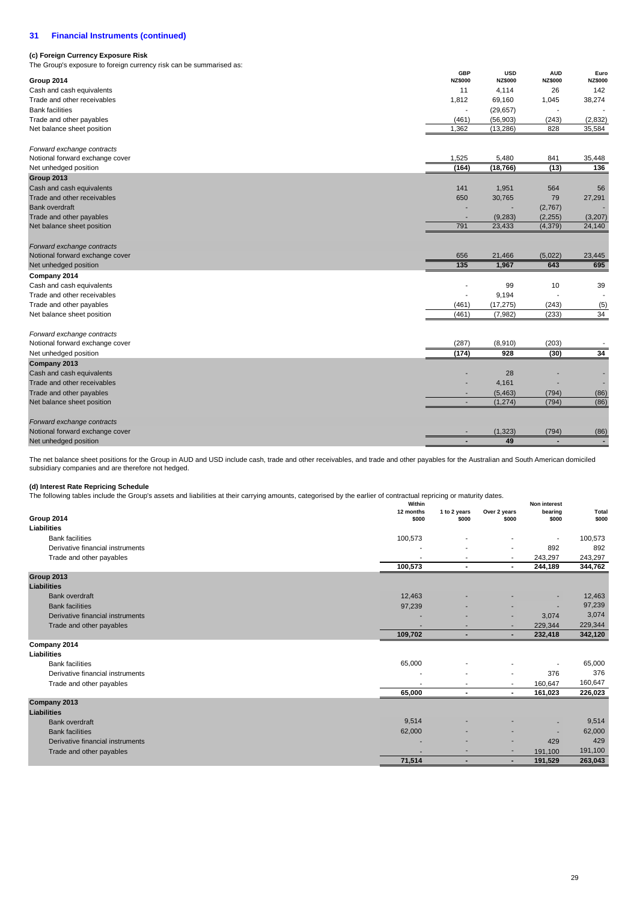## 31 Financial Instruments (continued)

### (c) Foreign Currency Exposure Risk

The Group's exposure to foreign currency risk can be summarised as:

| | GBP NZ$000 | USD NZ$000 | AUD NZ$000 | Euro NZ$000 |
|---|---|---|---|---|
| **Group 2014** | | | | |
| Cash and cash equivalents | 11 | 4,114 | 26 | 142 |
| Trade and other receivables | 1,812 | 69,160 | 1,045 | 38,274 |
| Bank facilities | - | (29,657) | - | - |
| Trade and other payables | (461) | (56,903) | (243) | (2,832) |
| Net balance sheet position | 1,362 | (13,286) | 828 | 35,584 |
| *Forward exchange contracts* | | | | |
| Notional forward exchange cover | 1,525 | 5,480 | 841 | 35,448 |
| Net unhedged position | **(164)** | **(18,766)** | **(13)** | **136** |
| **Group 2013** | | | | |
| Cash and cash equivalents | 141 | 1,951 | 564 | 56 |
| Trade and other receivables | 650 | 30,765 | 79 | 27,291 |
| Bank overdraft | - | - | (2,767) | - |
| Trade and other payables | - | (9,283) | (2,255) | (3,207) |
| Net balance sheet position | 791 | 23,433 | (4,379) | 24,140 |
| *Forward exchange contracts* | | | | |
| Notional forward exchange cover | 656 | 21,466 | (5,022) | 23,445 |
| Net unhedged position | **135** | **1,967** | **643** | **695** |
| **Company 2014** | | | | |
| Cash and cash equivalents | - | 99 | 10 | 39 |
| Trade and other receivables | - | 9,194 | - | - |
| Trade and other payables | (461) | (17,275) | (243) | (5) |
| Net balance sheet position | (461) | (7,982) | (233) | 34 |
| *Forward exchange contracts* | | | | |
| Notional forward exchange cover | (287) | (8,910) | (203) | - |
| Net unhedged position | **(174)** | **928** | **(30)** | **34** |
| **Company 2013** | | | | |
| Cash and cash equivalents | - | 28 | - | - |
| Trade and other receivables | - | 4,161 | - | - |
| Trade and other payables | - | (5,463) | (794) | (86) |
| Net balance sheet position | - | (1,274) | (794) | (86) |
| *Forward exchange contracts* | | | | |
| Notional forward exchange cover | - | (1,323) | (794) | (86) |
| Net unhedged position | **-** | **49** | **-** | **-** |

The net balance sheet positions for the Group in AUD and USD include cash, trade and other receivables, and trade and other payables for the Australian and South American domiciled subsidiary companies and are therefore not hedged.

### (d) Interest Rate Repricing Schedule

The following tables include the Group's assets and liabilities at their carrying amounts, categorised by the earlier of contractual repricing or maturity dates.

| | Within 12 months $000 | 1 to 2 years $000 | Over 2 years $000 | Non interest bearing $000 | Total $000 |
|---|---|---|---|---|---|
| **Group 2014** | | | | | |
| **Liabilities** | | | | | |
| Bank facilities | 100,573 | - | - | - | 100,573 |
| Derivative financial instruments | - | - | - | 892 | 892 |
| Trade and other payables | - | - | - | 243,297 | 243,297 |
| | **100,573** | **-** | **-** | **244,189** | **344,762** |
| **Group 2013** | | | | | |
| **Liabilities** | | | | | |
| Bank overdraft | 12,463 | - | - | - | 12,463 |
| Bank facilities | 97,239 | - | - | - | 97,239 |
| Derivative financial instruments | - | - | - | 3,074 | 3,074 |
| Trade and other payables | - | - | - | 229,344 | 229,344 |
| | **109,702** | **-** | **-** | **232,418** | **342,120** |
| **Company 2014** | | | | | |
| **Liabilities** | | | | | |
| Bank facilities | 65,000 | - | - | - | 65,000 |
| Derivative financial instruments | - | - | - | 376 | 376 |
| Trade and other payables | - | - | - | 160,647 | 160,647 |
| | **65,000** | **-** | **-** | **161,023** | **226,023** |
| **Company 2013** | | | | | |
| **Liabilities** | | | | | |
| Bank overdraft | 9,514 | - | - | - | 9,514 |
| Bank facilities | 62,000 | - | - | - | 62,000 |
| Derivative financial instruments | - | - | - | 429 | 429 |
| Trade and other payables | - | - | - | 191,100 | 191,100 |
| | **71,514** | **-** | **-** | **191,529** | **263,043** |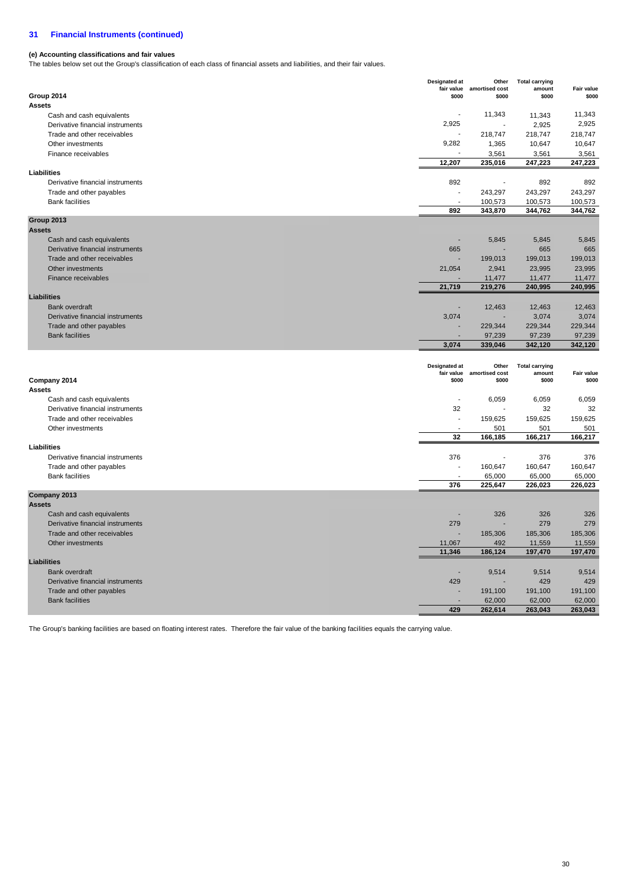## 31 Financial Instruments (continued)

**(e) Accounting classifications and fair values**

The tables below set out the Group's classification of each class of financial assets and liabilities, and their fair values.

| **Group 2014** | Designated at fair value $000 | Other amortised cost $000 | Total carrying amount $000 | Fair value $000 |
|---|---|---|---|---|
| **Assets** | | | | |
| Cash and cash equivalents | - | 11,343 | 11,343 | 11,343 |
| Derivative financial instruments | 2,925 | - | 2,925 | 2,925 |
| Trade and other receivables | - | 218,747 | 218,747 | 218,747 |
| Other investments | 9,282 | 1,365 | 10,647 | 10,647 |
| Finance receivables | - | 3,561 | 3,561 | 3,561 |
| | **12,207** | **235,016** | **247,223** | **247,223** |
| **Liabilities** | | | | |
| Derivative financial instruments | 892 | - | 892 | 892 |
| Trade and other payables | - | 243,297 | 243,297 | 243,297 |
| Bank facilities | - | 100,573 | 100,573 | 100,573 |
| | **892** | **343,870** | **344,762** | **344,762** |
| **Group 2013** | | | | |
| **Assets** | | | | |
| Cash and cash equivalents | - | 5,845 | 5,845 | 5,845 |
| Derivative financial instruments | 665 | - | 665 | 665 |
| Trade and other receivables | - | 199,013 | 199,013 | 199,013 |
| Other investments | 21,054 | 2,941 | 23,995 | 23,995 |
| Finance receivables | - | 11,477 | 11,477 | 11,477 |
| | **21,719** | **219,276** | **240,995** | **240,995** |
| **Liabilities** | | | | |
| Bank overdraft | - | 12,463 | 12,463 | 12,463 |
| Derivative financial instruments | 3,074 | - | 3,074 | 3,074 |
| Trade and other payables | - | 229,344 | 229,344 | 229,344 |
| Bank facilities | - | 97,239 | 97,239 | 97,239 |
| | **3,074** | **339,046** | **342,120** | **342,120** |

| **Company 2014** | Designated at fair value $000 | Other amortised cost $000 | Total carrying amount $000 | Fair value $000 |
|---|---|---|---|---|
| **Assets** | | | | |
| Cash and cash equivalents | - | 6,059 | 6,059 | 6,059 |
| Derivative financial instruments | 32 | - | 32 | 32 |
| Trade and other receivables | - | 159,625 | 159,625 | 159,625 |
| Other investments | - | 501 | 501 | 501 |
| | **32** | **166,185** | **166,217** | **166,217** |
| **Liabilities** | | | | |
| Derivative financial instruments | 376 | - | 376 | 376 |
| Trade and other payables | - | 160,647 | 160,647 | 160,647 |
| Bank facilities | - | 65,000 | 65,000 | 65,000 |
| | **376** | **225,647** | **226,023** | **226,023** |
| **Company 2013** | | | | |
| **Assets** | | | | |
| Cash and cash equivalents | - | 326 | 326 | 326 |
| Derivative financial instruments | 279 | - | 279 | 279 |
| Trade and other receivables | - | 185,306 | 185,306 | 185,306 |
| Other investments | 11,067 | 492 | 11,559 | 11,559 |
| | **11,346** | **186,124** | **197,470** | **197,470** |
| **Liabilities** | | | | |
| Bank overdraft | - | 9,514 | 9,514 | 9,514 |
| Derivative financial instruments | 429 | - | 429 | 429 |
| Trade and other payables | - | 191,100 | 191,100 | 191,100 |
| Bank facilities | - | 62,000 | 62,000 | 62,000 |
| | **429** | **262,614** | **263,043** | **263,043** |

The Group's banking facilities are based on floating interest rates. Therefore the fair value of the banking facilities equals the carrying value.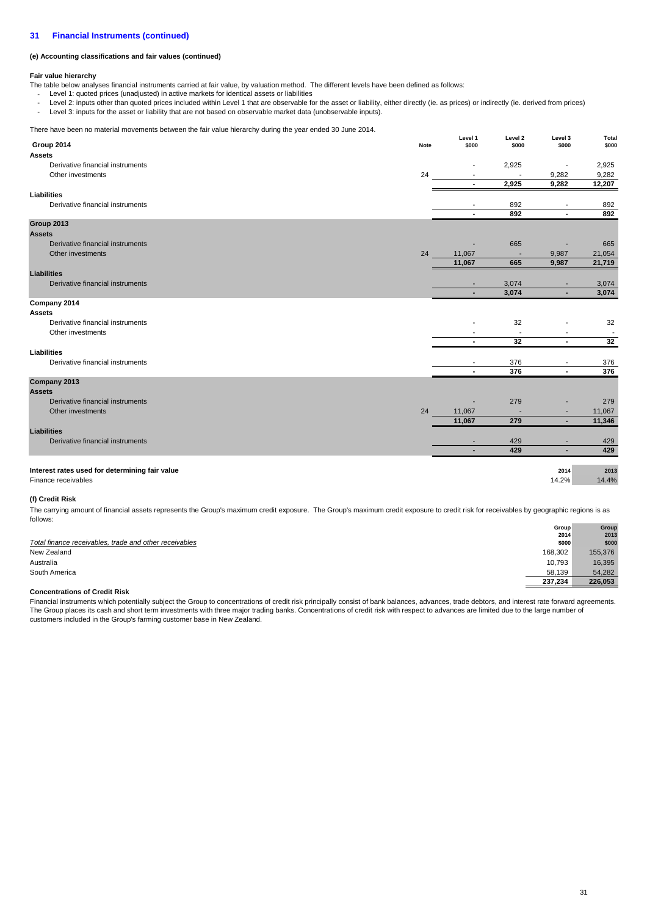## 31 Financial Instruments (continued)

### (e) Accounting classifications and fair values (continued)

**Fair value hierarchy**

The table below analyses financial instruments carried at fair value, by valuation method. The different levels have been defined as follows:

- Level 1: quoted prices (unadjusted) in active markets for identical assets or liabilities
- Level 2: inputs other than quoted prices included within Level 1 that are observable for the asset or liability, either directly (ie. as prices) or indirectly (ie. derived from prices)
- Level 3: inputs for the asset or liability that are not based on observable market data (unobservable inputs).

There have been no material movements between the fair value hierarchy during the year ended 30 June 2014.

| | Note | Level 1 $000 | Level 2 $000 | Level 3 $000 | Total $000 |
|---|---|---|---|---|---|
| **Group 2014** | | | | | |
| **Assets** | | | | | |
| Derivative financial instruments | | - | 2,925 | - | 2,925 |
| Other investments | 24 | - | - | 9,282 | 9,282 |
| | | **-** | **2,925** | **9,282** | **12,207** |
| **Liabilities** | | | | | |
| Derivative financial instruments | | - | 892 | - | 892 |
| | | **-** | **892** | **-** | **892** |
| **Group 2013** | | | | | |
| **Assets** | | | | | |
| Derivative financial instruments | | - | 665 | - | 665 |
| Other investments | 24 | 11,067 | - | 9,987 | 21,054 |
| | | **11,067** | **665** | **9,987** | **21,719** |
| **Liabilities** | | | | | |
| Derivative financial instruments | | - | 3,074 | - | 3,074 |
| | | **-** | **3,074** | **-** | **3,074** |
| **Company 2014** | | | | | |
| **Assets** | | | | | |
| Derivative financial instruments | | - | 32 | - | 32 |
| Other investments | | - | - | - | - |
| | | **-** | **32** | **-** | **32** |
| **Liabilities** | | | | | |
| Derivative financial instruments | | - | 376 | - | 376 |
| | | **-** | **376** | **-** | **376** |
| **Company 2013** | | | | | |
| **Assets** | | | | | |
| Derivative financial instruments | | - | 279 | - | 279 |
| Other investments | 24 | 11,067 | - | - | 11,067 |
| | | **11,067** | **279** | **-** | **11,346** |
| **Liabilities** | | | | | |
| Derivative financial instruments | | - | 429 | - | 429 |
| | | **-** | **429** | **-** | **429** |

| **Interest rates used for determining fair value** | 2014 | 2013 |
|---|---|---|
| Finance receivables | 14.2% | 14.4% |

### (f) Credit Risk

The carrying amount of financial assets represents the Group's maximum credit exposure. The Group's maximum credit exposure to credit risk for receivables by geographic regions is as follows:

| *Total finance receivables, trade and other receivables* | Group 2014 $000 | Group 2013 $000 |
|---|---|---|
| New Zealand | 168,302 | 155,376 |
| Australia | 10,793 | 16,395 |
| South America | 58,139 | 54,282 |
| | **237,234** | **226,053** |

**Concentrations of Credit Risk**

Financial instruments which potentially subject the Group to concentrations of credit risk principally consist of bank balances, advances, trade debtors, and interest rate forward agreements. The Group places its cash and short term investments with three major trading banks. Concentrations of credit risk with respect to advances are limited due to the large number of customers included in the Group's farming customer base in New Zealand.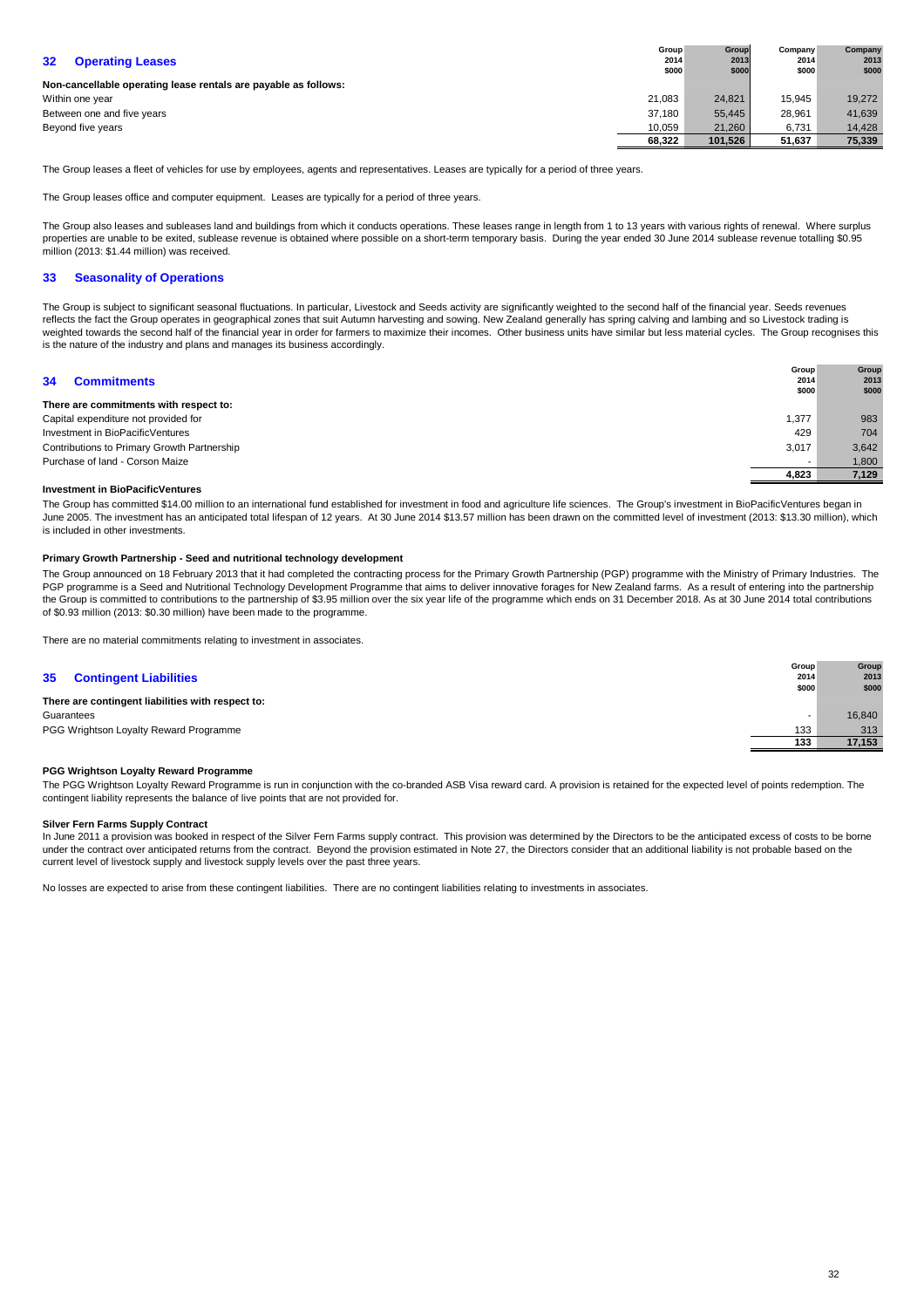## 32 Operating Leases

| | Group 2014 $000 | Group 2013 $000 | Company 2014 $000 | Company 2013 $000 |
|---|---|---|---|---|
| **Non-cancellable operating lease rentals are payable as follows:** | | | | |
| Within one year | 21,083 | 24,821 | 15,945 | 19,272 |
| Between one and five years | 37,180 | 55,445 | 28,961 | 41,639 |
| Beyond five years | 10,059 | 21,260 | 6,731 | 14,428 |
| | **68,322** | **101,526** | **51,637** | **75,339** |

The Group leases a fleet of vehicles for use by employees, agents and representatives. Leases are typically for a period of three years.

The Group leases office and computer equipment. Leases are typically for a period of three years.

The Group also leases and subleases land and buildings from which it conducts operations. These leases range in length from 1 to 13 years with various rights of renewal. Where surplus properties are unable to be exited, sublease revenue is obtained where possible on a short-term temporary basis. During the year ended 30 June 2014 sublease revenue totalling $0.95 million (2013: $1.44 million) was received.

## 33 Seasonality of Operations

The Group is subject to significant seasonal fluctuations. In particular, Livestock and Seeds activity are significantly weighted to the second half of the financial year. Seeds revenues reflects the fact the Group operates in geographical zones that suit Autumn harvesting and sowing. New Zealand generally has spring calving and lambing and so Livestock trading is weighted towards the second half of the financial year in order for farmers to maximize their incomes. Other business units have similar but less material cycles. The Group recognises this is the nature of the industry and plans and manages its business accordingly.

## 34 Commitments

| | Group 2014 $000 | Group 2013 $000 |
|---|---|---|
| **There are commitments with respect to:** | | |
| Capital expenditure not provided for | 1,377 | 983 |
| Investment in BioPacificVentures | 429 | 704 |
| Contributions to Primary Growth Partnership | 3,017 | 3,642 |
| Purchase of land - Corson Maize | - | 1,800 |
| | **4,823** | **7,129** |

**Investment in BioPacificVentures**

The Group has committed $14.00 million to an international fund established for investment in food and agriculture life sciences. The Group's investment in BioPacificVentures began in June 2005. The investment has an anticipated total lifespan of 12 years. At 30 June 2014 $13.57 million has been drawn on the committed level of investment (2013: $13.30 million), which is included in other investments.

**Primary Growth Partnership - Seed and nutritional technology development**

The Group announced on 18 February 2013 that it had completed the contracting process for the Primary Growth Partnership (PGP) programme with the Ministry of Primary Industries. The PGP programme is a Seed and Nutritional Technology Development Programme that aims to deliver innovative forages for New Zealand farms. As a result of entering into the partnership the Group is committed to contributions to the partnership of $3.95 million over the six year life of the programme which ends on 31 December 2018. As at 30 June 2014 total contributions of $0.93 million (2013: $0.30 million) have been made to the programme.

There are no material commitments relating to investment in associates.

## 35 Contingent Liabilities

| | Group 2014 $000 | Group 2013 $000 |
|---|---|---|
| **There are contingent liabilities with respect to:** | | |
| Guarantees | - | 16,840 |
| PGG Wrightson Loyalty Reward Programme | 133 | 313 |
| | **133** | **17,153** |

**PGG Wrightson Loyalty Reward Programme**

The PGG Wrightson Loyalty Reward Programme is run in conjunction with the co-branded ASB Visa reward card. A provision is retained for the expected level of points redemption. The contingent liability represents the balance of live points that are not provided for.

**Silver Fern Farms Supply Contract**

In June 2011 a provision was booked in respect of the Silver Fern Farms supply contract. This provision was determined by the Directors to be the anticipated excess of costs to be borne under the contract over anticipated returns from the contract. Beyond the provision estimated in Note 27, the Directors consider that an additional liability is not probable based on the current level of livestock supply and livestock supply levels over the past three years.

No losses are expected to arise from these contingent liabilities. There are no contingent liabilities relating to investments in associates.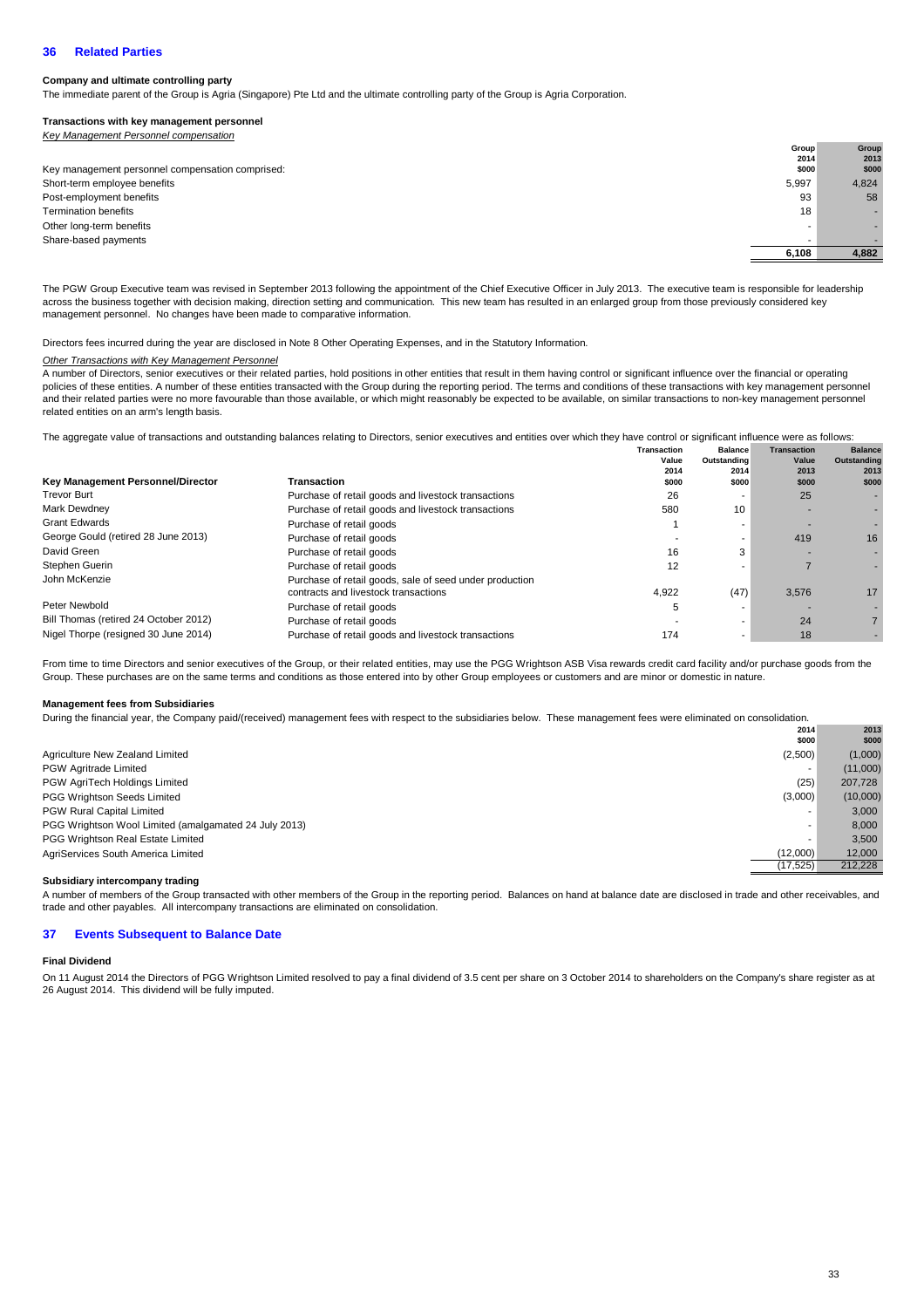## 36 Related Parties

**Company and ultimate controlling party**

The immediate parent of the Group is Agria (Singapore) Pte Ltd and the ultimate controlling party of the Group is Agria Corporation.

**Transactions with key management personnel**

*Key Management Personnel compensation*

| Key management personnel compensation comprised: | Group 2014 $000 | Group 2013 $000 |
|---|---|---|
| Short-term employee benefits | 5,997 | 4,824 |
| Post-employment benefits | 93 | 58 |
| Termination benefits | 18 | - |
| Other long-term benefits | - | - |
| Share-based payments | - | - |
| | 6,108 | 4,882 |

The PGW Group Executive team was revised in September 2013 following the appointment of the Chief Executive Officer in July 2013. The executive team is responsible for leadership across the business together with decision making, direction setting and communication. This new team has resulted in an enlarged group from those previously considered key management personnel. No changes have been made to comparative information.

Directors fees incurred during the year are disclosed in Note 8 Other Operating Expenses, and in the Statutory Information.

*Other Transactions with Key Management Personnel*

A number of Directors, senior executives or their related parties, hold positions in other entities that result in them having control or significant influence over the financial or operating policies of these entities. A number of these entities transacted with the Group during the reporting period. The terms and conditions of these transactions with key management personnel and their related parties were no more favourable than those available, or which might reasonably be expected to be available, on similar transactions to non-key management personnel related entities on an arm's length basis.

The aggregate value of transactions and outstanding balances relating to Directors, senior executives and entities over which they have control or significant influence were as follows:

| Key Management Personnel/Director | Transaction | Transaction Value 2014 $000 | Balance Outstanding 2014 $000 | Transaction Value 2013 $000 | Balance Outstanding 2013 $000 |
|---|---|---|---|---|---|
| Trevor Burt | Purchase of retail goods and livestock transactions | 26 | - | 25 | - |
| Mark Dewdney | Purchase of retail goods and livestock transactions | 580 | 10 | - | - |
| Grant Edwards | Purchase of retail goods | 1 | - | - | - |
| George Gould (retired 28 June 2013) | Purchase of retail goods | - | - | 419 | 16 |
| David Green | Purchase of retail goods | 16 | 3 | - | - |
| Stephen Guerin | Purchase of retail goods | 12 | - | 7 | - |
| John McKenzie | Purchase of retail goods, sale of seed under production contracts and livestock transactions | 4,922 | (47) | 3,576 | 17 |
| Peter Newbold | Purchase of retail goods | 5 | - | - | - |
| Bill Thomas (retired 24 October 2012) | Purchase of retail goods | - | - | 24 | 7 |
| Nigel Thorpe (resigned 30 June 2014) | Purchase of retail goods and livestock transactions | 174 | - | 18 | - |

From time to time Directors and senior executives of the Group, or their related entities, may use the PGG Wrightson ASB Visa rewards credit card facility and/or purchase goods from the Group. These purchases are on the same terms and conditions as those entered into by other Group employees or customers and are minor or domestic in nature.

**Management fees from Subsidiaries**

During the financial year, the Company paid/(received) management fees with respect to the subsidiaries below. These management fees were eliminated on consolidation.

| | 2014 $000 | 2013 $000 |
|---|---|---|
| Agriculture New Zealand Limited | (2,500) | (1,000) |
| PGW Agritrade Limited | - | (11,000) |
| PGW AgriTech Holdings Limited | (25) | 207,728 |
| PGG Wrightson Seeds Limited | (3,000) | (10,000) |
| PGW Rural Capital Limited | - | 3,000 |
| PGG Wrightson Wool Limited (amalgamated 24 July 2013) | - | 8,000 |
| PGG Wrightson Real Estate Limited | - | 3,500 |
| AgriServices South America Limited | (12,000) | 12,000 |
| | (17,525) | 212,228 |

**Subsidiary intercompany trading**

A number of members of the Group transacted with other members of the Group in the reporting period. Balances on hand at balance date are disclosed in trade and other receivables, and trade and other payables. All intercompany transactions are eliminated on consolidation.

## 37 Events Subsequent to Balance Date

**Final Dividend**

On 11 August 2014 the Directors of PGG Wrightson Limited resolved to pay a final dividend of 3.5 cent per share on 3 October 2014 to shareholders on the Company's share register as at 26 August 2014. This dividend will be fully imputed.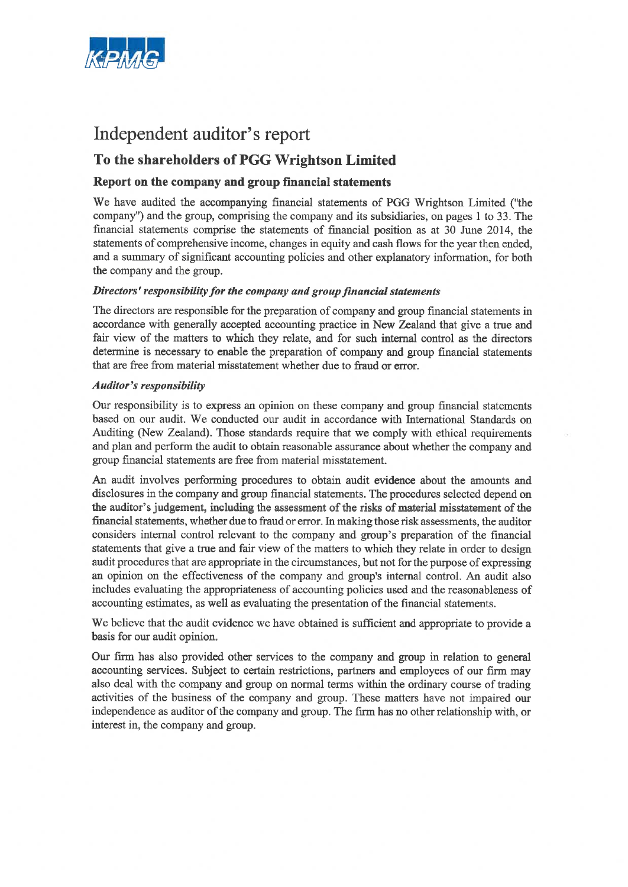# Independent auditor's report

## To the shareholders of PGG Wrightson Limited

### Report on the company and group financial statements

We have audited the accompanying financial statements of PGG Wrightson Limited ("the company") and the group, comprising the company and its subsidiaries, on pages 1 to 33. The financial statements comprise the statements of financial position as at 30 June 2014, the statements of comprehensive income, changes in equity and cash flows for the year then ended, and a summary of significant accounting policies and other explanatory information, for both the company and the group.

***Directors' responsibility for the company and group financial statements***

The directors are responsible for the preparation of company and group financial statements in accordance with generally accepted accounting practice in New Zealand that give a true and fair view of the matters to which they relate, and for such internal control as the directors determine is necessary to enable the preparation of company and group financial statements that are free from material misstatement whether due to fraud or error.

***Auditor's responsibility***

Our responsibility is to express an opinion on these company and group financial statements based on our audit. We conducted our audit in accordance with International Standards on Auditing (New Zealand). Those standards require that we comply with ethical requirements and plan and perform the audit to obtain reasonable assurance about whether the company and group financial statements are free from material misstatement.

An audit involves performing procedures to obtain audit evidence about the amounts and disclosures in the company and group financial statements. The procedures selected depend on the auditor's judgement, including the assessment of the risks of material misstatement of the financial statements, whether due to fraud or error. In making those risk assessments, the auditor considers internal control relevant to the company and group's preparation of the financial statements that give a true and fair view of the matters to which they relate in order to design audit procedures that are appropriate in the circumstances, but not for the purpose of expressing an opinion on the effectiveness of the company and group's internal control. An audit also includes evaluating the appropriateness of accounting policies used and the reasonableness of accounting estimates, as well as evaluating the presentation of the financial statements.

We believe that the audit evidence we have obtained is sufficient and appropriate to provide a basis for our audit opinion.

Our firm has also provided other services to the company and group in relation to general accounting services. Subject to certain restrictions, partners and employees of our firm may also deal with the company and group on normal terms within the ordinary course of trading activities of the business of the company and group. These matters have not impaired our independence as auditor of the company and group. The firm has no other relationship with, or interest in, the company and group.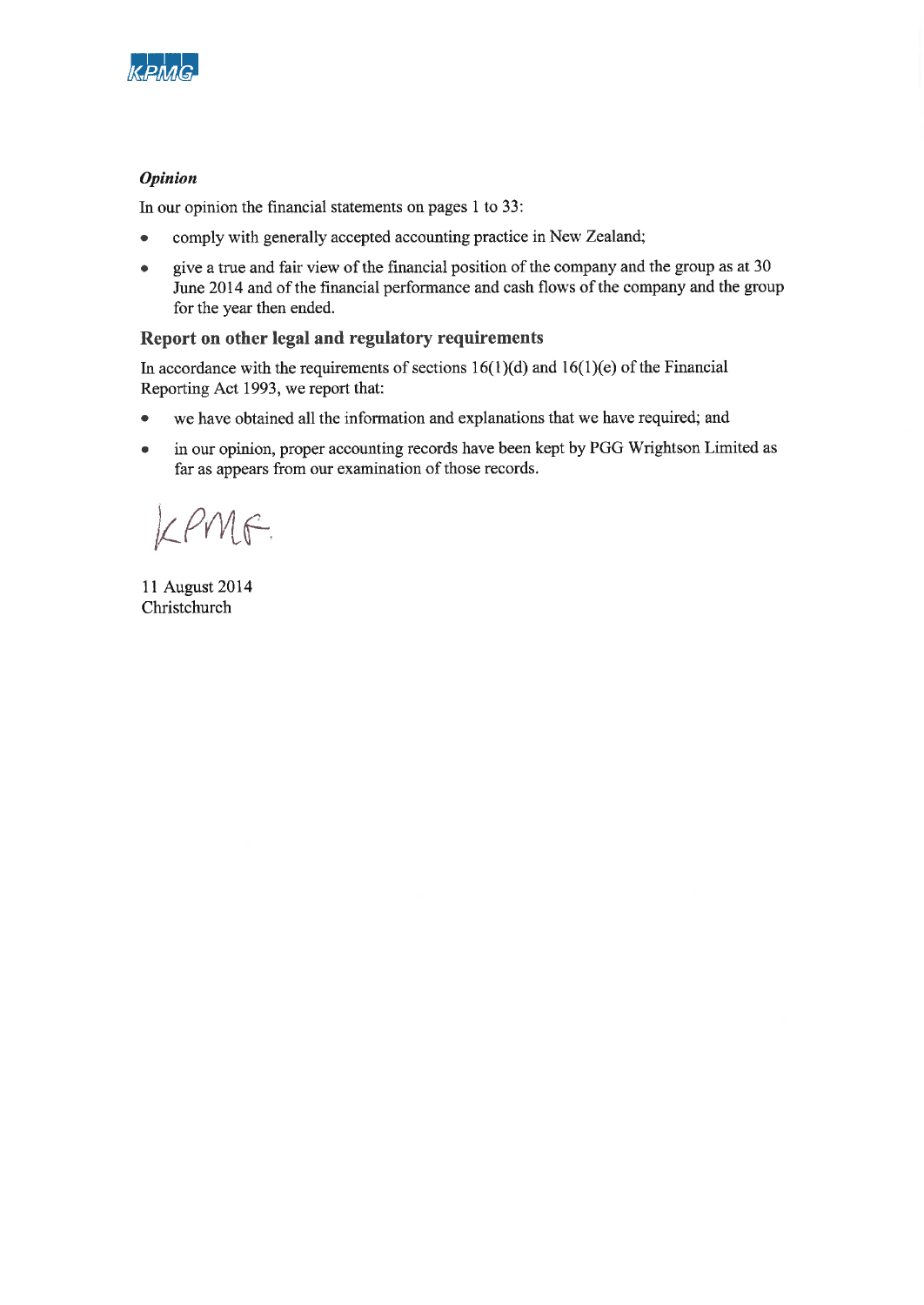### *Opinion*

In our opinion the financial statements on pages 1 to 33:

- comply with generally accepted accounting practice in New Zealand;
- give a true and fair view of the financial position of the company and the group as at 30 June 2014 and of the financial performance and cash flows of the company and the group for the year then ended.

## Report on other legal and regulatory requirements

In accordance with the requirements of sections 16(1)(d) and 16(1)(e) of the Financial Reporting Act 1993, we report that:

- we have obtained all the information and explanations that we have required; and
- in our opinion, proper accounting records have been kept by PGG Wrightson Limited as far as appears from our examination of those records.

KPMG

11 August 2014
Christchurch